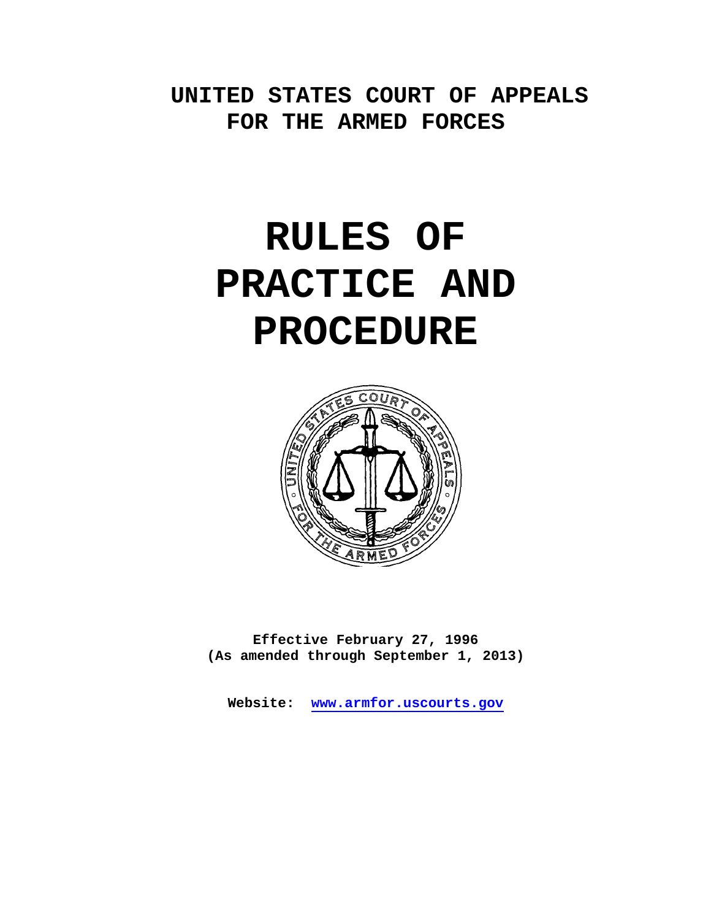**UNITED STATES COURT OF APPEALS FOR THE ARMED FORCES**

# RULES OF PRACTICE AND PROCEDURE

**Effective February 27, 1996**
**(As amended through September 1, 2013)**

**Website: www.armfor.uscourts.gov**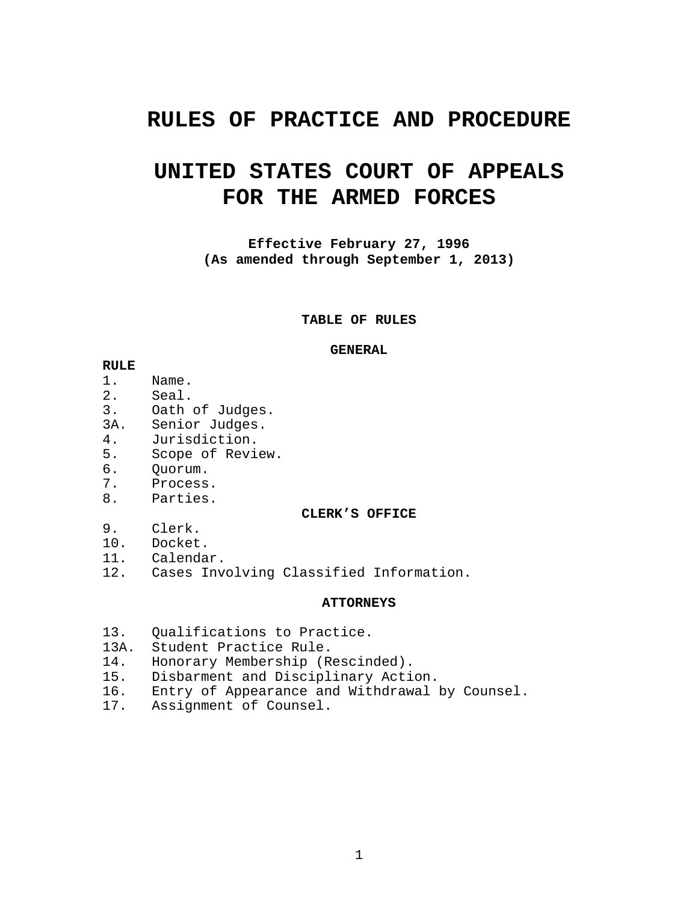# RULES OF PRACTICE AND PROCEDURE

# UNITED STATES COURT OF APPEALS FOR THE ARMED FORCES

**Effective February 27, 1996**
**(As amended through September 1, 2013)**

## TABLE OF RULES

### GENERAL

**RULE**

1. Name.
2. Seal.
3. Oath of Judges.
3A. Senior Judges.
4. Jurisdiction.
5. Scope of Review.
6. Quorum.
7. Process.
8. Parties.

### CLERK'S OFFICE

9. Clerk.
10. Docket.
11. Calendar.
12. Cases Involving Classified Information.

### ATTORNEYS

13. Qualifications to Practice.
13A. Student Practice Rule.
14. Honorary Membership (Rescinded).
15. Disbarment and Disciplinary Action.
16. Entry of Appearance and Withdrawal by Counsel.
17. Assignment of Counsel.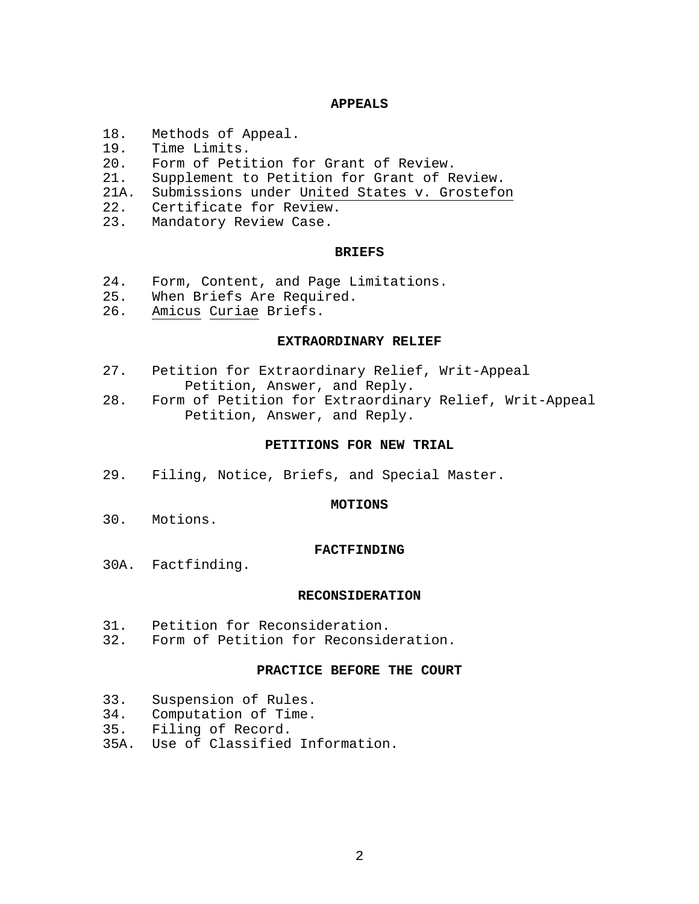## APPEALS

18. Methods of Appeal.
19. Time Limits.
20. Form of Petition for Grant of Review.
21. Supplement to Petition for Grant of Review.
21A. Submissions under *United States v. Grostefon*
22. Certificate for Review.
23. Mandatory Review Case.

## BRIEFS

24. Form, Content, and Page Limitations.
25. When Briefs Are Required.
26. *Amicus Curiae* Briefs.

## EXTRAORDINARY RELIEF

27. Petition for Extraordinary Relief, Writ-Appeal Petition, Answer, and Reply.
28. Form of Petition for Extraordinary Relief, Writ-Appeal Petition, Answer, and Reply.

## PETITIONS FOR NEW TRIAL

29. Filing, Notice, Briefs, and Special Master.

## MOTIONS

30. Motions.

## FACTFINDING

30A. Factfinding.

## RECONSIDERATION

31. Petition for Reconsideration.
32. Form of Petition for Reconsideration.

## PRACTICE BEFORE THE COURT

33. Suspension of Rules.
34. Computation of Time.
35. Filing of Record.
35A. Use of Classified Information.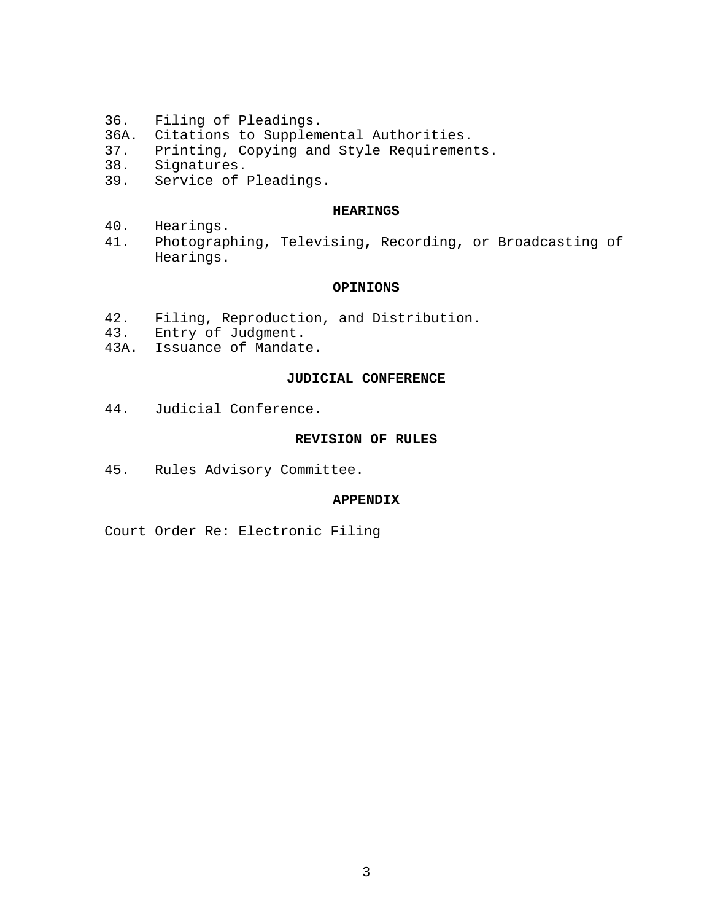36. Filing of Pleadings.
36A. Citations to Supplemental Authorities.
37. Printing, Copying and Style Requirements.
38. Signatures.
39. Service of Pleadings.

## HEARINGS

40. Hearings.
41. Photographing, Televising, Recording, or Broadcasting of Hearings.

## OPINIONS

42. Filing, Reproduction, and Distribution.
43. Entry of Judgment.
43A. Issuance of Mandate.

## JUDICIAL CONFERENCE

44. Judicial Conference.

## REVISION OF RULES

45. Rules Advisory Committee.

## APPENDIX

Court Order Re: Electronic Filing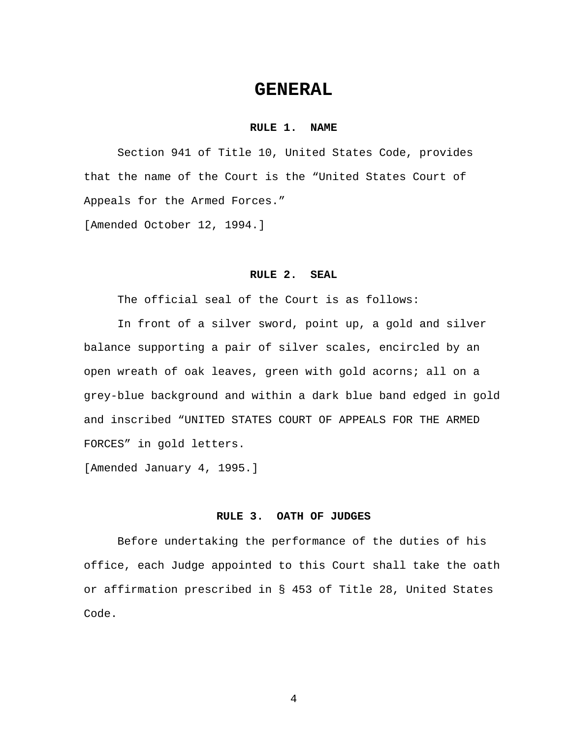# GENERAL

### RULE 1. NAME

Section 941 of Title 10, United States Code, provides that the name of the Court is the "United States Court of Appeals for the Armed Forces."

[Amended October 12, 1994.]

### RULE 2. SEAL

The official seal of the Court is as follows:

In front of a silver sword, point up, a gold and silver balance supporting a pair of silver scales, encircled by an open wreath of oak leaves, green with gold acorns; all on a grey-blue background and within a dark blue band edged in gold and inscribed "UNITED STATES COURT OF APPEALS FOR THE ARMED FORCES" in gold letters.

[Amended January 4, 1995.]

### RULE 3. OATH OF JUDGES

Before undertaking the performance of the duties of his office, each Judge appointed to this Court shall take the oath or affirmation prescribed in § 453 of Title 28, United States Code.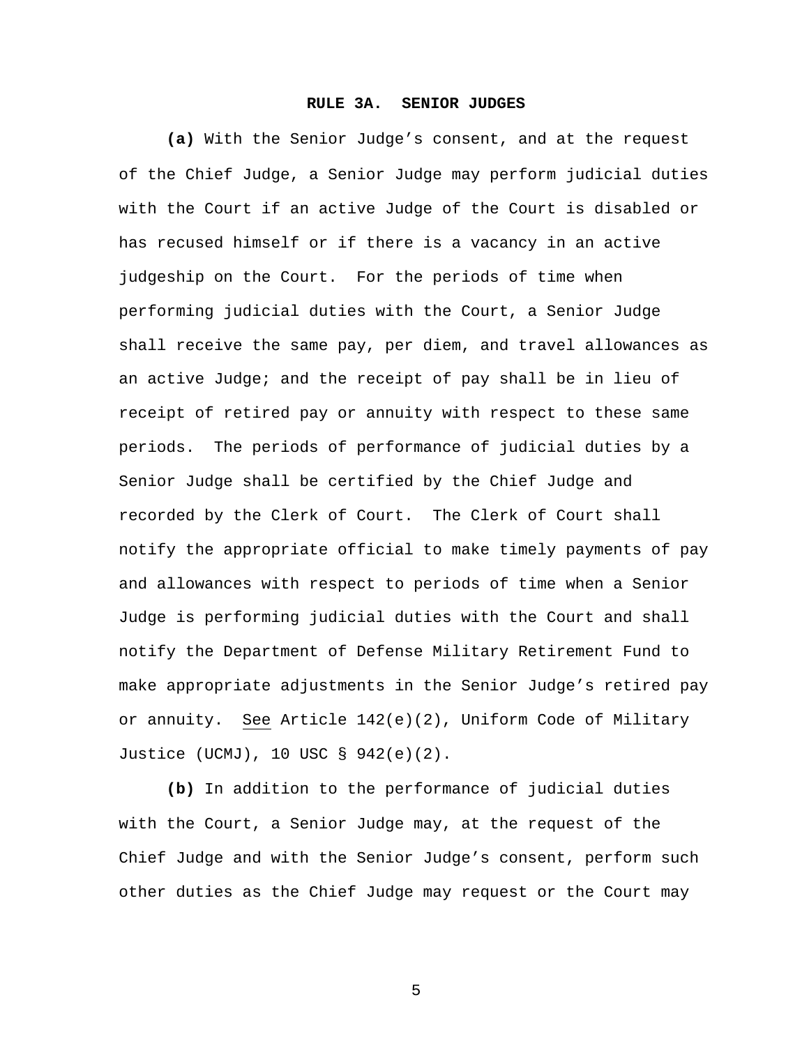## RULE 3A. SENIOR JUDGES

**(a)** With the Senior Judge's consent, and at the request of the Chief Judge, a Senior Judge may perform judicial duties with the Court if an active Judge of the Court is disabled or has recused himself or if there is a vacancy in an active judgeship on the Court. For the periods of time when performing judicial duties with the Court, a Senior Judge shall receive the same pay, per diem, and travel allowances as an active Judge; and the receipt of pay shall be in lieu of receipt of retired pay or annuity with respect to these same periods. The periods of performance of judicial duties by a Senior Judge shall be certified by the Chief Judge and recorded by the Clerk of Court. The Clerk of Court shall notify the appropriate official to make timely payments of pay and allowances with respect to periods of time when a Senior Judge is performing judicial duties with the Court and shall notify the Department of Defense Military Retirement Fund to make appropriate adjustments in the Senior Judge's retired pay or annuity. See Article 142(e)(2), Uniform Code of Military Justice (UCMJ), 10 USC § 942(e)(2).

**(b)** In addition to the performance of judicial duties with the Court, a Senior Judge may, at the request of the Chief Judge and with the Senior Judge's consent, perform such other duties as the Chief Judge may request or the Court may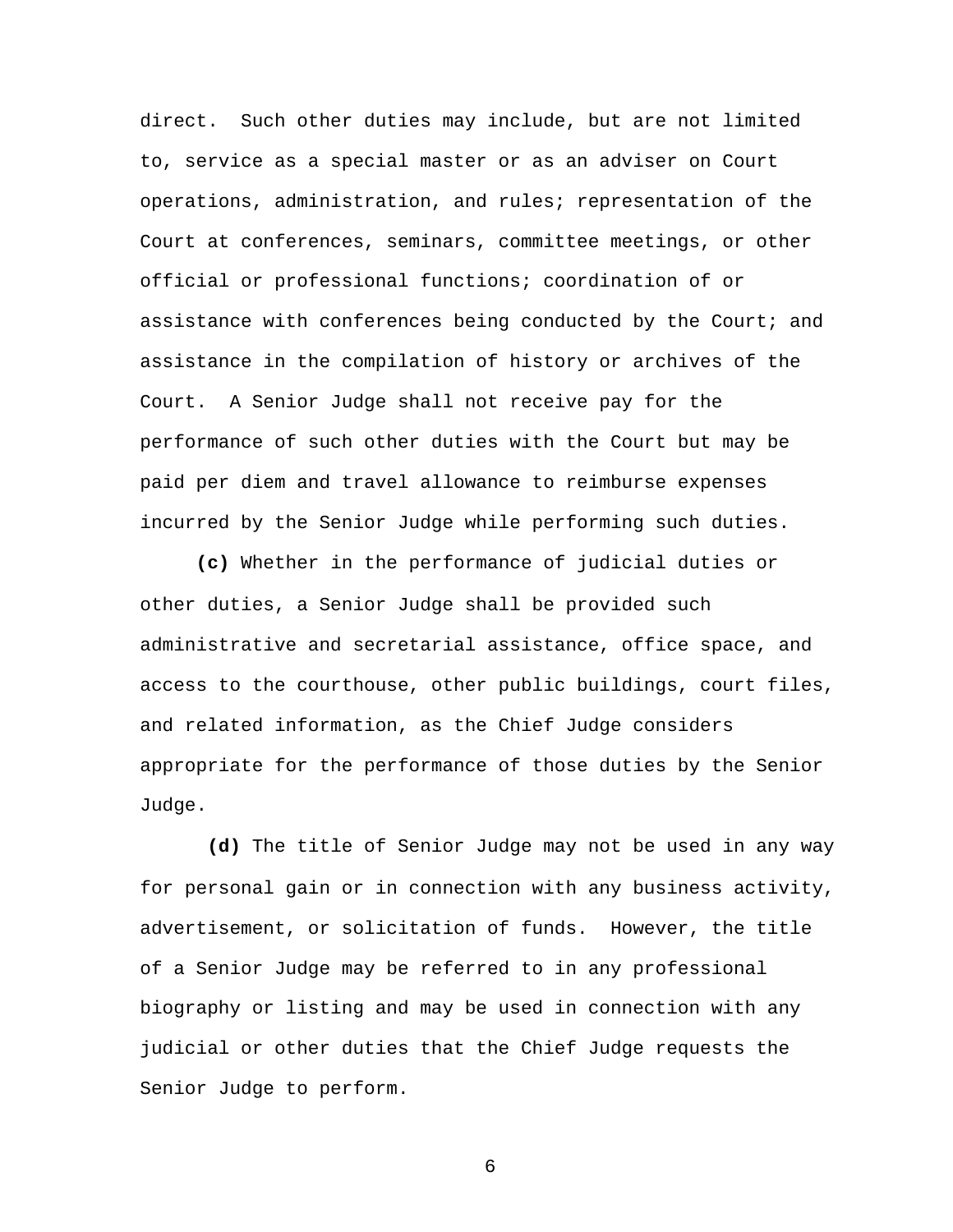direct. Such other duties may include, but are not limited to, service as a special master or as an adviser on Court operations, administration, and rules; representation of the Court at conferences, seminars, committee meetings, or other official or professional functions; coordination of or assistance with conferences being conducted by the Court; and assistance in the compilation of history or archives of the Court. A Senior Judge shall not receive pay for the performance of such other duties with the Court but may be paid per diem and travel allowance to reimburse expenses incurred by the Senior Judge while performing such duties.

**(c)** Whether in the performance of judicial duties or other duties, a Senior Judge shall be provided such administrative and secretarial assistance, office space, and access to the courthouse, other public buildings, court files, and related information, as the Chief Judge considers appropriate for the performance of those duties by the Senior Judge.

**(d)** The title of Senior Judge may not be used in any way for personal gain or in connection with any business activity, advertisement, or solicitation of funds. However, the title of a Senior Judge may be referred to in any professional biography or listing and may be used in connection with any judicial or other duties that the Chief Judge requests the Senior Judge to perform.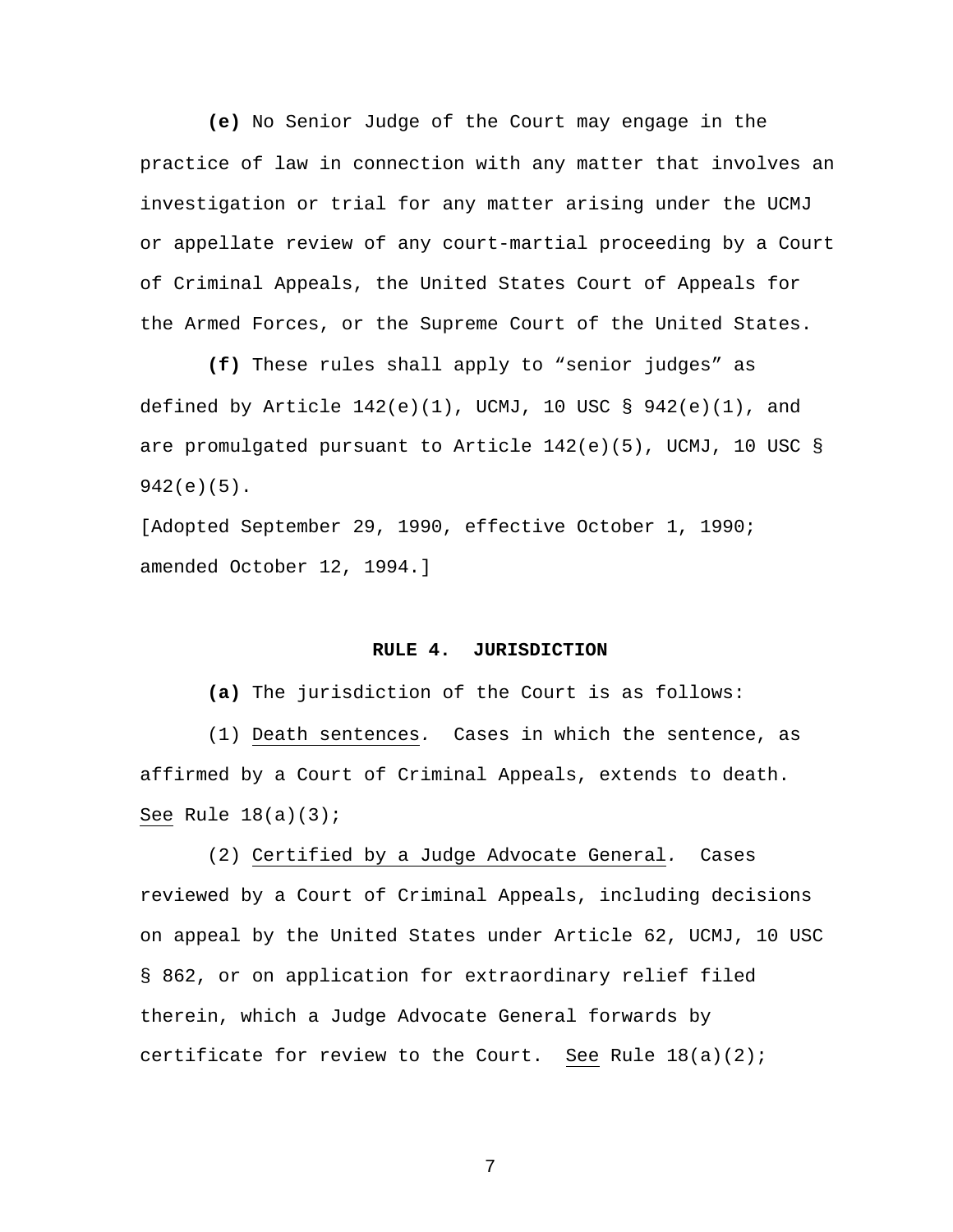**(e)** No Senior Judge of the Court may engage in the practice of law in connection with any matter that involves an investigation or trial for any matter arising under the UCMJ or appellate review of any court-martial proceeding by a Court of Criminal Appeals, the United States Court of Appeals for the Armed Forces, or the Supreme Court of the United States.

**(f)** These rules shall apply to "senior judges" as defined by Article 142(e)(1), UCMJ, 10 USC § 942(e)(1), and are promulgated pursuant to Article 142(e)(5), UCMJ, 10 USC § 942(e)(5).

[Adopted September 29, 1990, effective October 1, 1990; amended October 12, 1994.]

## RULE 4. JURISDICTION

**(a)** The jurisdiction of the Court is as follows:

(1) Death sentences. Cases in which the sentence, as affirmed by a Court of Criminal Appeals, extends to death. See Rule 18(a)(3);

(2) Certified by a Judge Advocate General. Cases reviewed by a Court of Criminal Appeals, including decisions on appeal by the United States under Article 62, UCMJ, 10 USC § 862, or on application for extraordinary relief filed therein, which a Judge Advocate General forwards by certificate for review to the Court. See Rule 18(a)(2);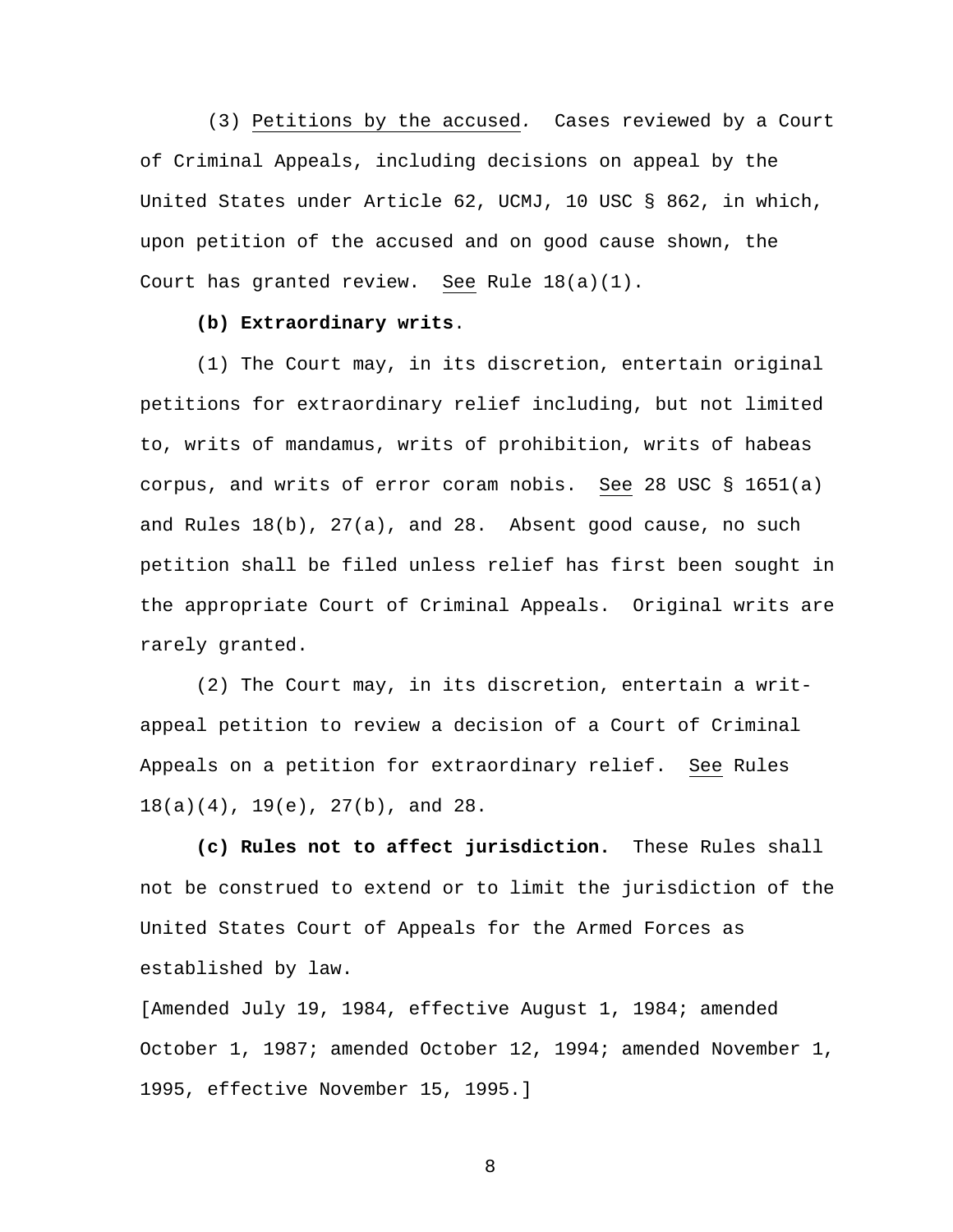(3) Petitions by the accused. Cases reviewed by a Court of Criminal Appeals, including decisions on appeal by the United States under Article 62, UCMJ, 10 USC § 862, in which, upon petition of the accused and on good cause shown, the Court has granted review. See Rule 18(a)(1).

**(b) Extraordinary writs**.

(1) The Court may, in its discretion, entertain original petitions for extraordinary relief including, but not limited to, writs of mandamus, writs of prohibition, writs of habeas corpus, and writs of error coram nobis. See 28 USC § 1651(a) and Rules 18(b), 27(a), and 28. Absent good cause, no such petition shall be filed unless relief has first been sought in the appropriate Court of Criminal Appeals. Original writs are rarely granted.

(2) The Court may, in its discretion, entertain a writ-appeal petition to review a decision of a Court of Criminal Appeals on a petition for extraordinary relief. See Rules 18(a)(4), 19(e), 27(b), and 28.

**(c) Rules not to affect jurisdiction.** These Rules shall not be construed to extend or to limit the jurisdiction of the United States Court of Appeals for the Armed Forces as established by law.

[Amended July 19, 1984, effective August 1, 1984; amended October 1, 1987; amended October 12, 1994; amended November 1, 1995, effective November 15, 1995.]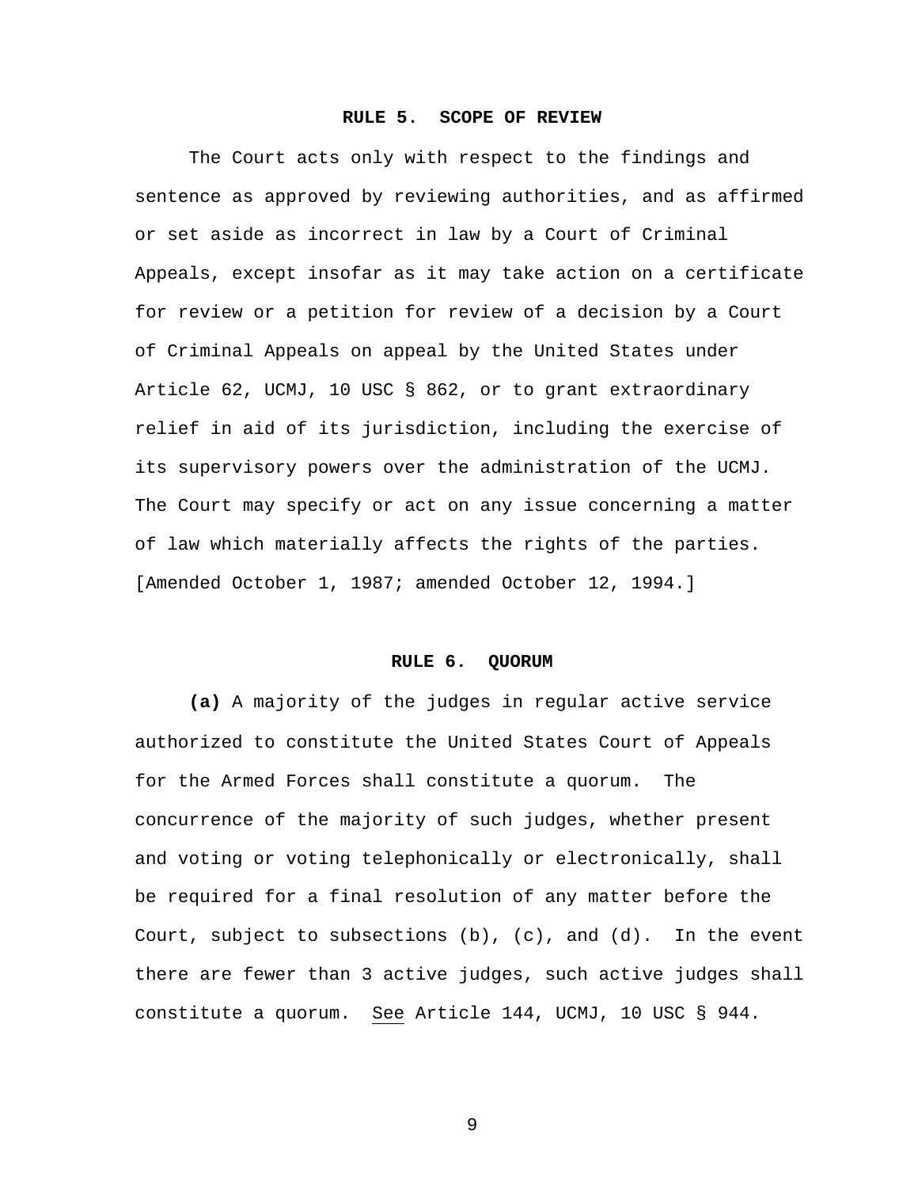## RULE 5. SCOPE OF REVIEW

The Court acts only with respect to the findings and sentence as approved by reviewing authorities, and as affirmed or set aside as incorrect in law by a Court of Criminal Appeals, except insofar as it may take action on a certificate for review or a petition for review of a decision by a Court of Criminal Appeals on appeal by the United States under Article 62, UCMJ, 10 USC § 862, or to grant extraordinary relief in aid of its jurisdiction, including the exercise of its supervisory powers over the administration of the UCMJ. The Court may specify or act on any issue concerning a matter of law which materially affects the rights of the parties. [Amended October 1, 1987; amended October 12, 1994.]

## RULE 6. QUORUM

**(a)** A majority of the judges in regular active service authorized to constitute the United States Court of Appeals for the Armed Forces shall constitute a quorum. The concurrence of the majority of such judges, whether present and voting or voting telephonically or electronically, shall be required for a final resolution of any matter before the Court, subject to subsections (b), (c), and (d). In the event there are fewer than 3 active judges, such active judges shall constitute a quorum. See Article 144, UCMJ, 10 USC § 944.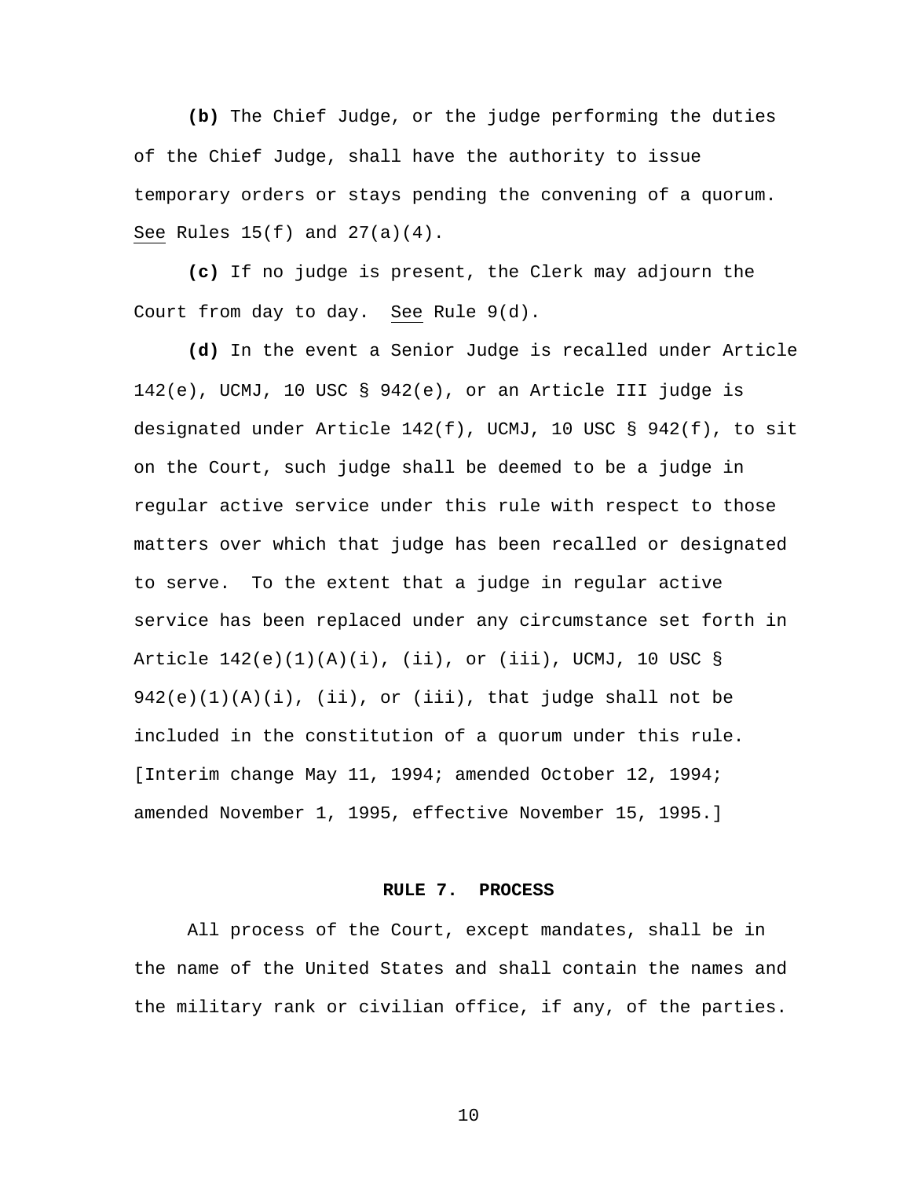**(b)** The Chief Judge, or the judge performing the duties of the Chief Judge, shall have the authority to issue temporary orders or stays pending the convening of a quorum. See Rules 15(f) and 27(a)(4).

**(c)** If no judge is present, the Clerk may adjourn the Court from day to day. See Rule 9(d).

**(d)** In the event a Senior Judge is recalled under Article 142(e), UCMJ, 10 USC § 942(e), or an Article III judge is designated under Article 142(f), UCMJ, 10 USC § 942(f), to sit on the Court, such judge shall be deemed to be a judge in regular active service under this rule with respect to those matters over which that judge has been recalled or designated to serve. To the extent that a judge in regular active service has been replaced under any circumstance set forth in Article 142(e)(1)(A)(i), (ii), or (iii), UCMJ, 10 USC § 942(e)(1)(A)(i), (ii), or (iii), that judge shall not be included in the constitution of a quorum under this rule. [Interim change May 11, 1994; amended October 12, 1994; amended November 1, 1995, effective November 15, 1995.]

## RULE 7. PROCESS

All process of the Court, except mandates, shall be in the name of the United States and shall contain the names and the military rank or civilian office, if any, of the parties.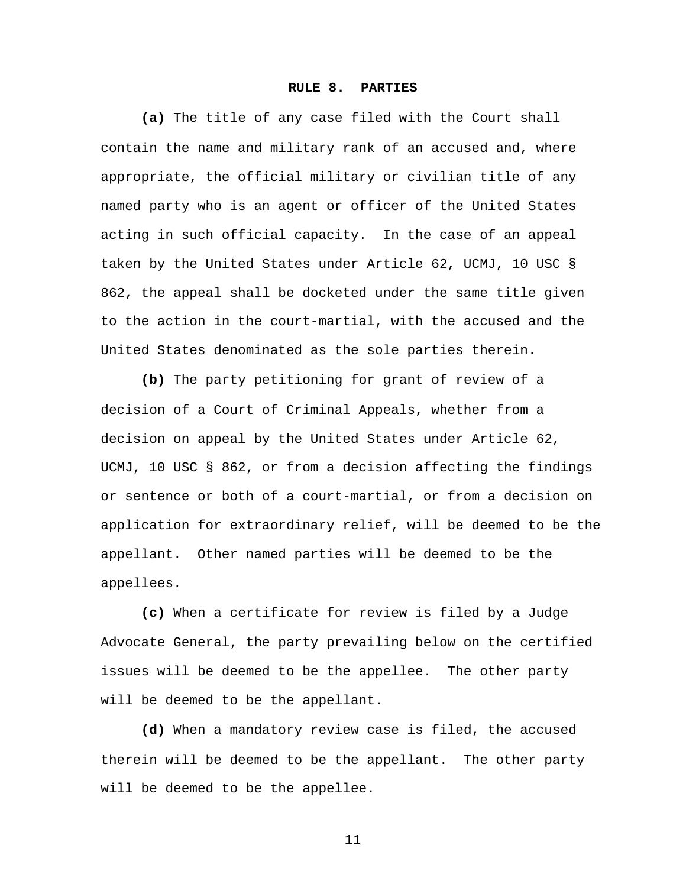## RULE 8. PARTIES

**(a)** The title of any case filed with the Court shall contain the name and military rank of an accused and, where appropriate, the official military or civilian title of any named party who is an agent or officer of the United States acting in such official capacity. In the case of an appeal taken by the United States under Article 62, UCMJ, 10 USC § 862, the appeal shall be docketed under the same title given to the action in the court-martial, with the accused and the United States denominated as the sole parties therein.

**(b)** The party petitioning for grant of review of a decision of a Court of Criminal Appeals, whether from a decision on appeal by the United States under Article 62, UCMJ, 10 USC § 862, or from a decision affecting the findings or sentence or both of a court-martial, or from a decision on application for extraordinary relief, will be deemed to be the appellant. Other named parties will be deemed to be the appellees.

**(c)** When a certificate for review is filed by a Judge Advocate General, the party prevailing below on the certified issues will be deemed to be the appellee. The other party will be deemed to be the appellant.

**(d)** When a mandatory review case is filed, the accused therein will be deemed to be the appellant. The other party will be deemed to be the appellee.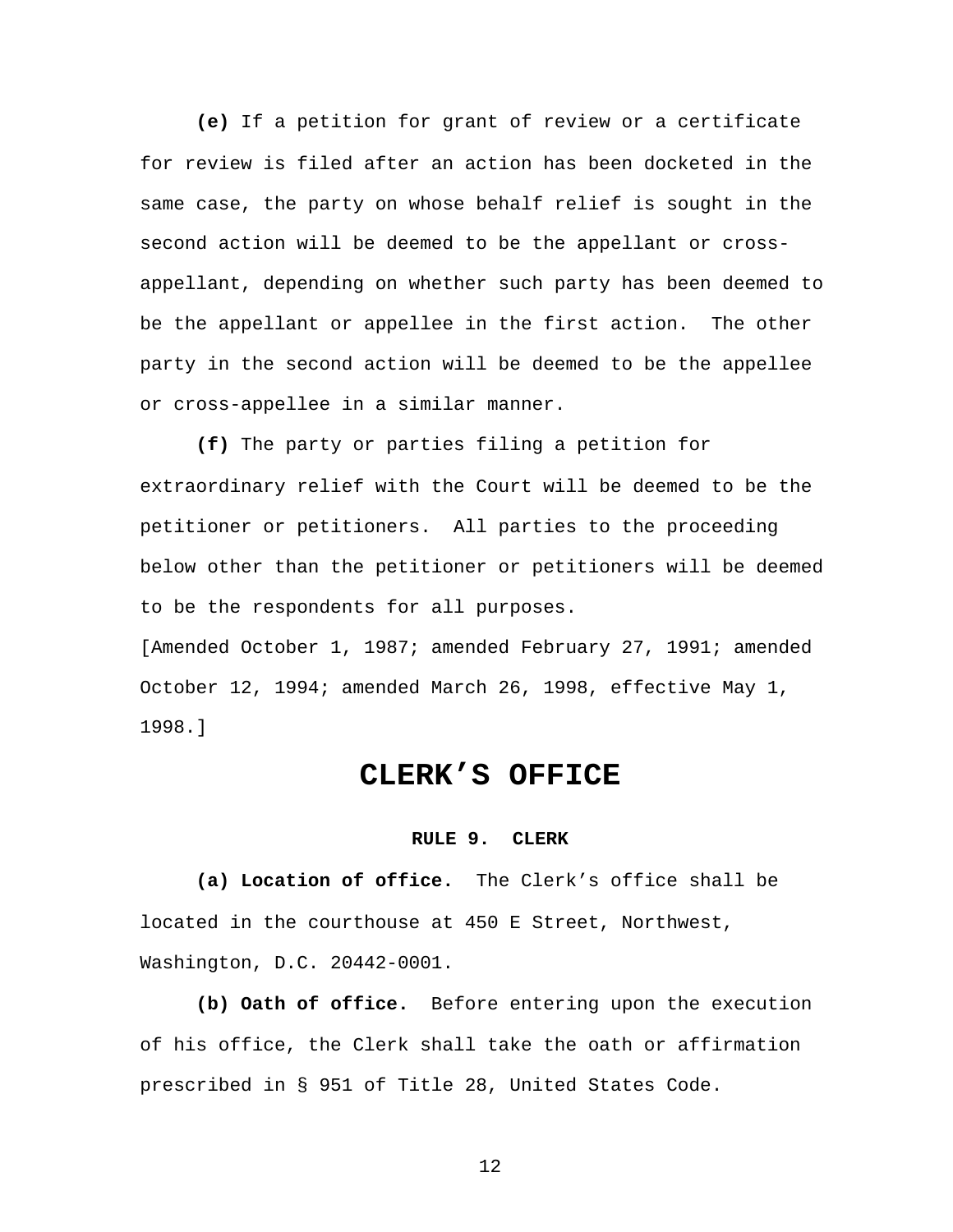**(e)** If a petition for grant of review or a certificate for review is filed after an action has been docketed in the same case, the party on whose behalf relief is sought in the second action will be deemed to be the appellant or cross-appellant, depending on whether such party has been deemed to be the appellant or appellee in the first action. The other party in the second action will be deemed to be the appellee or cross-appellee in a similar manner.

**(f)** The party or parties filing a petition for extraordinary relief with the Court will be deemed to be the petitioner or petitioners. All parties to the proceeding below other than the petitioner or petitioners will be deemed to be the respondents for all purposes.

[Amended October 1, 1987; amended February 27, 1991; amended October 12, 1994; amended March 26, 1998, effective May 1, 1998.]

# CLERK’S OFFICE

### RULE 9. CLERK

**(a) Location of office.** The Clerk’s office shall be located in the courthouse at 450 E Street, Northwest, Washington, D.C. 20442-0001.

**(b) Oath of office.** Before entering upon the execution of his office, the Clerk shall take the oath or affirmation prescribed in § 951 of Title 28, United States Code.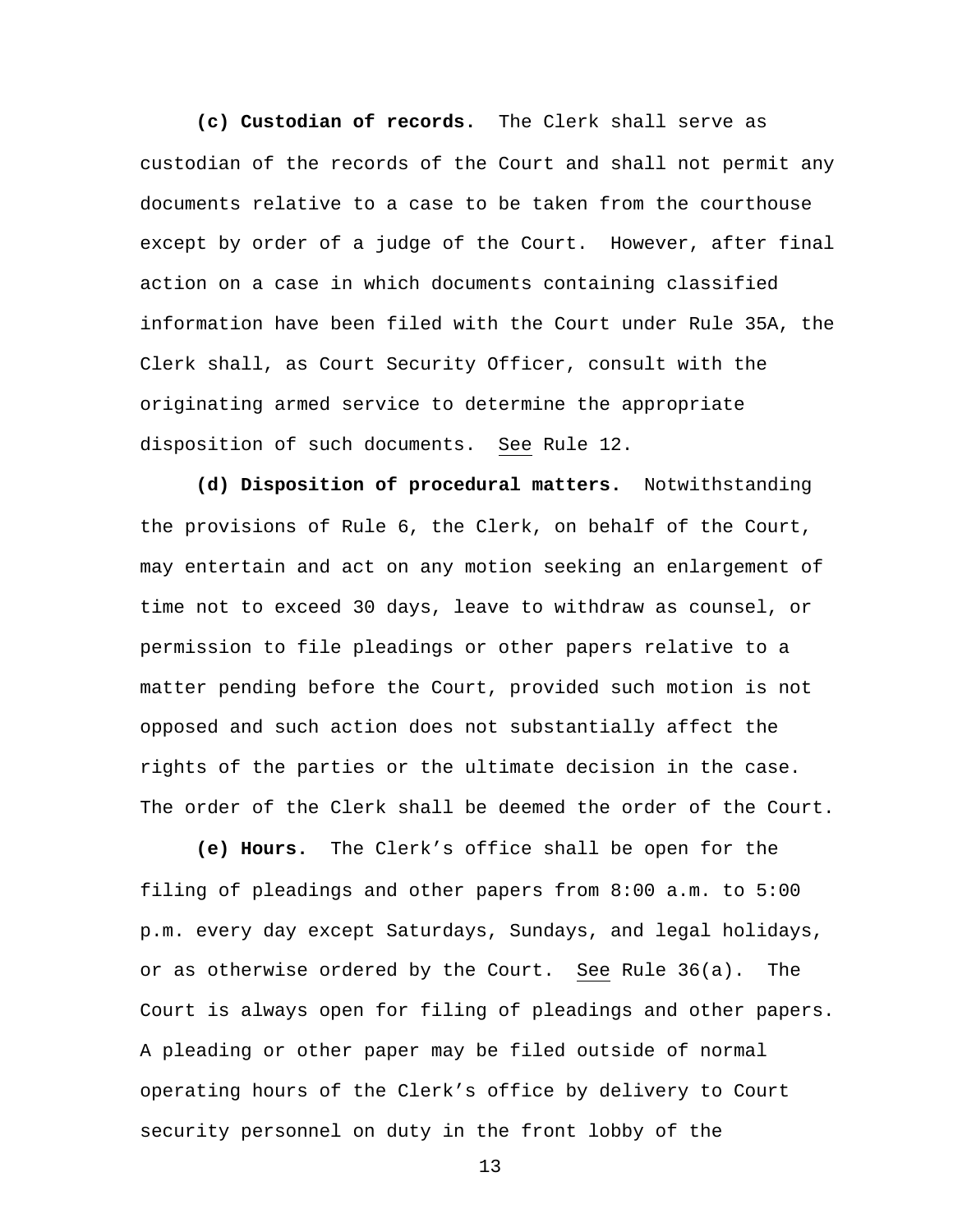**(c) Custodian of records.** The Clerk shall serve as custodian of the records of the Court and shall not permit any documents relative to a case to be taken from the courthouse except by order of a judge of the Court. However, after final action on a case in which documents containing classified information have been filed with the Court under Rule 35A, the Clerk shall, as Court Security Officer, consult with the originating armed service to determine the appropriate disposition of such documents. See Rule 12.

**(d) Disposition of procedural matters.** Notwithstanding the provisions of Rule 6, the Clerk, on behalf of the Court, may entertain and act on any motion seeking an enlargement of time not to exceed 30 days, leave to withdraw as counsel, or permission to file pleadings or other papers relative to a matter pending before the Court, provided such motion is not opposed and such action does not substantially affect the rights of the parties or the ultimate decision in the case. The order of the Clerk shall be deemed the order of the Court.

**(e) Hours.** The Clerk's office shall be open for the filing of pleadings and other papers from 8:00 a.m. to 5:00 p.m. every day except Saturdays, Sundays, and legal holidays, or as otherwise ordered by the Court. See Rule 36(a). The Court is always open for filing of pleadings and other papers. A pleading or other paper may be filed outside of normal operating hours of the Clerk's office by delivery to Court security personnel on duty in the front lobby of the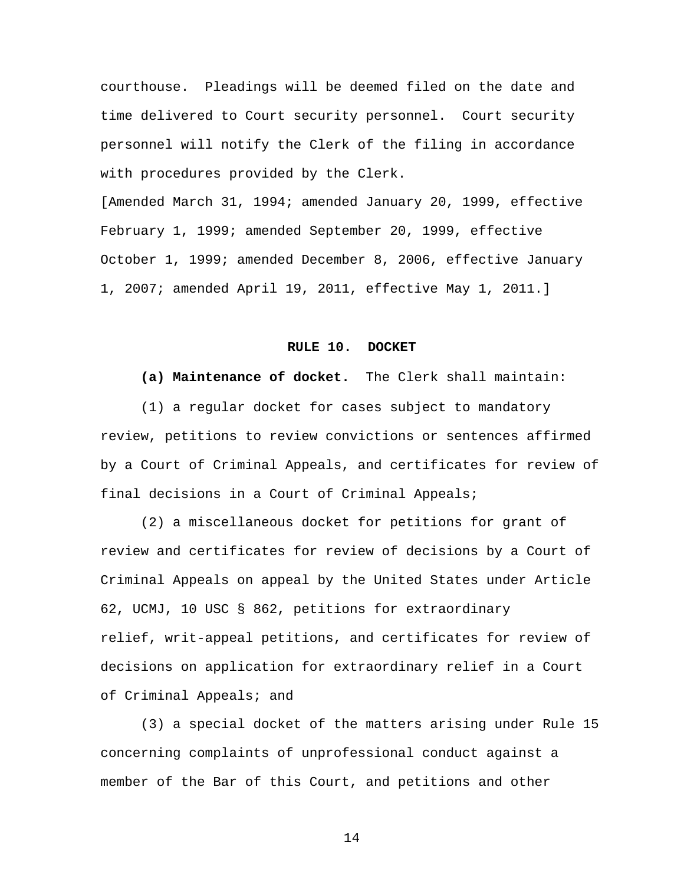courthouse. Pleadings will be deemed filed on the date and time delivered to Court security personnel. Court security personnel will notify the Clerk of the filing in accordance with procedures provided by the Clerk.

[Amended March 31, 1994; amended January 20, 1999, effective February 1, 1999; amended September 20, 1999, effective October 1, 1999; amended December 8, 2006, effective January 1, 2007; amended April 19, 2011, effective May 1, 2011.]

## RULE 10. DOCKET

**(a) Maintenance of docket.** The Clerk shall maintain:

(1) a regular docket for cases subject to mandatory review, petitions to review convictions or sentences affirmed by a Court of Criminal Appeals, and certificates for review of final decisions in a Court of Criminal Appeals;

(2) a miscellaneous docket for petitions for grant of review and certificates for review of decisions by a Court of Criminal Appeals on appeal by the United States under Article 62, UCMJ, 10 USC § 862, petitions for extraordinary relief, writ-appeal petitions, and certificates for review of decisions on application for extraordinary relief in a Court of Criminal Appeals; and

(3) a special docket of the matters arising under Rule 15 concerning complaints of unprofessional conduct against a member of the Bar of this Court, and petitions and other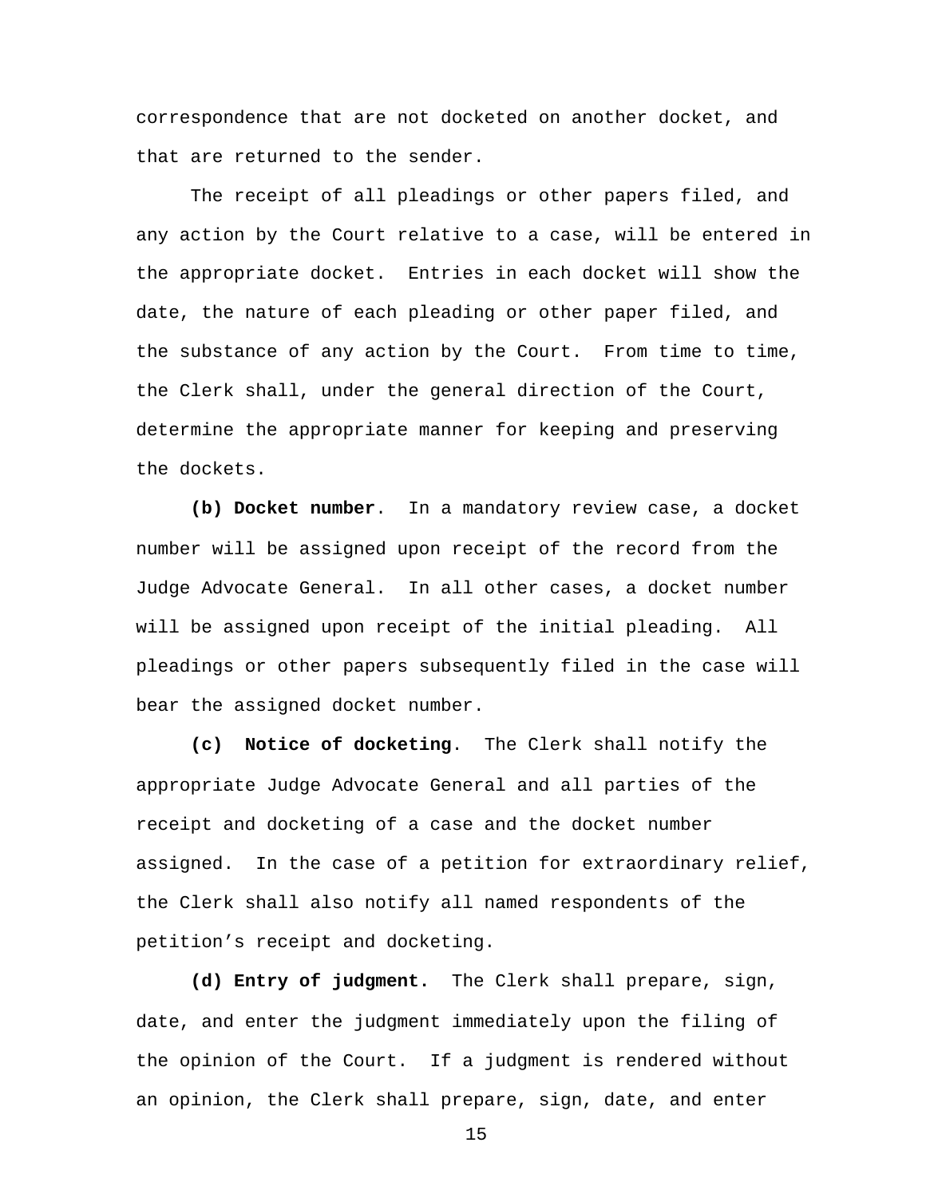correspondence that are not docketed on another docket, and that are returned to the sender.

The receipt of all pleadings or other papers filed, and any action by the Court relative to a case, will be entered in the appropriate docket. Entries in each docket will show the date, the nature of each pleading or other paper filed, and the substance of any action by the Court. From time to time, the Clerk shall, under the general direction of the Court, determine the appropriate manner for keeping and preserving the dockets.

**(b) Docket number**. In a mandatory review case, a docket number will be assigned upon receipt of the record from the Judge Advocate General. In all other cases, a docket number will be assigned upon receipt of the initial pleading. All pleadings or other papers subsequently filed in the case will bear the assigned docket number.

**(c) Notice of docketing**. The Clerk shall notify the appropriate Judge Advocate General and all parties of the receipt and docketing of a case and the docket number assigned. In the case of a petition for extraordinary relief, the Clerk shall also notify all named respondents of the petition's receipt and docketing.

**(d) Entry of judgment.** The Clerk shall prepare, sign, date, and enter the judgment immediately upon the filing of the opinion of the Court. If a judgment is rendered without an opinion, the Clerk shall prepare, sign, date, and enter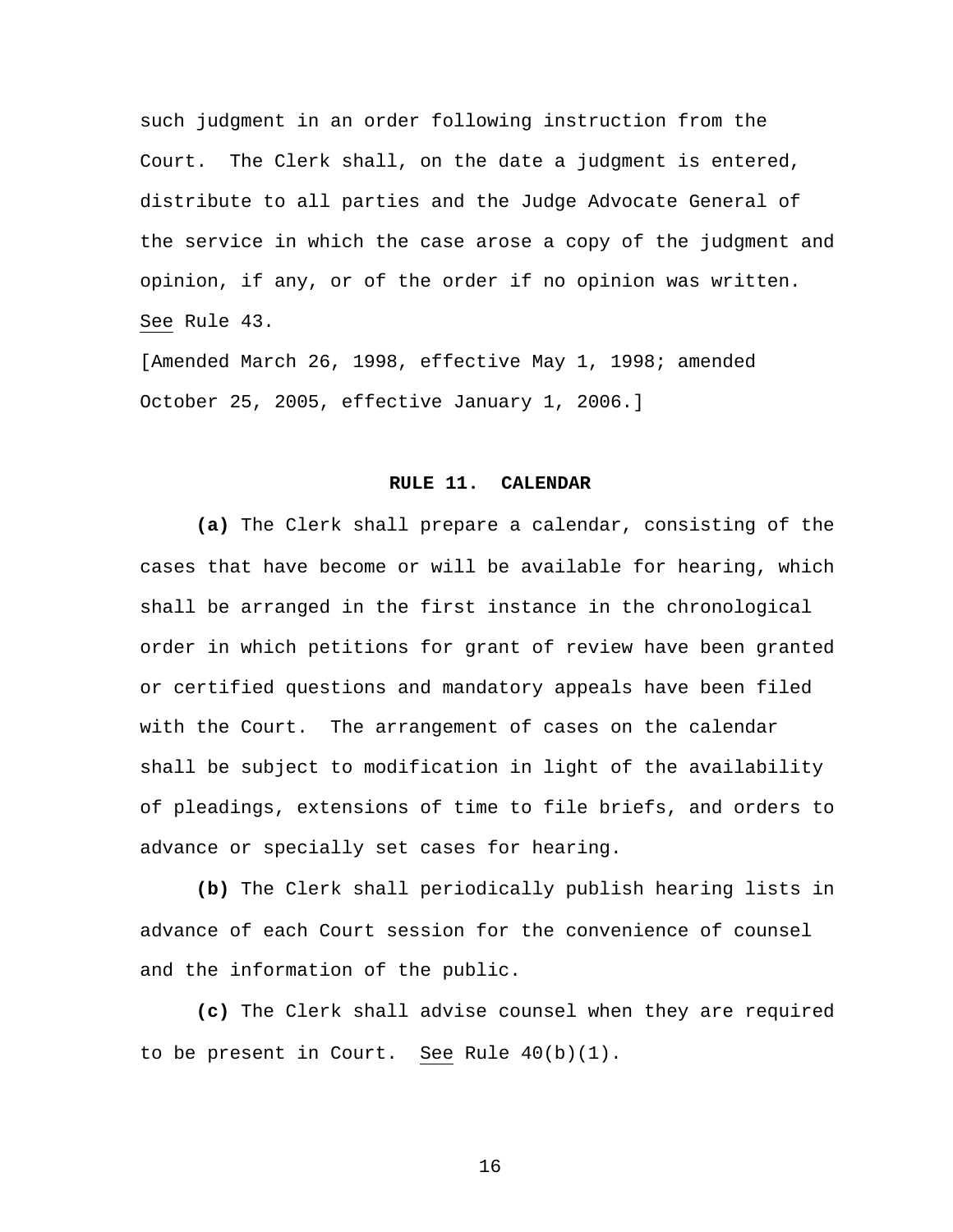such judgment in an order following instruction from the Court. The Clerk shall, on the date a judgment is entered, distribute to all parties and the Judge Advocate General of the service in which the case arose a copy of the judgment and opinion, if any, or of the order if no opinion was written. See Rule 43.

[Amended March 26, 1998, effective May 1, 1998; amended October 25, 2005, effective January 1, 2006.]

## RULE 11. CALENDAR

**(a)** The Clerk shall prepare a calendar, consisting of the cases that have become or will be available for hearing, which shall be arranged in the first instance in the chronological order in which petitions for grant of review have been granted or certified questions and mandatory appeals have been filed with the Court. The arrangement of cases on the calendar shall be subject to modification in light of the availability of pleadings, extensions of time to file briefs, and orders to advance or specially set cases for hearing.

**(b)** The Clerk shall periodically publish hearing lists in advance of each Court session for the convenience of counsel and the information of the public.

**(c)** The Clerk shall advise counsel when they are required to be present in Court. See Rule 40(b)(1).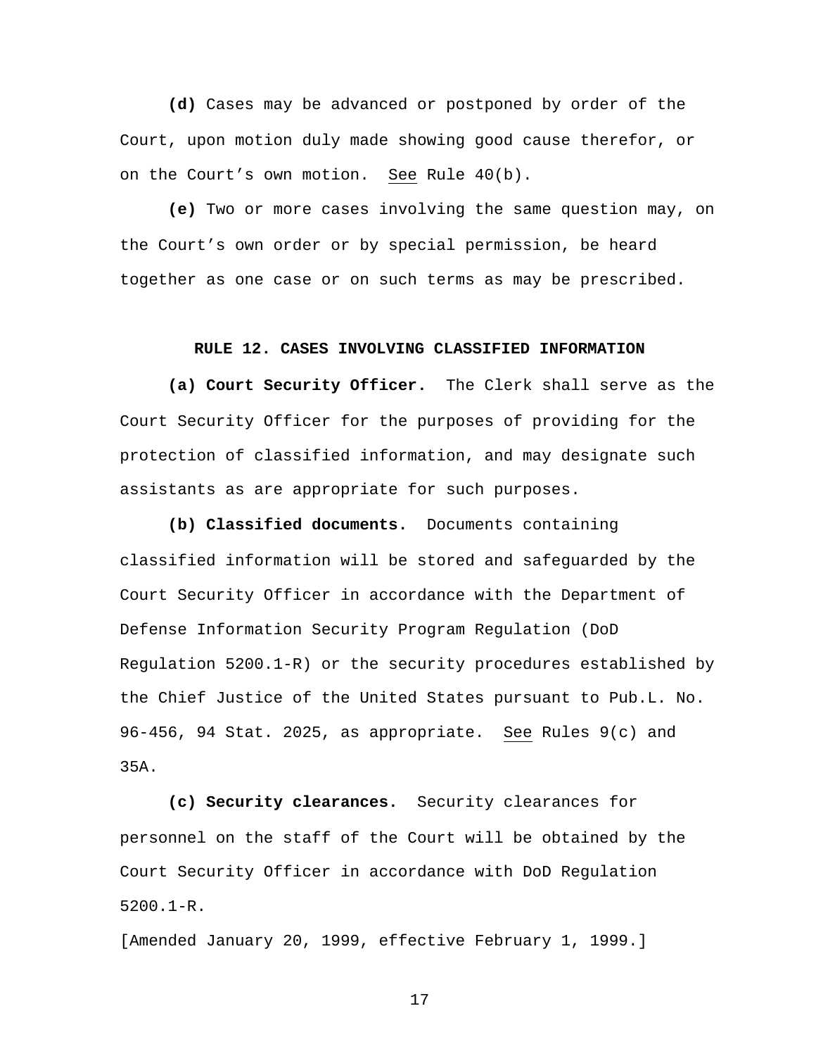**(d)** Cases may be advanced or postponed by order of the Court, upon motion duly made showing good cause therefor, or on the Court's own motion. See Rule 40(b).

**(e)** Two or more cases involving the same question may, on the Court's own order or by special permission, be heard together as one case or on such terms as may be prescribed.

## RULE 12. CASES INVOLVING CLASSIFIED INFORMATION

**(a) Court Security Officer.** The Clerk shall serve as the Court Security Officer for the purposes of providing for the protection of classified information, and may designate such assistants as are appropriate for such purposes.

**(b) Classified documents.** Documents containing classified information will be stored and safeguarded by the Court Security Officer in accordance with the Department of Defense Information Security Program Regulation (DoD Regulation 5200.1-R) or the security procedures established by the Chief Justice of the United States pursuant to Pub.L. No. 96-456, 94 Stat. 2025, as appropriate. See Rules 9(c) and 35A.

**(c) Security clearances.** Security clearances for personnel on the staff of the Court will be obtained by the Court Security Officer in accordance with DoD Regulation 5200.1-R.

[Amended January 20, 1999, effective February 1, 1999.]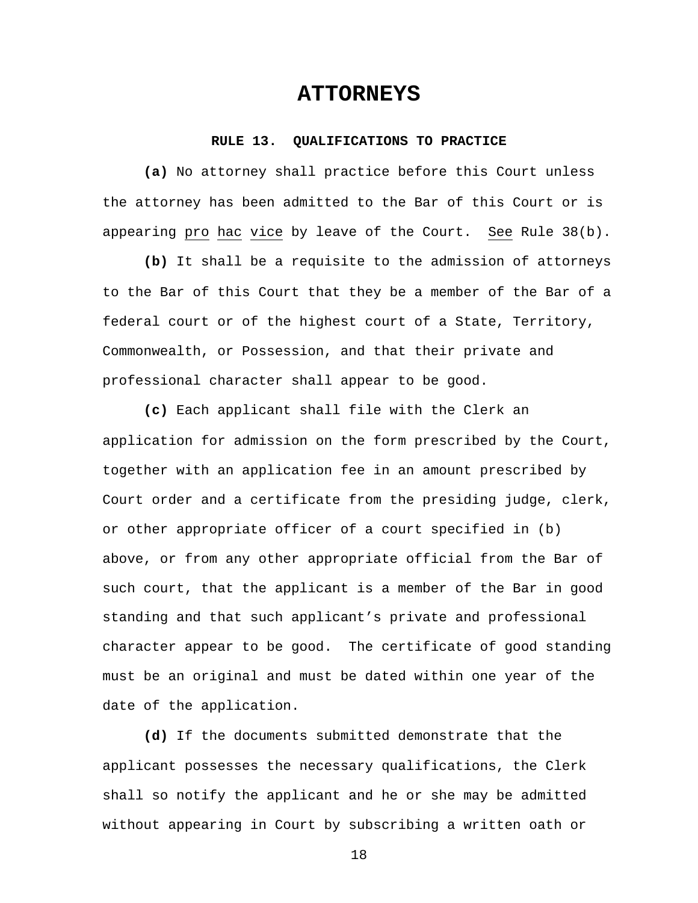# ATTORNEYS

### RULE 13. QUALIFICATIONS TO PRACTICE

**(a)** No attorney shall practice before this Court unless the attorney has been admitted to the Bar of this Court or is appearing *pro hac vice* by leave of the Court. *See* Rule 38(b).

**(b)** It shall be a requisite to the admission of attorneys to the Bar of this Court that they be a member of the Bar of a federal court or of the highest court of a State, Territory, Commonwealth, or Possession, and that their private and professional character shall appear to be good.

**(c)** Each applicant shall file with the Clerk an application for admission on the form prescribed by the Court, together with an application fee in an amount prescribed by Court order and a certificate from the presiding judge, clerk, or other appropriate officer of a court specified in (b) above, or from any other appropriate official from the Bar of such court, that the applicant is a member of the Bar in good standing and that such applicant's private and professional character appear to be good. The certificate of good standing must be an original and must be dated within one year of the date of the application.

**(d)** If the documents submitted demonstrate that the applicant possesses the necessary qualifications, the Clerk shall so notify the applicant and he or she may be admitted without appearing in Court by subscribing a written oath or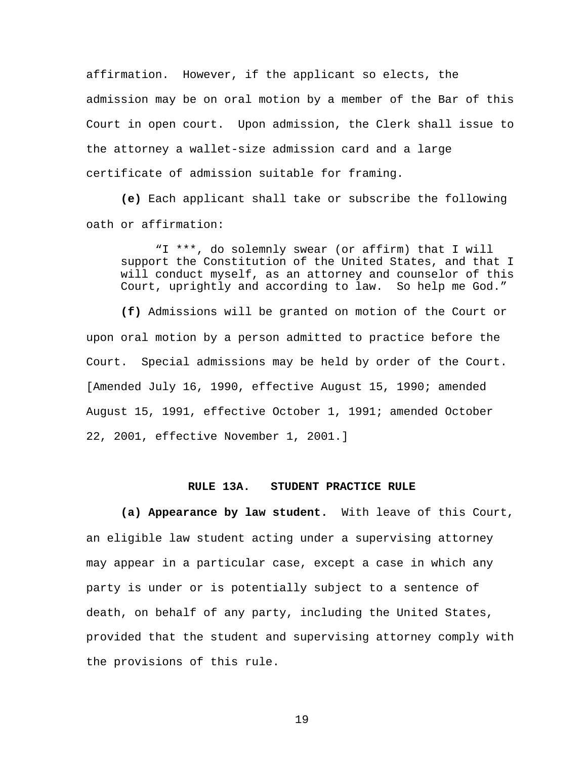affirmation. However, if the applicant so elects, the admission may be on oral motion by a member of the Bar of this Court in open court. Upon admission, the Clerk shall issue to the attorney a wallet-size admission card and a large certificate of admission suitable for framing.

**(e)** Each applicant shall take or subscribe the following oath or affirmation:

> "I ***, do solemnly swear (or affirm) that I will support the Constitution of the United States, and that I will conduct myself, as an attorney and counselor of this Court, uprightly and according to law. So help me God."

**(f)** Admissions will be granted on motion of the Court or upon oral motion by a person admitted to practice before the Court. Special admissions may be held by order of the Court. [Amended July 16, 1990, effective August 15, 1990; amended August 15, 1991, effective October 1, 1991; amended October 22, 2001, effective November 1, 2001.]

## RULE 13A. STUDENT PRACTICE RULE

**(a) Appearance by law student.** With leave of this Court, an eligible law student acting under a supervising attorney may appear in a particular case, except a case in which any party is under or is potentially subject to a sentence of death, on behalf of any party, including the United States, provided that the student and supervising attorney comply with the provisions of this rule.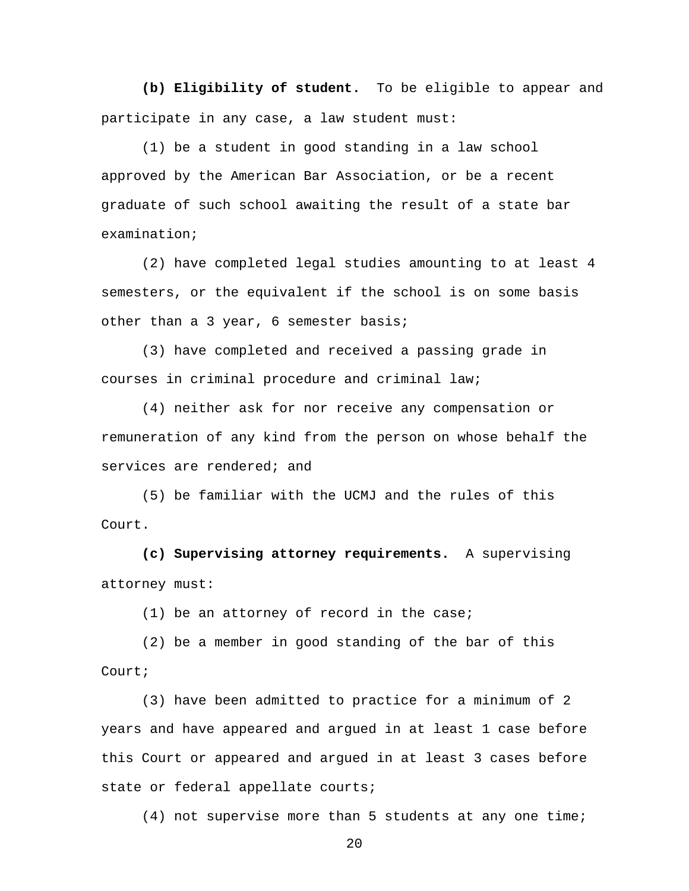**(b) Eligibility of student.** To be eligible to appear and participate in any case, a law student must:

(1) be a student in good standing in a law school approved by the American Bar Association, or be a recent graduate of such school awaiting the result of a state bar examination;

(2) have completed legal studies amounting to at least 4 semesters, or the equivalent if the school is on some basis other than a 3 year, 6 semester basis;

(3) have completed and received a passing grade in courses in criminal procedure and criminal law;

(4) neither ask for nor receive any compensation or remuneration of any kind from the person on whose behalf the services are rendered; and

(5) be familiar with the UCMJ and the rules of this Court.

**(c) Supervising attorney requirements.** A supervising attorney must:

(1) be an attorney of record in the case;

(2) be a member in good standing of the bar of this Court;

(3) have been admitted to practice for a minimum of 2 years and have appeared and argued in at least 1 case before this Court or appeared and argued in at least 3 cases before state or federal appellate courts;

(4) not supervise more than 5 students at any one time;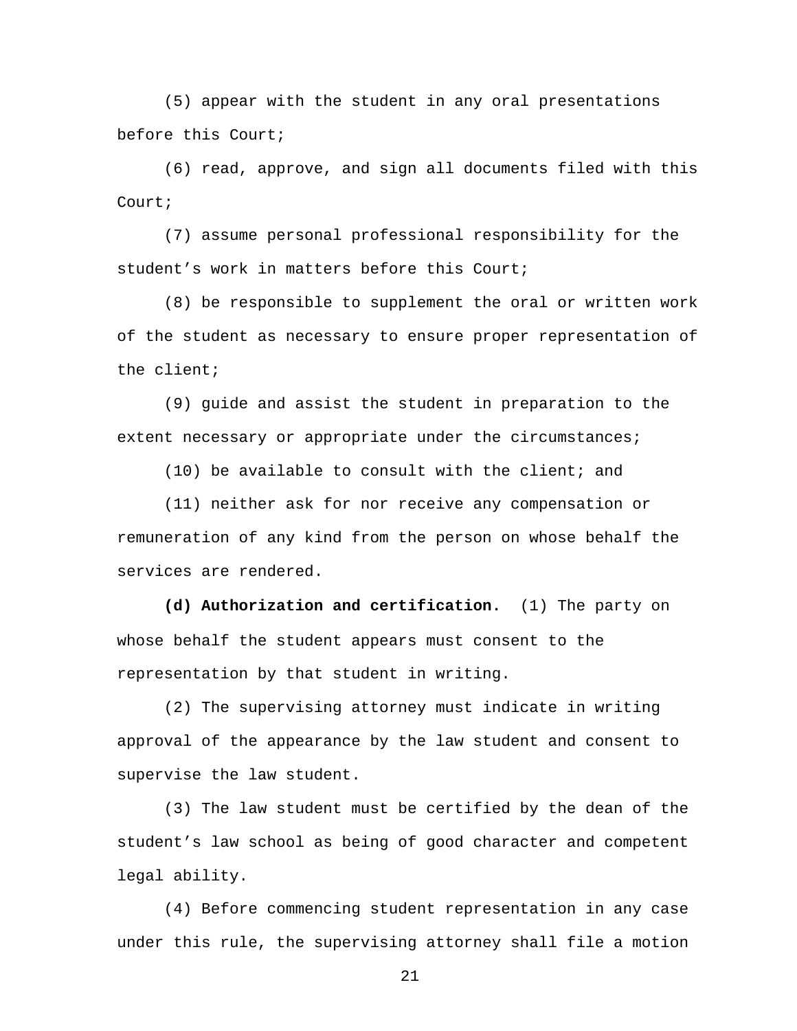(5) appear with the student in any oral presentations before this Court;

(6) read, approve, and sign all documents filed with this Court;

(7) assume personal professional responsibility for the student’s work in matters before this Court;

(8) be responsible to supplement the oral or written work of the student as necessary to ensure proper representation of the client;

(9) guide and assist the student in preparation to the extent necessary or appropriate under the circumstances;

(10) be available to consult with the client; and

(11) neither ask for nor receive any compensation or remuneration of any kind from the person on whose behalf the services are rendered.

**(d) Authorization and certification.** (1) The party on whose behalf the student appears must consent to the representation by that student in writing.

(2) The supervising attorney must indicate in writing approval of the appearance by the law student and consent to supervise the law student.

(3) The law student must be certified by the dean of the student’s law school as being of good character and competent legal ability.

(4) Before commencing student representation in any case under this rule, the supervising attorney shall file a motion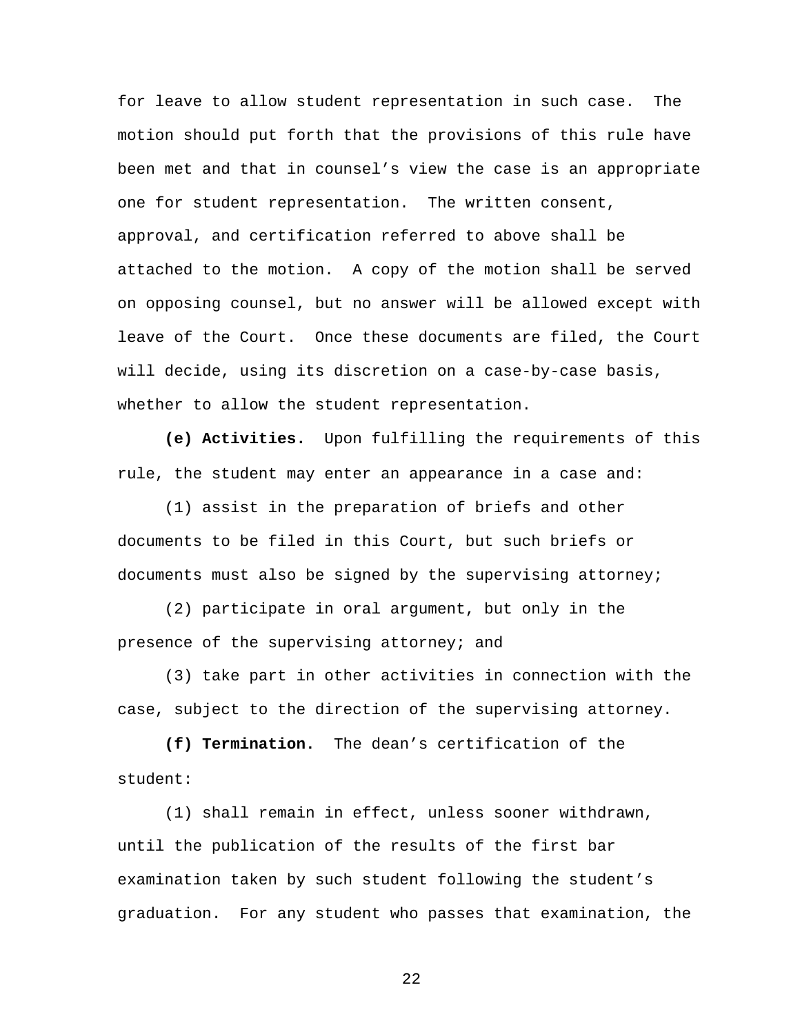for leave to allow student representation in such case. The motion should put forth that the provisions of this rule have been met and that in counsel’s view the case is an appropriate one for student representation. The written consent, approval, and certification referred to above shall be attached to the motion. A copy of the motion shall be served on opposing counsel, but no answer will be allowed except with leave of the Court. Once these documents are filed, the Court will decide, using its discretion on a case-by-case basis, whether to allow the student representation.

**(e) Activities.** Upon fulfilling the requirements of this rule, the student may enter an appearance in a case and:

(1) assist in the preparation of briefs and other documents to be filed in this Court, but such briefs or documents must also be signed by the supervising attorney;

(2) participate in oral argument, but only in the presence of the supervising attorney; and

(3) take part in other activities in connection with the case, subject to the direction of the supervising attorney.

**(f) Termination.** The dean’s certification of the student:

(1) shall remain in effect, unless sooner withdrawn, until the publication of the results of the first bar examination taken by such student following the student’s graduation. For any student who passes that examination, the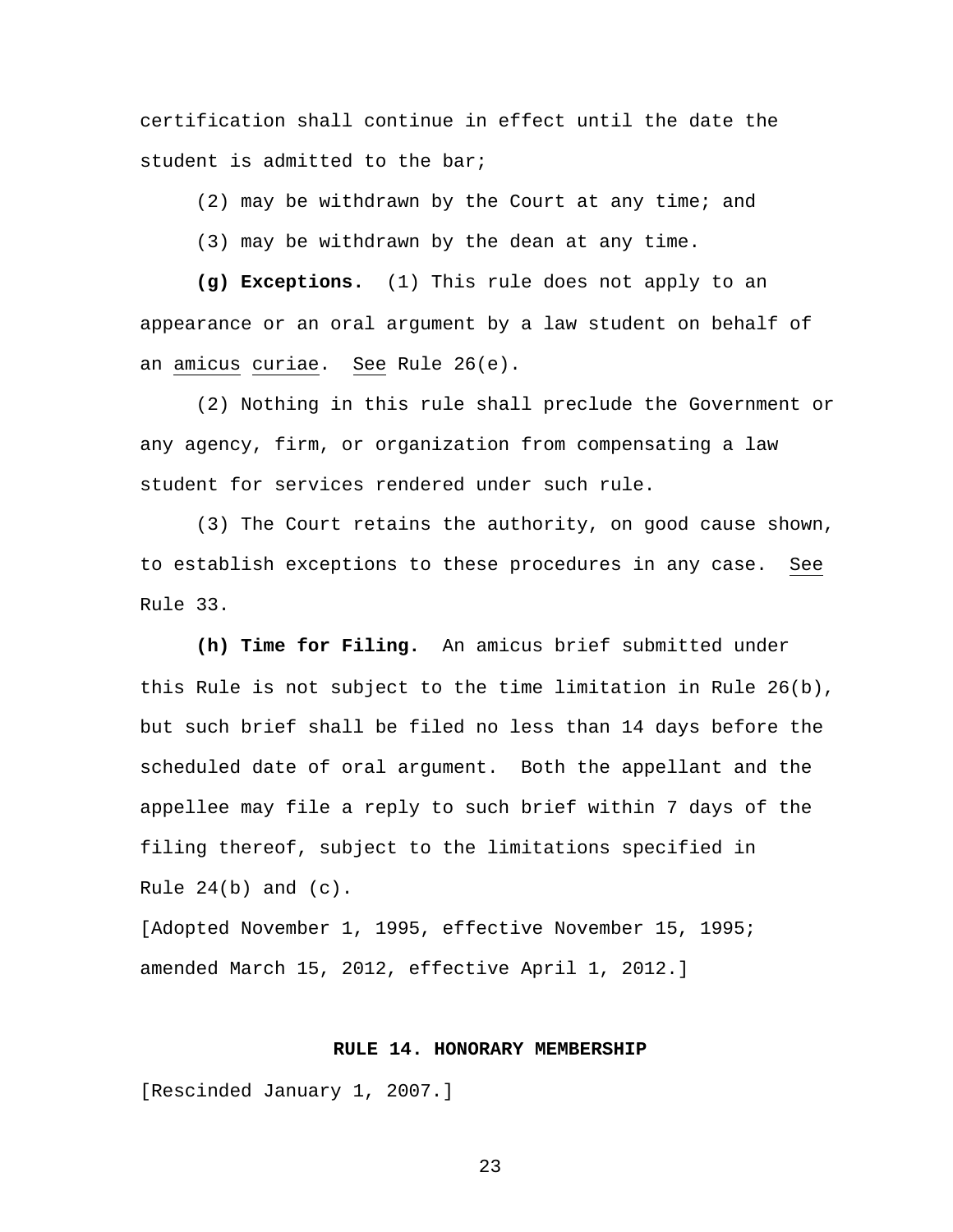certification shall continue in effect until the date the student is admitted to the bar;

(2) may be withdrawn by the Court at any time; and

(3) may be withdrawn by the dean at any time.

**(g) Exceptions.** (1) This rule does not apply to an appearance or an oral argument by a law student on behalf of an *amicus curiae*. *See* Rule 26(e).

(2) Nothing in this rule shall preclude the Government or any agency, firm, or organization from compensating a law student for services rendered under such rule.

(3) The Court retains the authority, on good cause shown, to establish exceptions to these procedures in any case. *See* Rule 33.

**(h) Time for Filing.** An amicus brief submitted under this Rule is not subject to the time limitation in Rule 26(b), but such brief shall be filed no less than 14 days before the scheduled date of oral argument. Both the appellant and the appellee may file a reply to such brief within 7 days of the filing thereof, subject to the limitations specified in Rule 24(b) and (c).

[Adopted November 1, 1995, effective November 15, 1995; amended March 15, 2012, effective April 1, 2012.]

## RULE 14. HONORARY MEMBERSHIP

[Rescinded January 1, 2007.]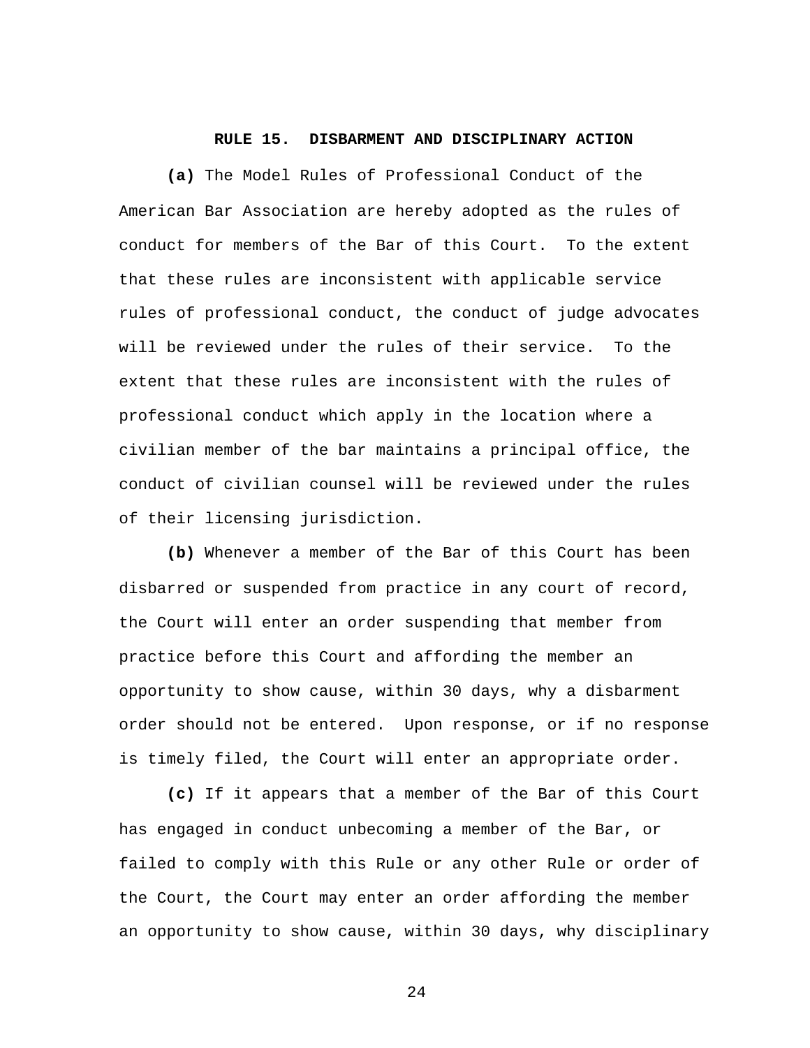## RULE 15. DISBARMENT AND DISCIPLINARY ACTION

**(a)** The Model Rules of Professional Conduct of the American Bar Association are hereby adopted as the rules of conduct for members of the Bar of this Court. To the extent that these rules are inconsistent with applicable service rules of professional conduct, the conduct of judge advocates will be reviewed under the rules of their service. To the extent that these rules are inconsistent with the rules of professional conduct which apply in the location where a civilian member of the bar maintains a principal office, the conduct of civilian counsel will be reviewed under the rules of their licensing jurisdiction.

**(b)** Whenever a member of the Bar of this Court has been disbarred or suspended from practice in any court of record, the Court will enter an order suspending that member from practice before this Court and affording the member an opportunity to show cause, within 30 days, why a disbarment order should not be entered. Upon response, or if no response is timely filed, the Court will enter an appropriate order.

**(c)** If it appears that a member of the Bar of this Court has engaged in conduct unbecoming a member of the Bar, or failed to comply with this Rule or any other Rule or order of the Court, the Court may enter an order affording the member an opportunity to show cause, within 30 days, why disciplinary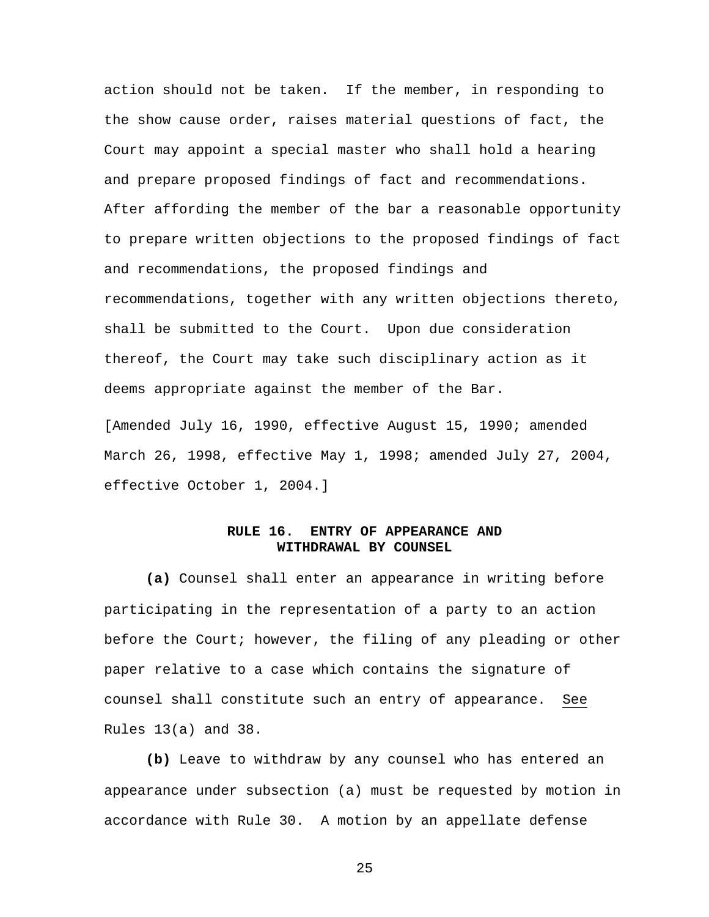action should not be taken. If the member, in responding to the show cause order, raises material questions of fact, the Court may appoint a special master who shall hold a hearing and prepare proposed findings of fact and recommendations. After affording the member of the bar a reasonable opportunity to prepare written objections to the proposed findings of fact and recommendations, the proposed findings and recommendations, together with any written objections thereto, shall be submitted to the Court. Upon due consideration thereof, the Court may take such disciplinary action as it deems appropriate against the member of the Bar.

[Amended July 16, 1990, effective August 15, 1990; amended March 26, 1998, effective May 1, 1998; amended July 27, 2004, effective October 1, 2004.]

## RULE 16. ENTRY OF APPEARANCE AND WITHDRAWAL BY COUNSEL

**(a)** Counsel shall enter an appearance in writing before participating in the representation of a party to an action before the Court; however, the filing of any pleading or other paper relative to a case which contains the signature of counsel shall constitute such an entry of appearance. See Rules 13(a) and 38.

**(b)** Leave to withdraw by any counsel who has entered an appearance under subsection (a) must be requested by motion in accordance with Rule 30. A motion by an appellate defense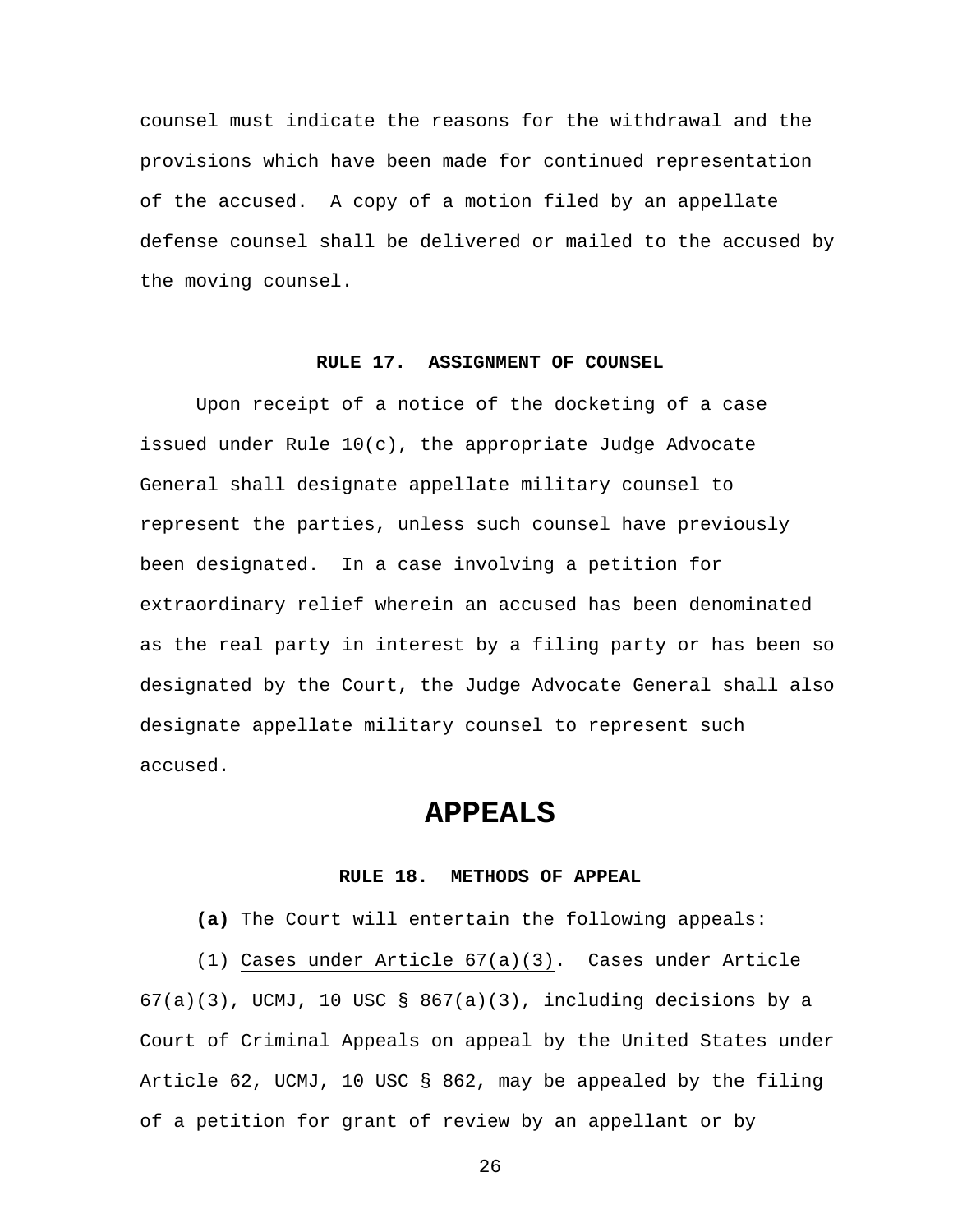counsel must indicate the reasons for the withdrawal and the provisions which have been made for continued representation of the accused. A copy of a motion filed by an appellate defense counsel shall be delivered or mailed to the accused by the moving counsel.

### RULE 17. ASSIGNMENT OF COUNSEL

Upon receipt of a notice of the docketing of a case issued under Rule 10(c), the appropriate Judge Advocate General shall designate appellate military counsel to represent the parties, unless such counsel have previously been designated. In a case involving a petition for extraordinary relief wherein an accused has been denominated as the real party in interest by a filing party or has been so designated by the Court, the Judge Advocate General shall also designate appellate military counsel to represent such accused.

## APPEALS

### RULE 18. METHODS OF APPEAL

**(a)** The Court will entertain the following appeals:

(1) Cases under Article 67(a)(3). Cases under Article 67(a)(3), UCMJ, 10 USC § 867(a)(3), including decisions by a Court of Criminal Appeals on appeal by the United States under Article 62, UCMJ, 10 USC § 862, may be appealed by the filing of a petition for grant of review by an appellant or by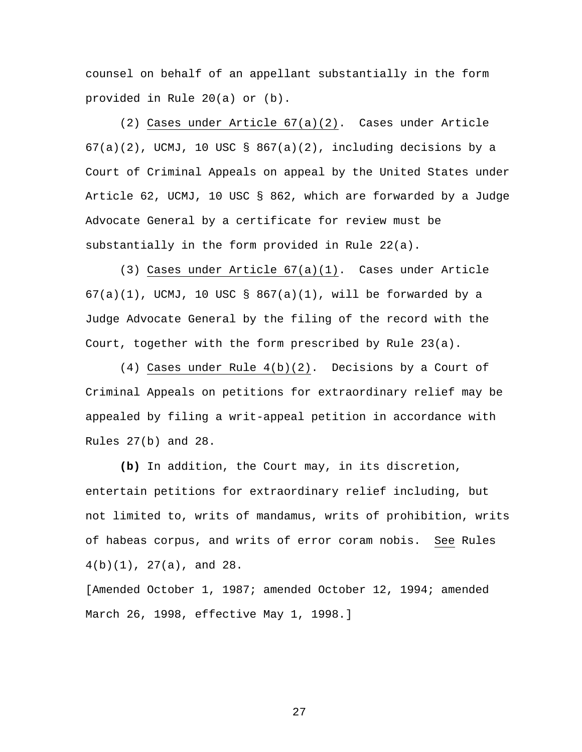counsel on behalf of an appellant substantially in the form provided in Rule 20(a) or (b).

(2) Cases under Article 67(a)(2). Cases under Article 67(a)(2), UCMJ, 10 USC § 867(a)(2), including decisions by a Court of Criminal Appeals on appeal by the United States under Article 62, UCMJ, 10 USC § 862, which are forwarded by a Judge Advocate General by a certificate for review must be substantially in the form provided in Rule 22(a).

(3) Cases under Article 67(a)(1). Cases under Article 67(a)(1), UCMJ, 10 USC § 867(a)(1), will be forwarded by a Judge Advocate General by the filing of the record with the Court, together with the form prescribed by Rule 23(a).

(4) Cases under Rule 4(b)(2). Decisions by a Court of Criminal Appeals on petitions for extraordinary relief may be appealed by filing a writ-appeal petition in accordance with Rules 27(b) and 28.

**(b)** In addition, the Court may, in its discretion, entertain petitions for extraordinary relief including, but not limited to, writs of mandamus, writs of prohibition, writs of habeas corpus, and writs of error coram nobis. See Rules 4(b)(1), 27(a), and 28.

[Amended October 1, 1987; amended October 12, 1994; amended March 26, 1998, effective May 1, 1998.]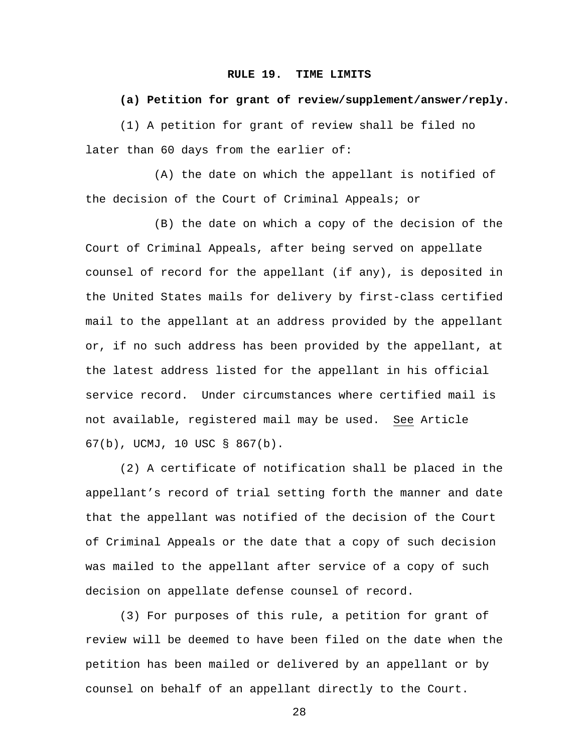## RULE 19. TIME LIMITS

**(a) Petition for grant of review/supplement/answer/reply.**

(1) A petition for grant of review shall be filed no later than 60 days from the earlier of:

(A) the date on which the appellant is notified of the decision of the Court of Criminal Appeals; or

(B) the date on which a copy of the decision of the Court of Criminal Appeals, after being served on appellate counsel of record for the appellant (if any), is deposited in the United States mails for delivery by first-class certified mail to the appellant at an address provided by the appellant or, if no such address has been provided by the appellant, at the latest address listed for the appellant in his official service record. Under circumstances where certified mail is not available, registered mail may be used. See Article 67(b), UCMJ, 10 USC § 867(b).

(2) A certificate of notification shall be placed in the appellant's record of trial setting forth the manner and date that the appellant was notified of the decision of the Court of Criminal Appeals or the date that a copy of such decision was mailed to the appellant after service of a copy of such decision on appellate defense counsel of record.

(3) For purposes of this rule, a petition for grant of review will be deemed to have been filed on the date when the petition has been mailed or delivered by an appellant or by counsel on behalf of an appellant directly to the Court.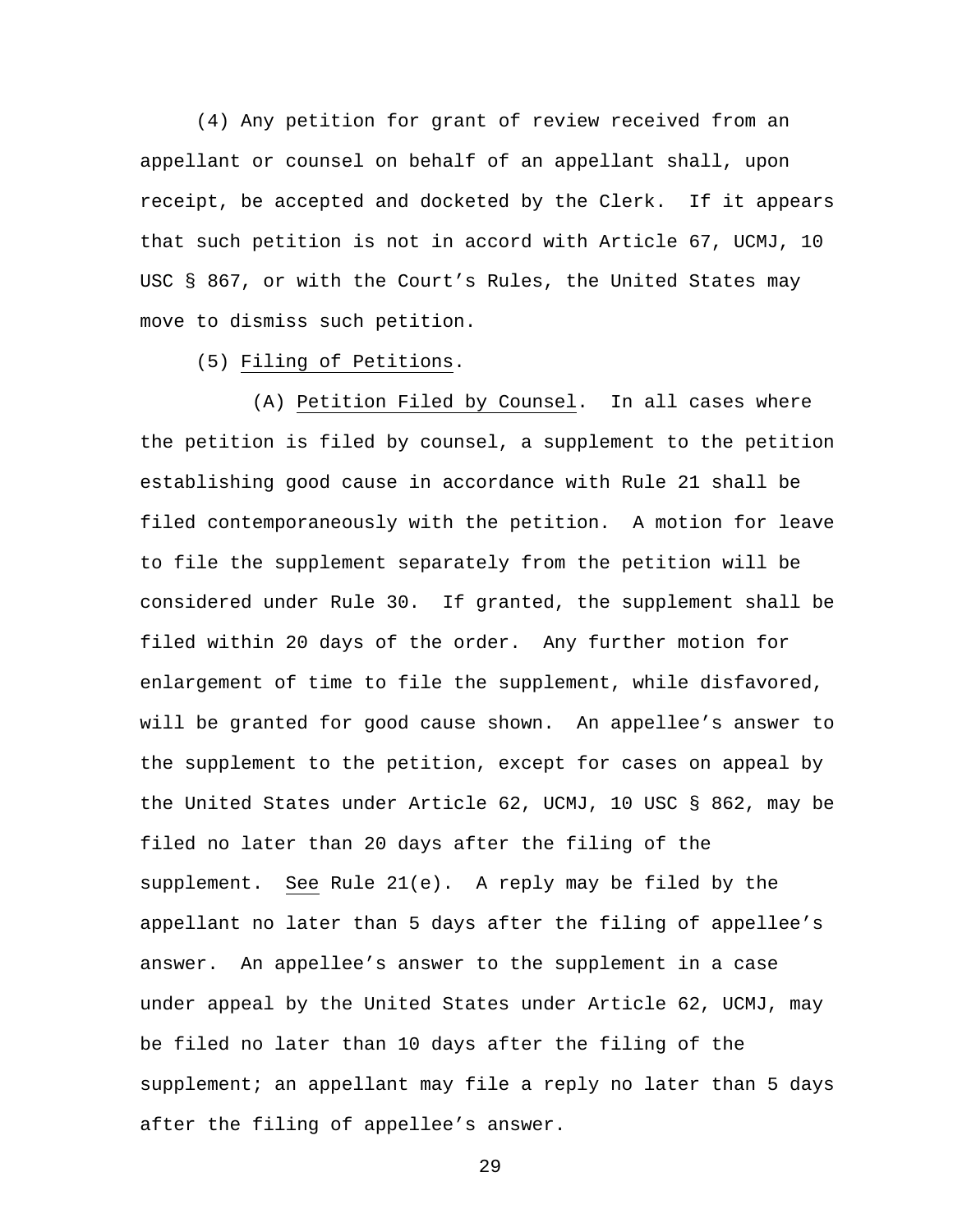(4) Any petition for grant of review received from an appellant or counsel on behalf of an appellant shall, upon receipt, be accepted and docketed by the Clerk. If it appears that such petition is not in accord with Article 67, UCMJ, 10 USC § 867, or with the Court's Rules, the United States may move to dismiss such petition.

(5) Filing of Petitions.

(A) Petition Filed by Counsel. In all cases where the petition is filed by counsel, a supplement to the petition establishing good cause in accordance with Rule 21 shall be filed contemporaneously with the petition. A motion for leave to file the supplement separately from the petition will be considered under Rule 30. If granted, the supplement shall be filed within 20 days of the order. Any further motion for enlargement of time to file the supplement, while disfavored, will be granted for good cause shown. An appellee's answer to the supplement to the petition, except for cases on appeal by the United States under Article 62, UCMJ, 10 USC § 862, may be filed no later than 20 days after the filing of the supplement. See Rule 21(e). A reply may be filed by the appellant no later than 5 days after the filing of appellee's answer. An appellee's answer to the supplement in a case under appeal by the United States under Article 62, UCMJ, may be filed no later than 10 days after the filing of the supplement; an appellant may file a reply no later than 5 days after the filing of appellee's answer.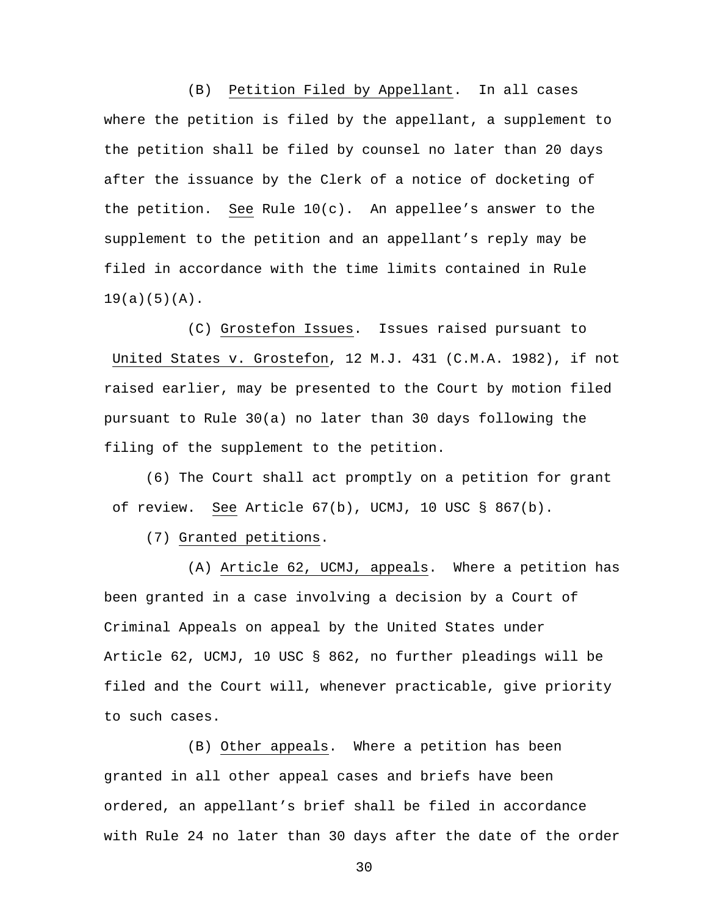(B) Petition Filed by Appellant. In all cases where the petition is filed by the appellant, a supplement to the petition shall be filed by counsel no later than 20 days after the issuance by the Clerk of a notice of docketing of the petition. See Rule 10(c). An appellee's answer to the supplement to the petition and an appellant's reply may be filed in accordance with the time limits contained in Rule 19(a)(5)(A).

(C) Grostefon Issues. Issues raised pursuant to United States v. Grostefon, 12 M.J. 431 (C.M.A. 1982), if not raised earlier, may be presented to the Court by motion filed pursuant to Rule 30(a) no later than 30 days following the filing of the supplement to the petition.

(6) The Court shall act promptly on a petition for grant of review. See Article 67(b), UCMJ, 10 USC § 867(b).

(7) Granted petitions.

(A) Article 62, UCMJ, appeals. Where a petition has been granted in a case involving a decision by a Court of Criminal Appeals on appeal by the United States under Article 62, UCMJ, 10 USC § 862, no further pleadings will be filed and the Court will, whenever practicable, give priority to such cases.

(B) Other appeals. Where a petition has been granted in all other appeal cases and briefs have been ordered, an appellant's brief shall be filed in accordance with Rule 24 no later than 30 days after the date of the order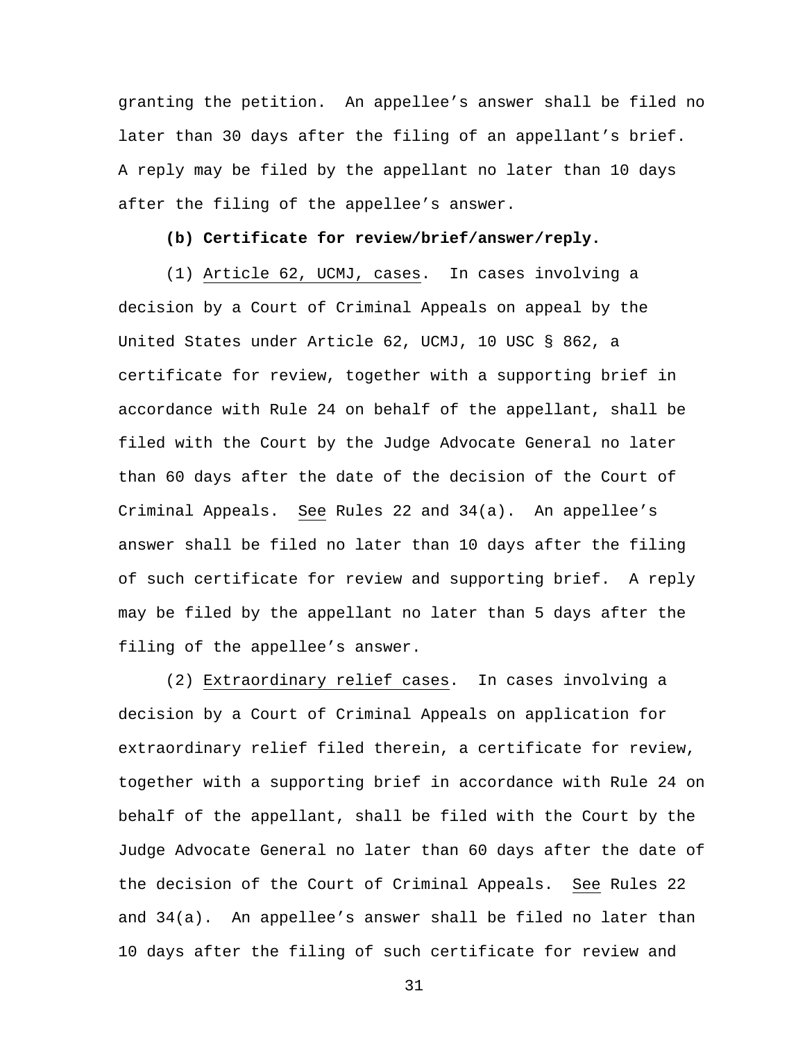granting the petition. An appellee's answer shall be filed no later than 30 days after the filing of an appellant's brief. A reply may be filed by the appellant no later than 10 days after the filing of the appellee's answer.

**(b) Certificate for review/brief/answer/reply.**

(1) Article 62, UCMJ, cases. In cases involving a decision by a Court of Criminal Appeals on appeal by the United States under Article 62, UCMJ, 10 USC § 862, a certificate for review, together with a supporting brief in accordance with Rule 24 on behalf of the appellant, shall be filed with the Court by the Judge Advocate General no later than 60 days after the date of the decision of the Court of Criminal Appeals. See Rules 22 and 34(a). An appellee's answer shall be filed no later than 10 days after the filing of such certificate for review and supporting brief. A reply may be filed by the appellant no later than 5 days after the filing of the appellee's answer.

(2) Extraordinary relief cases. In cases involving a decision by a Court of Criminal Appeals on application for extraordinary relief filed therein, a certificate for review, together with a supporting brief in accordance with Rule 24 on behalf of the appellant, shall be filed with the Court by the Judge Advocate General no later than 60 days after the date of the decision of the Court of Criminal Appeals. See Rules 22 and 34(a). An appellee's answer shall be filed no later than 10 days after the filing of such certificate for review and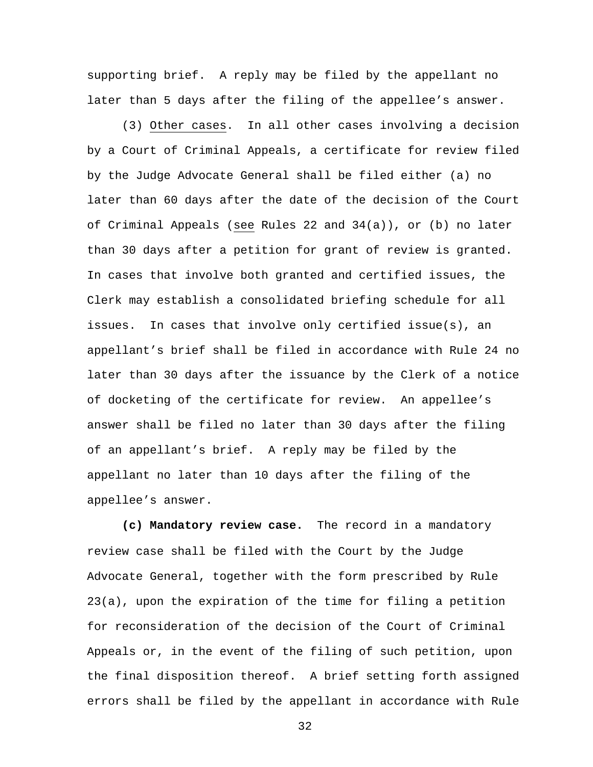supporting brief. A reply may be filed by the appellant no later than 5 days after the filing of the appellee's answer.

(3) Other cases. In all other cases involving a decision by a Court of Criminal Appeals, a certificate for review filed by the Judge Advocate General shall be filed either (a) no later than 60 days after the date of the decision of the Court of Criminal Appeals (see Rules 22 and 34(a)), or (b) no later than 30 days after a petition for grant of review is granted. In cases that involve both granted and certified issues, the Clerk may establish a consolidated briefing schedule for all issues. In cases that involve only certified issue(s), an appellant's brief shall be filed in accordance with Rule 24 no later than 30 days after the issuance by the Clerk of a notice of docketing of the certificate for review. An appellee's answer shall be filed no later than 30 days after the filing of an appellant's brief. A reply may be filed by the appellant no later than 10 days after the filing of the appellee's answer.

**(c) Mandatory review case.** The record in a mandatory review case shall be filed with the Court by the Judge Advocate General, together with the form prescribed by Rule 23(a), upon the expiration of the time for filing a petition for reconsideration of the decision of the Court of Criminal Appeals or, in the event of the filing of such petition, upon the final disposition thereof. A brief setting forth assigned errors shall be filed by the appellant in accordance with Rule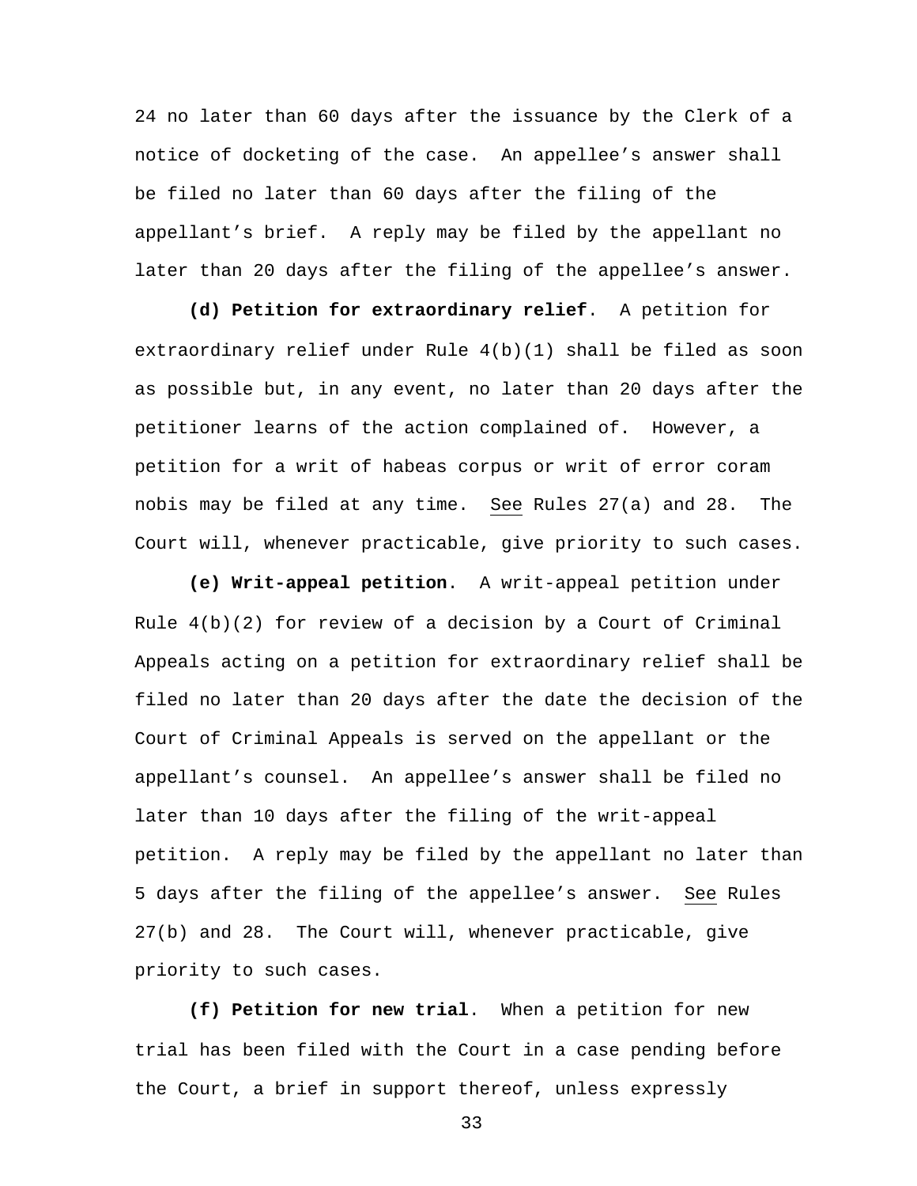24 no later than 60 days after the issuance by the Clerk of a notice of docketing of the case. An appellee's answer shall be filed no later than 60 days after the filing of the appellant's brief. A reply may be filed by the appellant no later than 20 days after the filing of the appellee's answer.

**(d) Petition for extraordinary relief**. A petition for extraordinary relief under Rule 4(b)(1) shall be filed as soon as possible but, in any event, no later than 20 days after the petitioner learns of the action complained of. However, a petition for a writ of habeas corpus or writ of error coram nobis may be filed at any time. See Rules 27(a) and 28. The Court will, whenever practicable, give priority to such cases.

**(e) Writ-appeal petition**. A writ-appeal petition under Rule 4(b)(2) for review of a decision by a Court of Criminal Appeals acting on a petition for extraordinary relief shall be filed no later than 20 days after the date the decision of the Court of Criminal Appeals is served on the appellant or the appellant's counsel. An appellee's answer shall be filed no later than 10 days after the filing of the writ-appeal petition. A reply may be filed by the appellant no later than 5 days after the filing of the appellee's answer. See Rules 27(b) and 28. The Court will, whenever practicable, give priority to such cases.

**(f) Petition for new trial**. When a petition for new trial has been filed with the Court in a case pending before the Court, a brief in support thereof, unless expressly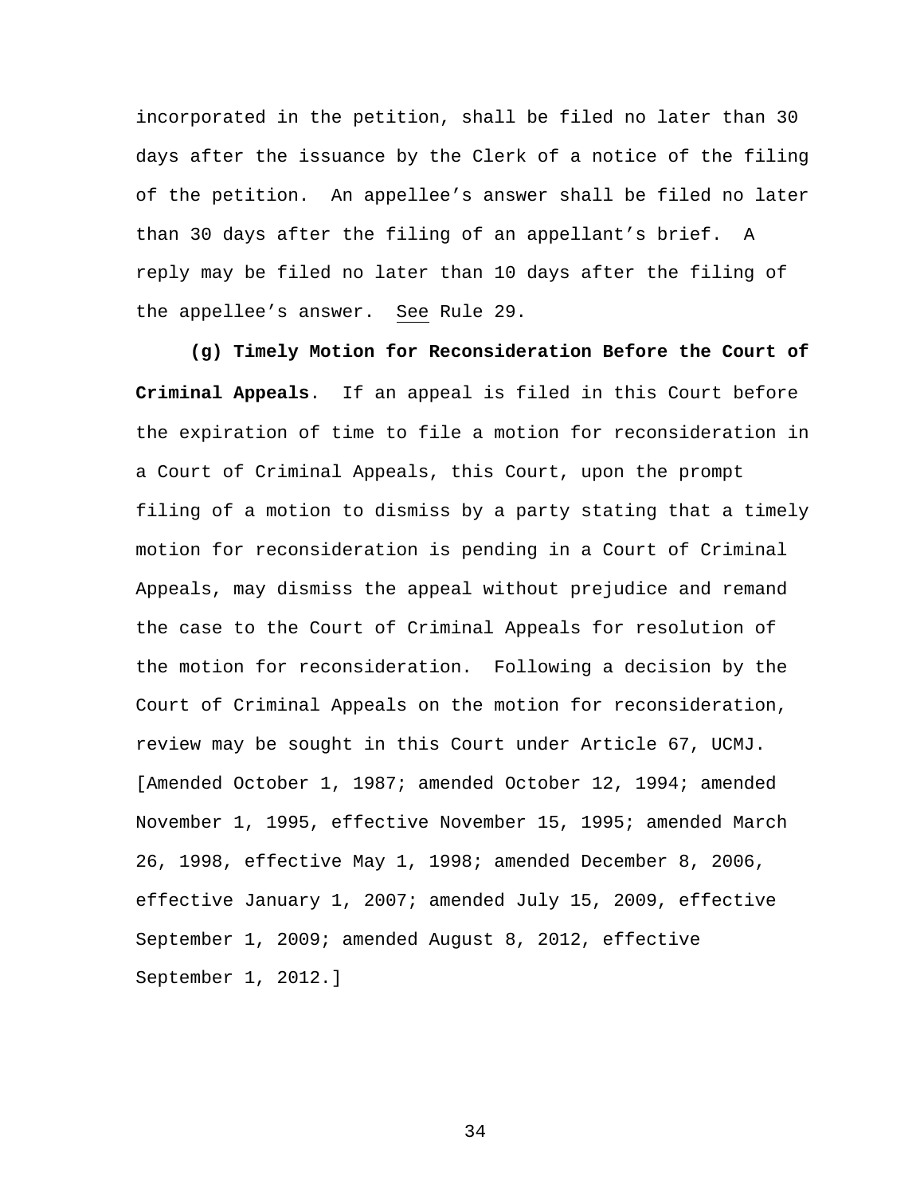incorporated in the petition, shall be filed no later than 30 days after the issuance by the Clerk of a notice of the filing of the petition. An appellee's answer shall be filed no later than 30 days after the filing of an appellant's brief. A reply may be filed no later than 10 days after the filing of the appellee's answer. See Rule 29.

**(g) Timely Motion for Reconsideration Before the Court of Criminal Appeals**. If an appeal is filed in this Court before the expiration of time to file a motion for reconsideration in a Court of Criminal Appeals, this Court, upon the prompt filing of a motion to dismiss by a party stating that a timely motion for reconsideration is pending in a Court of Criminal Appeals, may dismiss the appeal without prejudice and remand the case to the Court of Criminal Appeals for resolution of the motion for reconsideration. Following a decision by the Court of Criminal Appeals on the motion for reconsideration, review may be sought in this Court under Article 67, UCMJ. [Amended October 1, 1987; amended October 12, 1994; amended November 1, 1995, effective November 15, 1995; amended March 26, 1998, effective May 1, 1998; amended December 8, 2006, effective January 1, 2007; amended July 15, 2009, effective September 1, 2009; amended August 8, 2012, effective September 1, 2012.]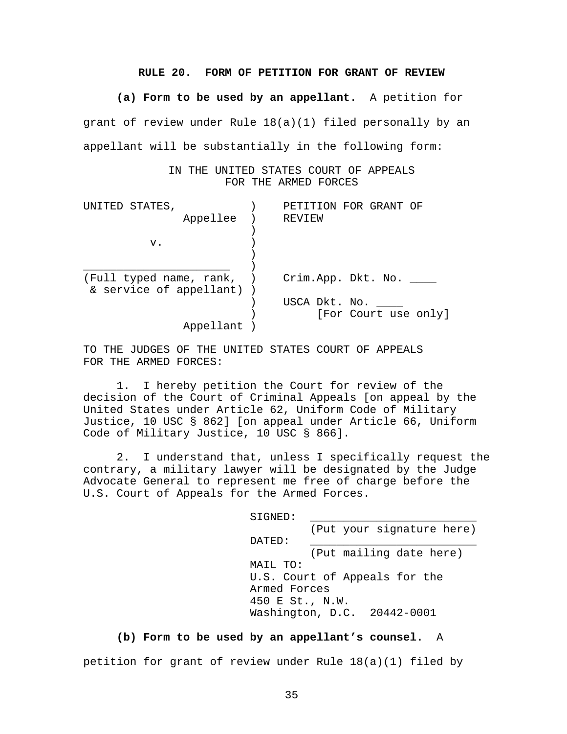## RULE 20. FORM OF PETITION FOR GRANT OF REVIEW

**(a) Form to be used by an appellant**. A petition for grant of review under Rule 18(a)(1) filed personally by an appellant will be substantially in the following form:

IN THE UNITED STATES COURT OF APPEALS
FOR THE ARMED FORCES

```
UNITED STATES,           )    PETITION FOR GRANT OF
              Appellee  )    REVIEW
                        )
         v.             )
                        )
______________________  )
(Full typed name, rank,  )    Crim.App. Dkt. No. ____
 & service of appellant) )
                        )    USCA Dkt. No. ____
                        )         [For Court use only]
              Appellant )
```

TO THE JUDGES OF THE UNITED STATES COURT OF APPEALS FOR THE ARMED FORCES:

1. I hereby petition the Court for review of the decision of the Court of Criminal Appeals [on appeal by the United States under Article 62, Uniform Code of Military Justice, 10 USC § 862] [on appeal under Article 66, Uniform Code of Military Justice, 10 USC § 866].

2. I understand that, unless I specifically request the contrary, a military lawyer will be designated by the Judge Advocate General to represent me free of charge before the U.S. Court of Appeals for the Armed Forces.

SIGNED: ________________________
(Put your signature here)
DATED: ________________________
(Put mailing date here)
MAIL TO:
U.S. Court of Appeals for the Armed Forces
450 E St., N.W.
Washington, D.C. 20442-0001

**(b) Form to be used by an appellant's counsel.** A petition for grant of review under Rule 18(a)(1) filed by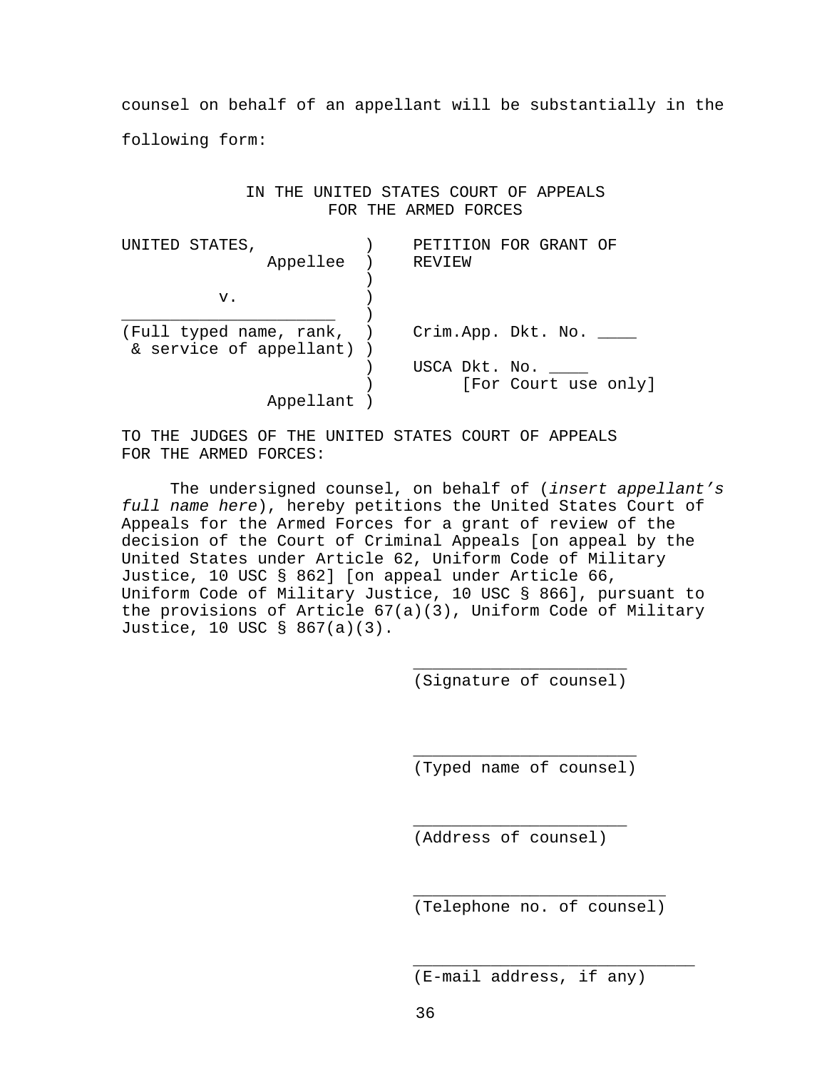counsel on behalf of an appellant will be substantially in the following form:

IN THE UNITED STATES COURT OF APPEALS
FOR THE ARMED FORCES

```
UNITED STATES,           )    PETITION FOR GRANT OF
             Appellee  )    REVIEW
                         )
          v.             )
______________________   )
(Full typed name, rank,  )    Crim.App. Dkt. No. ____
 & service of appellant) )
                         )    USCA Dkt. No. ____
                         )         [For Court use only]
             Appellant )
```

TO THE JUDGES OF THE UNITED STATES COURT OF APPEALS
FOR THE ARMED FORCES:

The undersigned counsel, on behalf of (*insert appellant's full name here*), hereby petitions the United States Court of Appeals for the Armed Forces for a grant of review of the decision of the Court of Criminal Appeals [on appeal by the United States under Article 62, Uniform Code of Military Justice, 10 USC § 862] [on appeal under Article 66, Uniform Code of Military Justice, 10 USC § 866], pursuant to the provisions of Article 67(a)(3), Uniform Code of Military Justice, 10 USC § 867(a)(3).

______________________
(Signature of counsel)

______________________
(Typed name of counsel)

______________________
(Address of counsel)

__________________________
(Telephone no. of counsel)

_____________________________
(E-mail address, if any)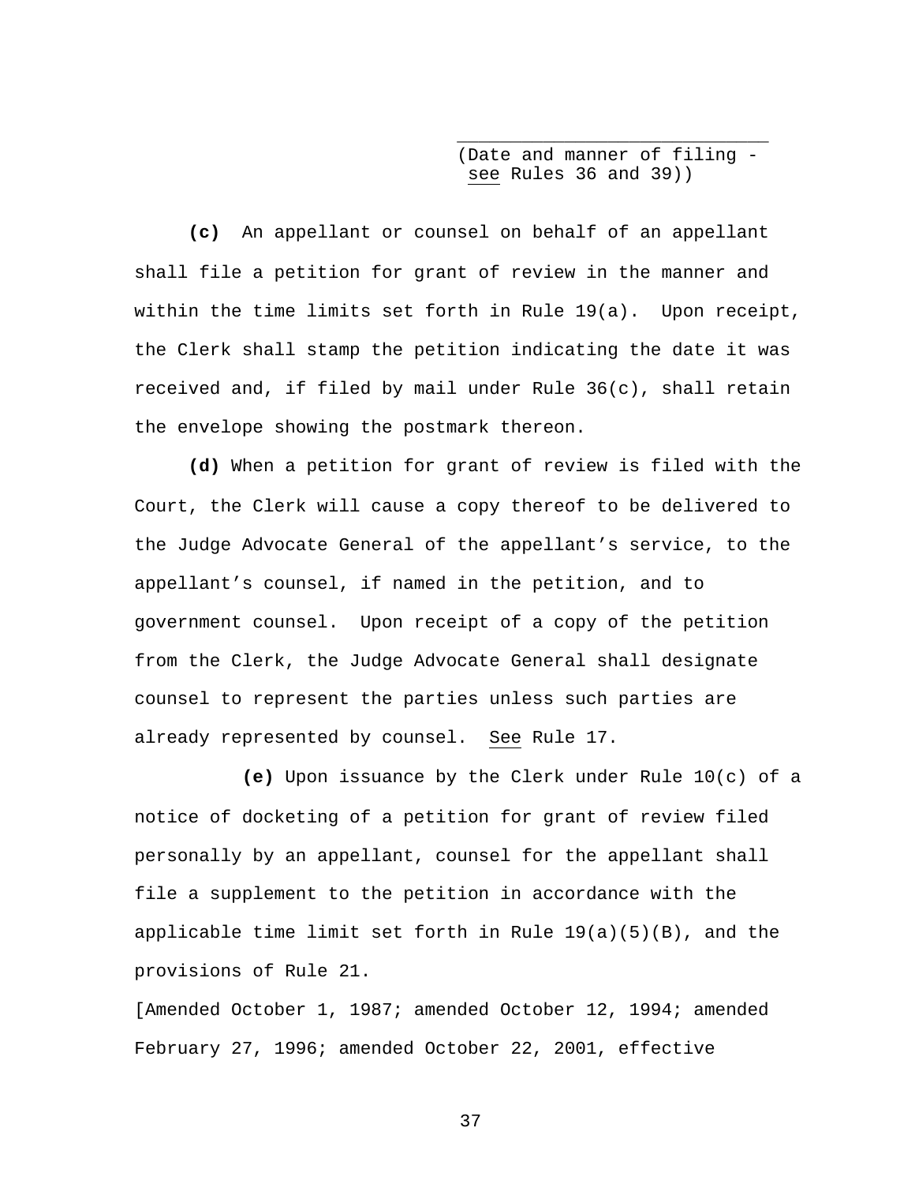\_\_\_\_\_\_\_\_\_\_\_\_\_\_\_\_\_\_\_\_\_\_\_\_\_\_\_\_
(Date and manner of filing - *see* Rules 36 and 39))

**(c)** An appellant or counsel on behalf of an appellant shall file a petition for grant of review in the manner and within the time limits set forth in Rule 19(a). Upon receipt, the Clerk shall stamp the petition indicating the date it was received and, if filed by mail under Rule 36(c), shall retain the envelope showing the postmark thereon.

**(d)** When a petition for grant of review is filed with the Court, the Clerk will cause a copy thereof to be delivered to the Judge Advocate General of the appellant's service, to the appellant's counsel, if named in the petition, and to government counsel. Upon receipt of a copy of the petition from the Clerk, the Judge Advocate General shall designate counsel to represent the parties unless such parties are already represented by counsel. *See* Rule 17.

**(e)** Upon issuance by the Clerk under Rule 10(c) of a notice of docketing of a petition for grant of review filed personally by an appellant, counsel for the appellant shall file a supplement to the petition in accordance with the applicable time limit set forth in Rule 19(a)(5)(B), and the provisions of Rule 21.

[Amended October 1, 1987; amended October 12, 1994; amended February 27, 1996; amended October 22, 2001, effective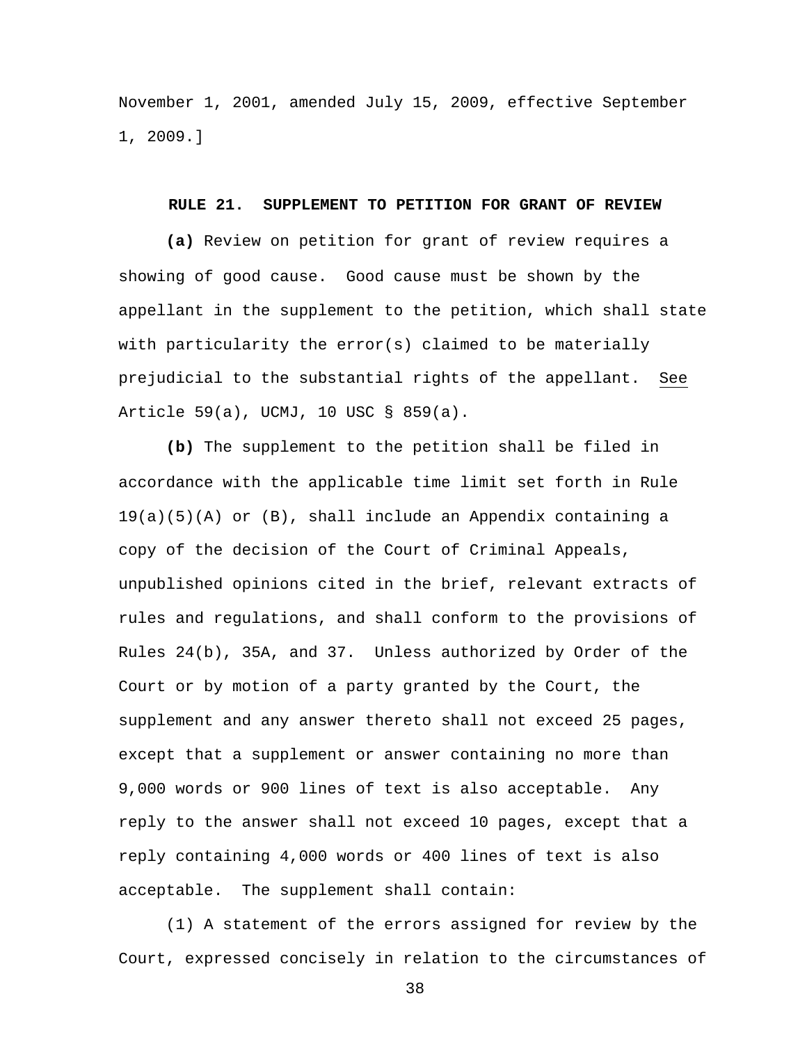November 1, 2001, amended July 15, 2009, effective September 1, 2009.]

### RULE 21. SUPPLEMENT TO PETITION FOR GRANT OF REVIEW

**(a)** Review on petition for grant of review requires a showing of good cause. Good cause must be shown by the appellant in the supplement to the petition, which shall state with particularity the error(s) claimed to be materially prejudicial to the substantial rights of the appellant. See Article 59(a), UCMJ, 10 USC § 859(a).

**(b)** The supplement to the petition shall be filed in accordance with the applicable time limit set forth in Rule 19(a)(5)(A) or (B), shall include an Appendix containing a copy of the decision of the Court of Criminal Appeals, unpublished opinions cited in the brief, relevant extracts of rules and regulations, and shall conform to the provisions of Rules 24(b), 35A, and 37. Unless authorized by Order of the Court or by motion of a party granted by the Court, the supplement and any answer thereto shall not exceed 25 pages, except that a supplement or answer containing no more than 9,000 words or 900 lines of text is also acceptable. Any reply to the answer shall not exceed 10 pages, except that a reply containing 4,000 words or 400 lines of text is also acceptable. The supplement shall contain:

(1) A statement of the errors assigned for review by the Court, expressed concisely in relation to the circumstances of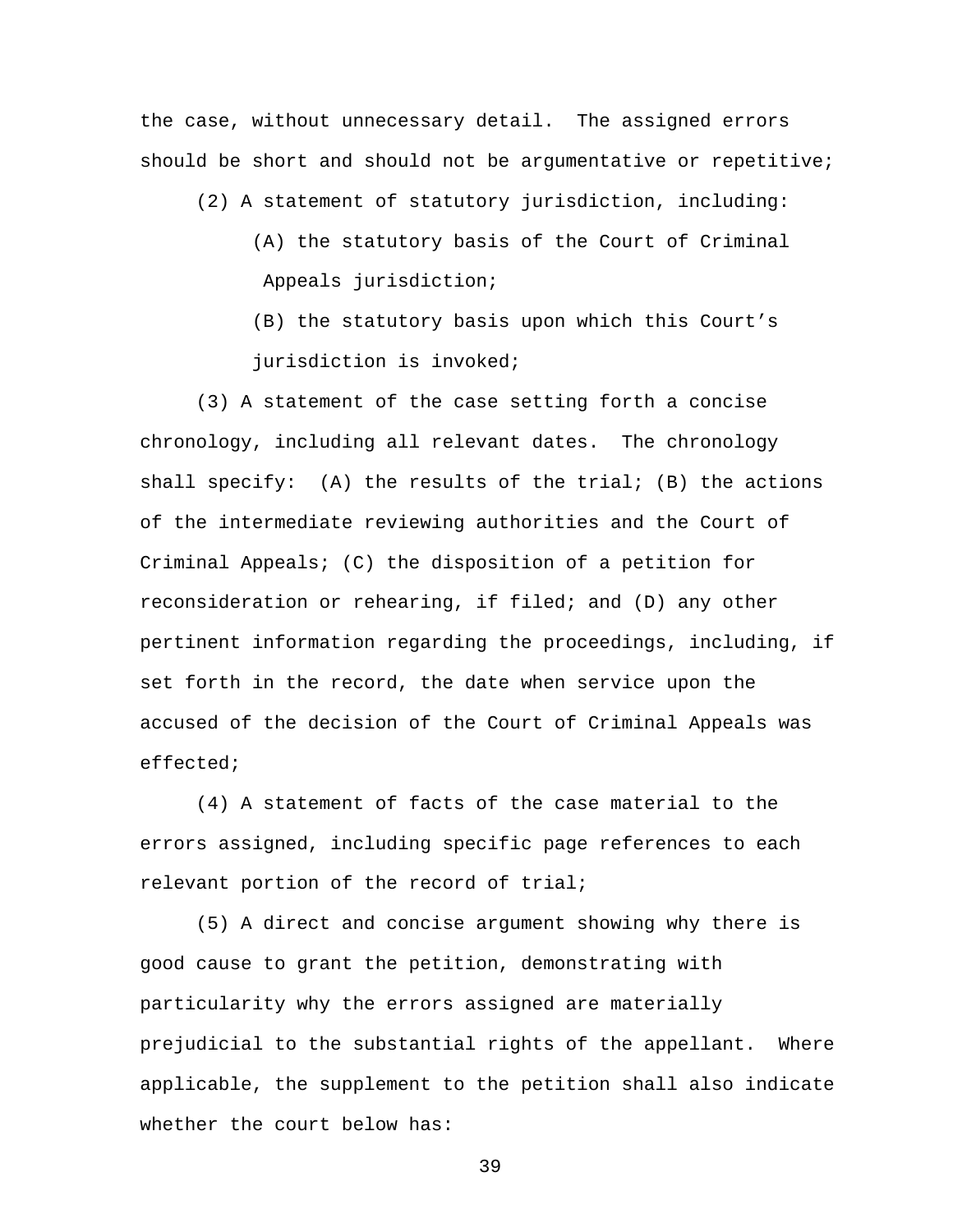the case, without unnecessary detail. The assigned errors should be short and should not be argumentative or repetitive;

(2) A statement of statutory jurisdiction, including:

(A) the statutory basis of the Court of Criminal Appeals jurisdiction;

(B) the statutory basis upon which this Court's jurisdiction is invoked;

(3) A statement of the case setting forth a concise chronology, including all relevant dates. The chronology shall specify: (A) the results of the trial; (B) the actions of the intermediate reviewing authorities and the Court of Criminal Appeals; (C) the disposition of a petition for reconsideration or rehearing, if filed; and (D) any other pertinent information regarding the proceedings, including, if set forth in the record, the date when service upon the accused of the decision of the Court of Criminal Appeals was effected;

(4) A statement of facts of the case material to the errors assigned, including specific page references to each relevant portion of the record of trial;

(5) A direct and concise argument showing why there is good cause to grant the petition, demonstrating with particularity why the errors assigned are materially prejudicial to the substantial rights of the appellant. Where applicable, the supplement to the petition shall also indicate whether the court below has: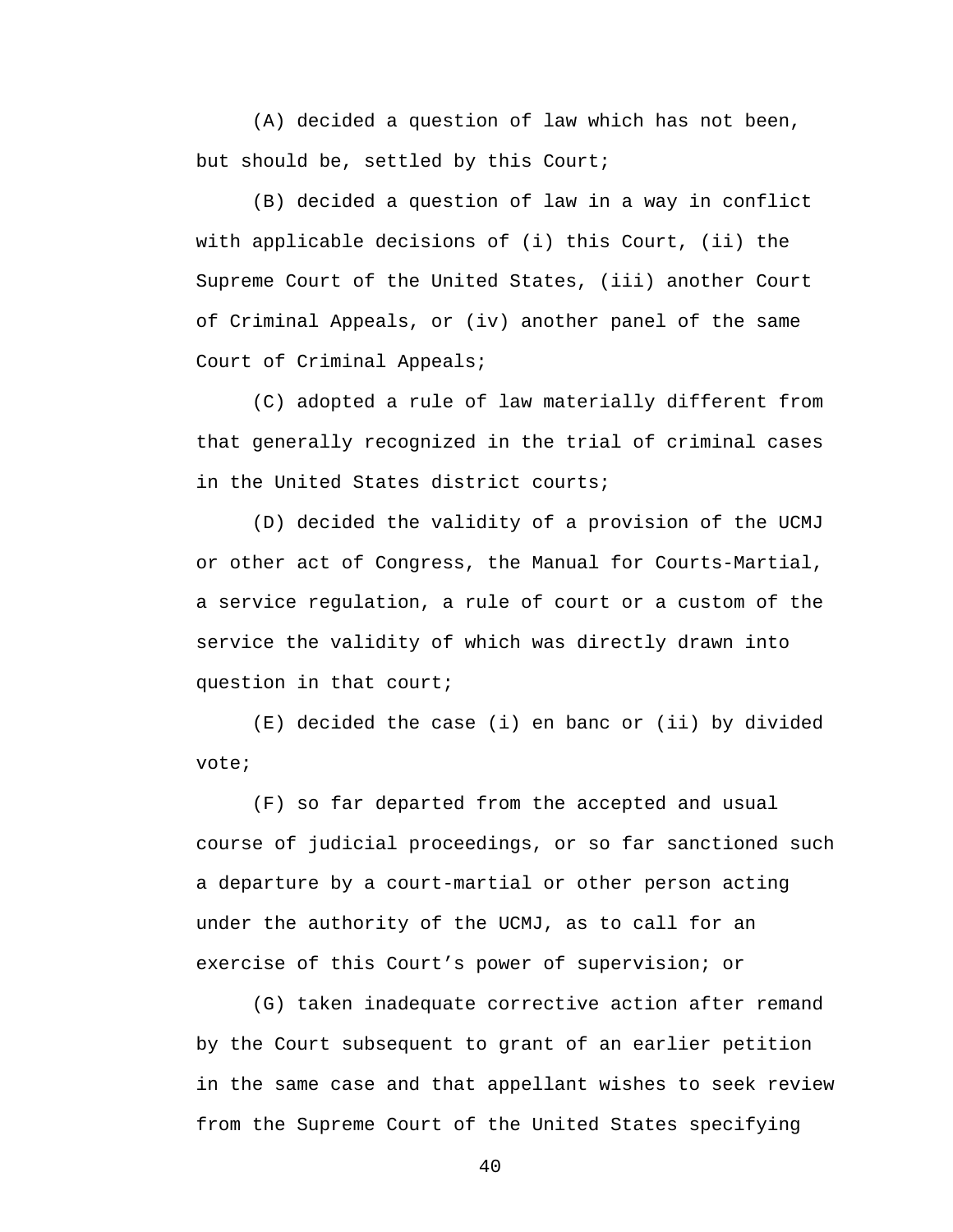(A) decided a question of law which has not been, but should be, settled by this Court;

(B) decided a question of law in a way in conflict with applicable decisions of (i) this Court, (ii) the Supreme Court of the United States, (iii) another Court of Criminal Appeals, or (iv) another panel of the same Court of Criminal Appeals;

(C) adopted a rule of law materially different from that generally recognized in the trial of criminal cases in the United States district courts;

(D) decided the validity of a provision of the UCMJ or other act of Congress, the Manual for Courts-Martial, a service regulation, a rule of court or a custom of the service the validity of which was directly drawn into question in that court;

(E) decided the case (i) en banc or (ii) by divided vote;

(F) so far departed from the accepted and usual course of judicial proceedings, or so far sanctioned such a departure by a court-martial or other person acting under the authority of the UCMJ, as to call for an exercise of this Court's power of supervision; or

(G) taken inadequate corrective action after remand by the Court subsequent to grant of an earlier petition in the same case and that appellant wishes to seek review from the Supreme Court of the United States specifying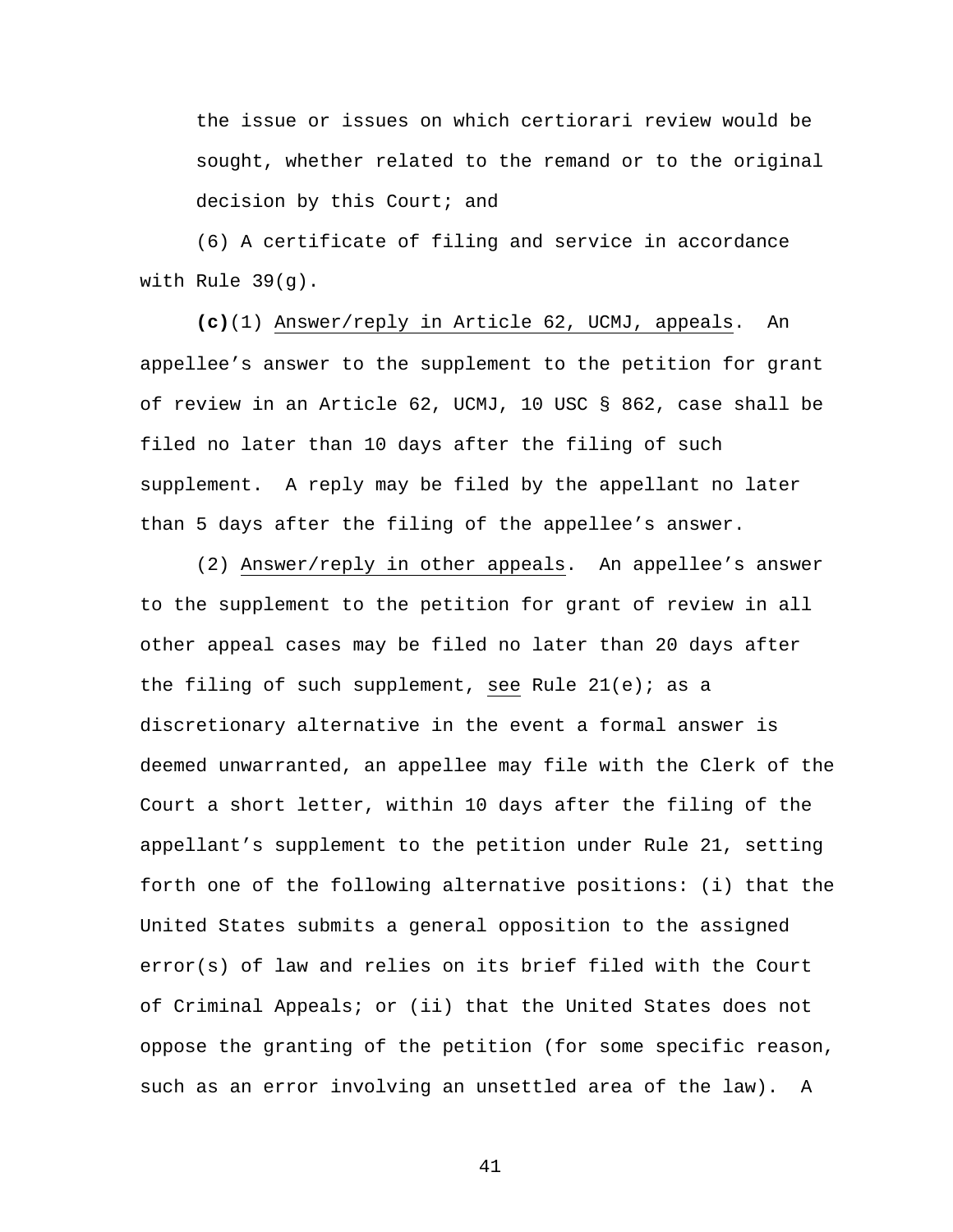the issue or issues on which certiorari review would be sought, whether related to the remand or to the original decision by this Court; and

(6) A certificate of filing and service in accordance with Rule 39(g).

**(c)**(1) Answer/reply in Article 62, UCMJ, appeals. An appellee's answer to the supplement to the petition for grant of review in an Article 62, UCMJ, 10 USC § 862, case shall be filed no later than 10 days after the filing of such supplement. A reply may be filed by the appellant no later than 5 days after the filing of the appellee's answer.

(2) Answer/reply in other appeals. An appellee's answer to the supplement to the petition for grant of review in all other appeal cases may be filed no later than 20 days after the filing of such supplement, see Rule 21(e); as a discretionary alternative in the event a formal answer is deemed unwarranted, an appellee may file with the Clerk of the Court a short letter, within 10 days after the filing of the appellant's supplement to the petition under Rule 21, setting forth one of the following alternative positions: (i) that the United States submits a general opposition to the assigned error(s) of law and relies on its brief filed with the Court of Criminal Appeals; or (ii) that the United States does not oppose the granting of the petition (for some specific reason, such as an error involving an unsettled area of the law). A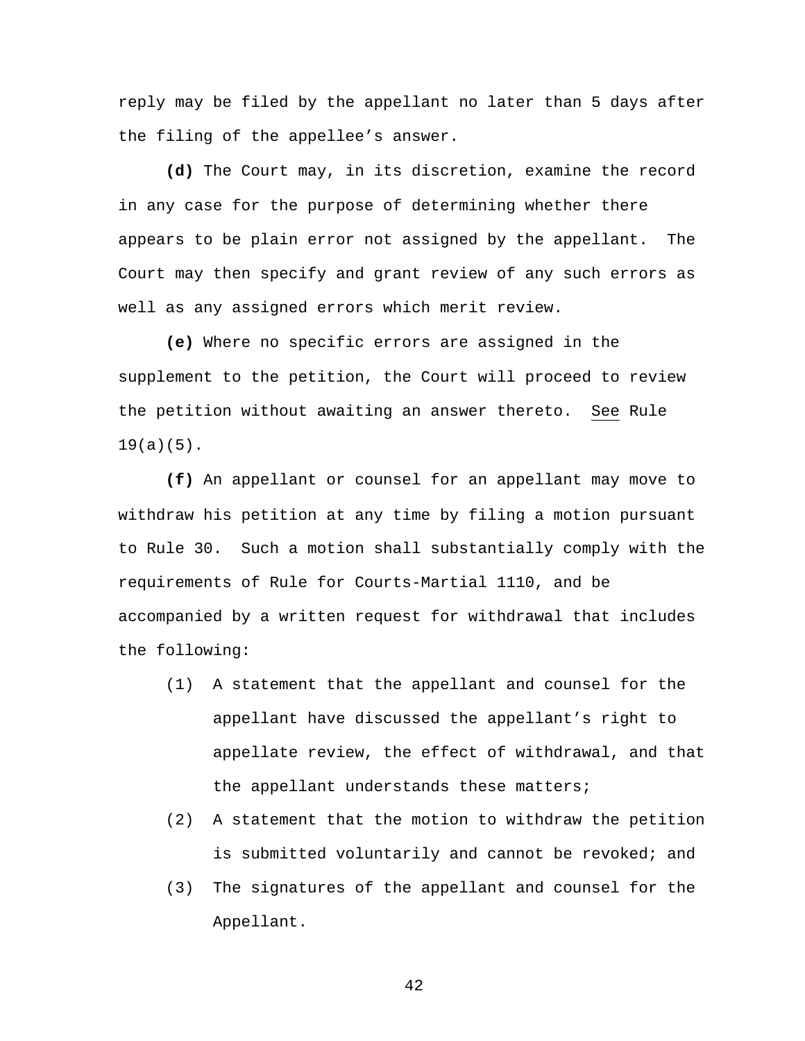reply may be filed by the appellant no later than 5 days after the filing of the appellee's answer.

**(d)** The Court may, in its discretion, examine the record in any case for the purpose of determining whether there appears to be plain error not assigned by the appellant. The Court may then specify and grant review of any such errors as well as any assigned errors which merit review.

**(e)** Where no specific errors are assigned in the supplement to the petition, the Court will proceed to review the petition without awaiting an answer thereto. See Rule 19(a)(5).

**(f)** An appellant or counsel for an appellant may move to withdraw his petition at any time by filing a motion pursuant to Rule 30. Such a motion shall substantially comply with the requirements of Rule for Courts-Martial 1110, and be accompanied by a written request for withdrawal that includes the following:

(1) A statement that the appellant and counsel for the appellant have discussed the appellant's right to appellate review, the effect of withdrawal, and that the appellant understands these matters;

(2) A statement that the motion to withdraw the petition is submitted voluntarily and cannot be revoked; and

(3) The signatures of the appellant and counsel for the Appellant.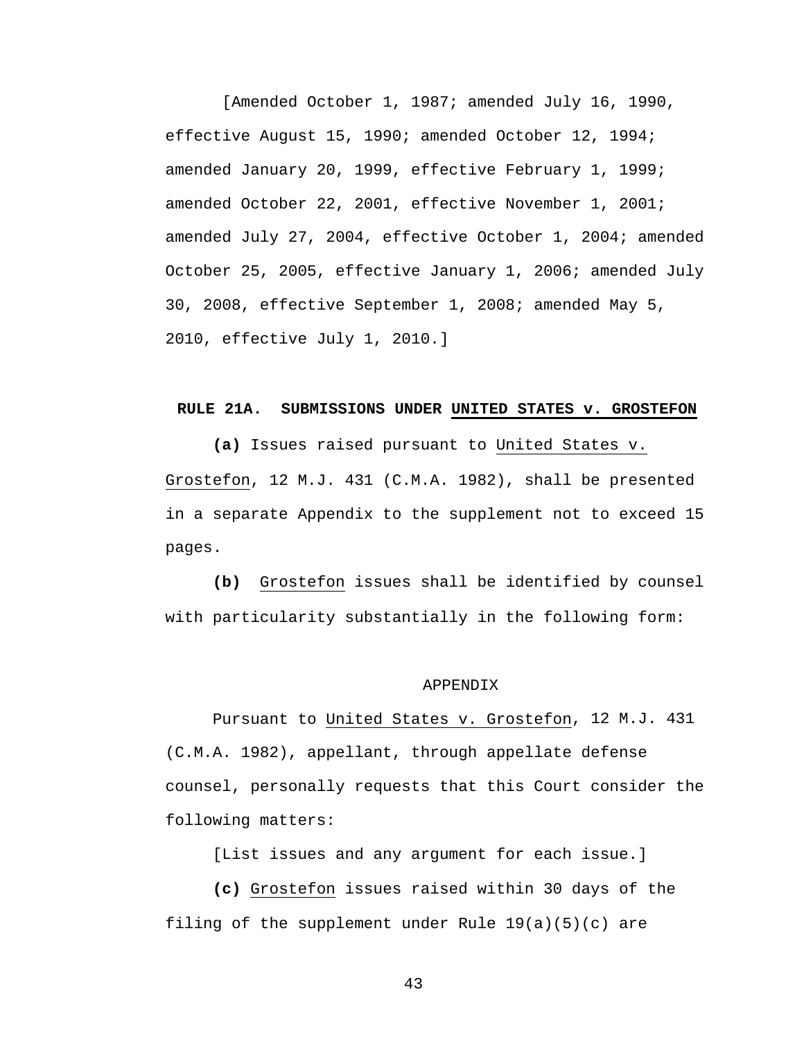[Amended October 1, 1987; amended July 16, 1990, effective August 15, 1990; amended October 12, 1994; amended January 20, 1999, effective February 1, 1999; amended October 22, 2001, effective November 1, 2001; amended July 27, 2004, effective October 1, 2004; amended October 25, 2005, effective January 1, 2006; amended July 30, 2008, effective September 1, 2008; amended May 5, 2010, effective July 1, 2010.]

## RULE 21A. SUBMISSIONS UNDER UNITED STATES v. GROSTEFON

**(a)** Issues raised pursuant to United States v. Grostefon, 12 M.J. 431 (C.M.A. 1982), shall be presented in a separate Appendix to the supplement not to exceed 15 pages.

**(b)** Grostefon issues shall be identified by counsel with particularity substantially in the following form:

APPENDIX

Pursuant to United States v. Grostefon, 12 M.J. 431 (C.M.A. 1982), appellant, through appellate defense counsel, personally requests that this Court consider the following matters:

[List issues and any argument for each issue.]

**(c)** Grostefon issues raised within 30 days of the filing of the supplement under Rule 19(a)(5)(c) are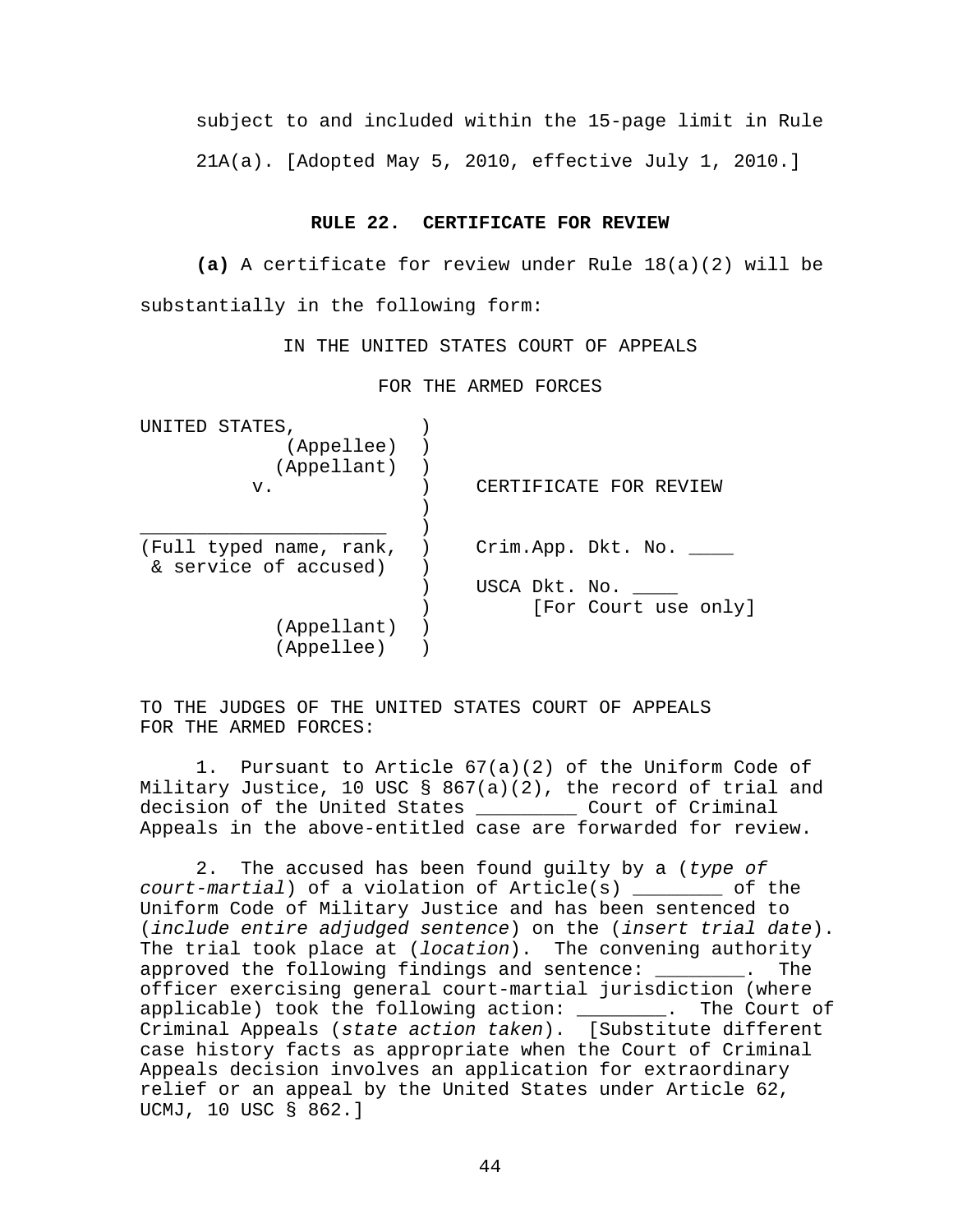subject to and included within the 15-page limit in Rule 21A(a). [Adopted May 5, 2010, effective July 1, 2010.]

### RULE 22. CERTIFICATE FOR REVIEW

**(a)** A certificate for review under Rule 18(a)(2) will be substantially in the following form:

IN THE UNITED STATES COURT OF APPEALS

FOR THE ARMED FORCES

```
UNITED STATES,            )
            (Appellee)    )
           (Appellant)    )
         v.               )    CERTIFICATE FOR REVIEW
                          )
______________________    )
(Full typed name, rank,   )    Crim.App. Dkt. No. ____
 & service of accused)    )
                          )    USCA Dkt. No. ____
                          )         [For Court use only]
           (Appellant)    )
           (Appellee)     )
```

TO THE JUDGES OF THE UNITED STATES COURT OF APPEALS FOR THE ARMED FORCES:

1. Pursuant to Article 67(a)(2) of the Uniform Code of Military Justice, 10 USC § 867(a)(2), the record of trial and decision of the United States _________ Court of Criminal Appeals in the above-entitled case are forwarded for review.

2. The accused has been found guilty by a (*type of court-martial*) of a violation of Article(s) ________ of the Uniform Code of Military Justice and has been sentenced to (*include entire adjudged sentence*) on the (*insert trial date*). The trial took place at (*location*). The convening authority approved the following findings and sentence: ________. The officer exercising general court-martial jurisdiction (where applicable) took the following action: ________. The Court of Criminal Appeals (*state action taken*). [Substitute different case history facts as appropriate when the Court of Criminal Appeals decision involves an application for extraordinary relief or an appeal by the United States under Article 62, UCMJ, 10 USC § 862.]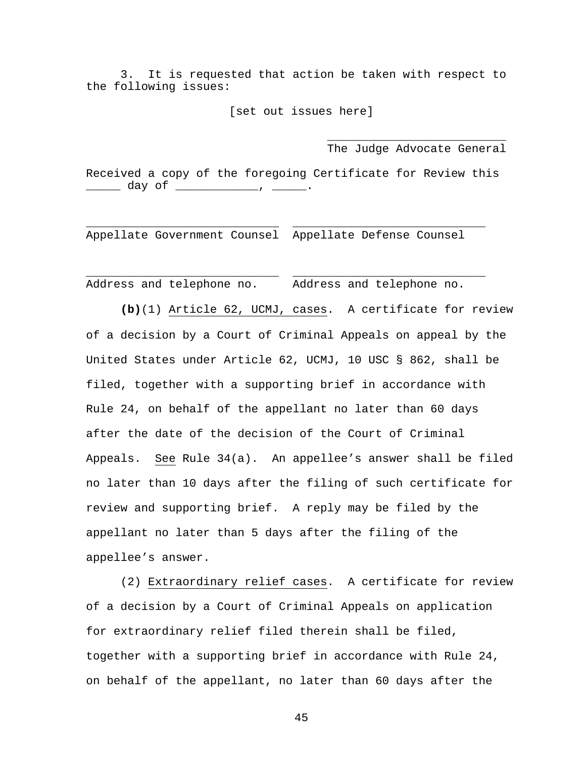3. It is requested that action be taken with respect to the following issues:

[set out issues here]

___________________________
The Judge Advocate General

Received a copy of the foregoing Certificate for Review this _____ day of ____________, _____.

____________________________ ____________________________
Appellate Government Counsel Appellate Defense Counsel

____________________________ ____________________________
Address and telephone no. Address and telephone no.

**(b)**(1) Article 62, UCMJ, cases. A certificate for review of a decision by a Court of Criminal Appeals on appeal by the United States under Article 62, UCMJ, 10 USC § 862, shall be filed, together with a supporting brief in accordance with Rule 24, on behalf of the appellant no later than 60 days after the date of the decision of the Court of Criminal Appeals. See Rule 34(a). An appellee's answer shall be filed no later than 10 days after the filing of such certificate for review and supporting brief. A reply may be filed by the appellant no later than 5 days after the filing of the appellee's answer.

(2) Extraordinary relief cases. A certificate for review of a decision by a Court of Criminal Appeals on application for extraordinary relief filed therein shall be filed, together with a supporting brief in accordance with Rule 24, on behalf of the appellant, no later than 60 days after the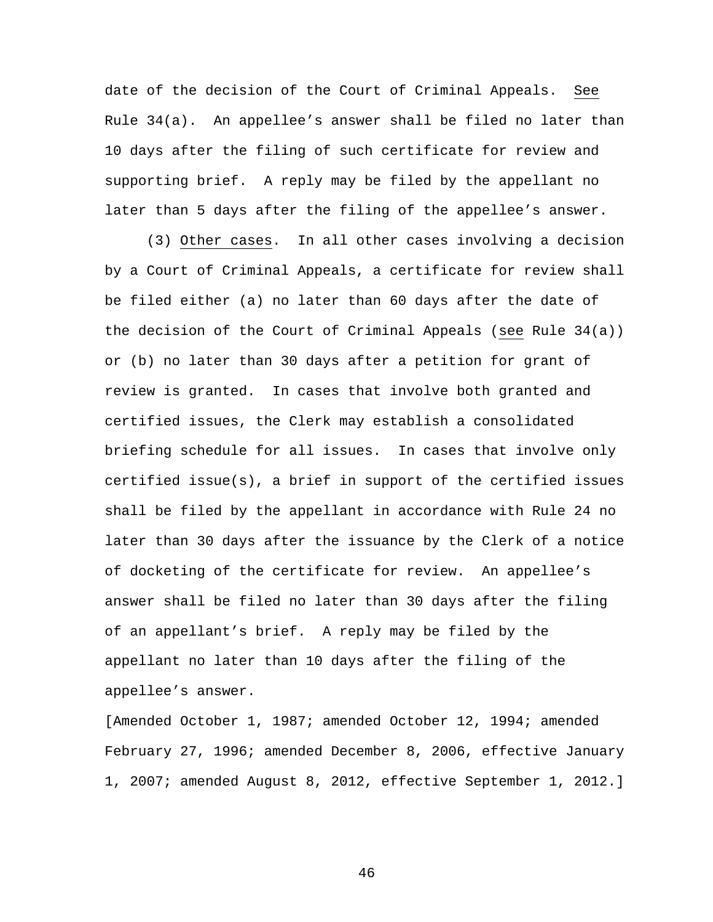date of the decision of the Court of Criminal Appeals. See Rule 34(a). An appellee's answer shall be filed no later than 10 days after the filing of such certificate for review and supporting brief. A reply may be filed by the appellant no later than 5 days after the filing of the appellee's answer.

(3) Other cases. In all other cases involving a decision by a Court of Criminal Appeals, a certificate for review shall be filed either (a) no later than 60 days after the date of the decision of the Court of Criminal Appeals (see Rule 34(a)) or (b) no later than 30 days after a petition for grant of review is granted. In cases that involve both granted and certified issues, the Clerk may establish a consolidated briefing schedule for all issues. In cases that involve only certified issue(s), a brief in support of the certified issues shall be filed by the appellant in accordance with Rule 24 no later than 30 days after the issuance by the Clerk of a notice of docketing of the certificate for review. An appellee's answer shall be filed no later than 30 days after the filing of an appellant's brief. A reply may be filed by the appellant no later than 10 days after the filing of the appellee's answer.

[Amended October 1, 1987; amended October 12, 1994; amended February 27, 1996; amended December 8, 2006, effective January 1, 2007; amended August 8, 2012, effective September 1, 2012.]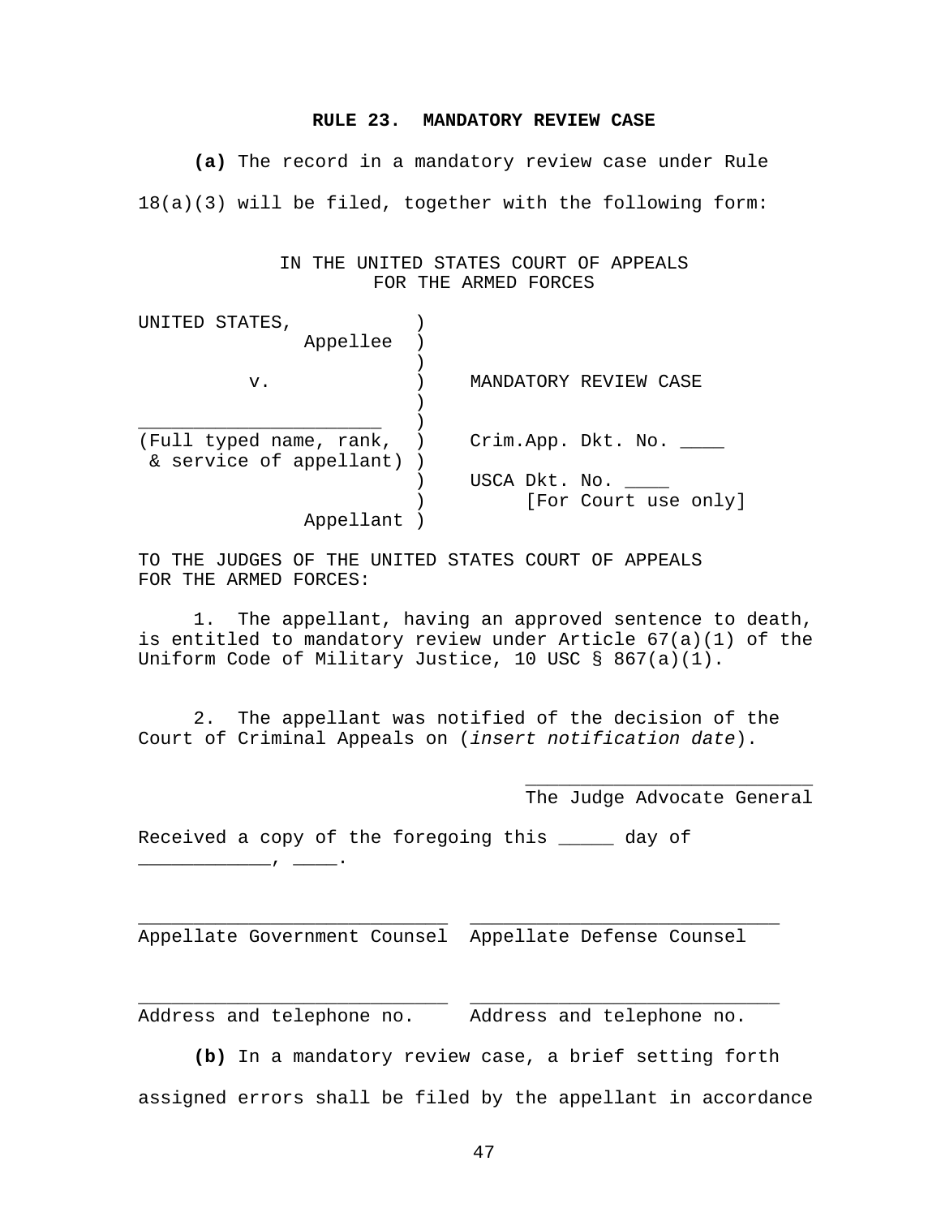## RULE 23. MANDATORY REVIEW CASE

**(a)** The record in a mandatory review case under Rule 18(a)(3) will be filed, together with the following form:

```
             IN THE UNITED STATES COURT OF APPEALS
                    FOR THE ARMED FORCES

UNITED STATES,           )
              Appellee   )
                         )
         v.              )    MANDATORY REVIEW CASE
                         )
______________________   )
(Full typed name, rank,  )    Crim.App. Dkt. No. ____
 & service of appellant) )
                         )    USCA Dkt. No. ____
                         )         [For Court use only]
              Appellant  )

TO THE JUDGES OF THE UNITED STATES COURT OF APPEALS
FOR THE ARMED FORCES:

     1.  The appellant, having an approved sentence to death,
is entitled to mandatory review under Article 67(a)(1) of the
Uniform Code of Military Justice, 10 USC § 867(a)(1).

     2.  The appellant was notified of the decision of the
Court of Criminal Appeals on (insert notification date).

                                 __________________________
                                 The Judge Advocate General

Received a copy of the foregoing this _____ day of
____________, ____.

____________________________  ____________________________
Appellate Government Counsel  Appellate Defense Counsel

____________________________  ____________________________
Address and telephone no.     Address and telephone no.
```

**(b)** In a mandatory review case, a brief setting forth assigned errors shall be filed by the appellant in accordance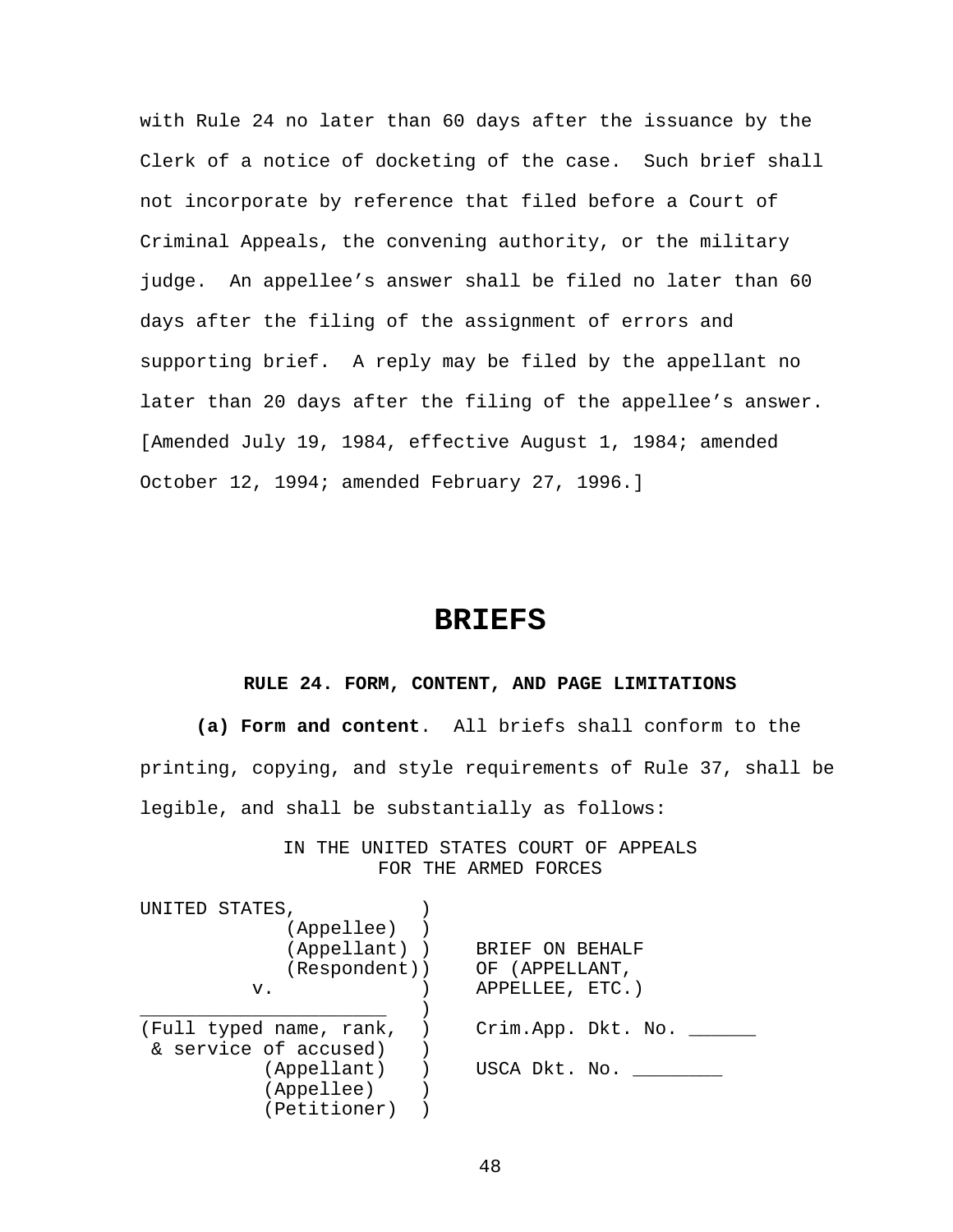with Rule 24 no later than 60 days after the issuance by the Clerk of a notice of docketing of the case. Such brief shall not incorporate by reference that filed before a Court of Criminal Appeals, the convening authority, or the military judge. An appellee's answer shall be filed no later than 60 days after the filing of the assignment of errors and supporting brief. A reply may be filed by the appellant no later than 20 days after the filing of the appellee's answer. [Amended July 19, 1984, effective August 1, 1984; amended October 12, 1994; amended February 27, 1996.]

# BRIEFS

### RULE 24. FORM, CONTENT, AND PAGE LIMITATIONS

**(a) Form and content**. All briefs shall conform to the printing, copying, and style requirements of Rule 37, shall be legible, and shall be substantially as follows:

```
              IN THE UNITED STATES COURT OF APPEALS
                       FOR THE ARMED FORCES

UNITED STATES,           )
            (Appellee)   )
            (Appellant)  )    BRIEF ON BEHALF
            (Respondent) )    OF (APPELLANT,
        v.               )    APPELLEE, ETC.)
______________________   )
(Full typed name, rank,  )    Crim.App. Dkt. No. ______
 & service of accused)   )
          (Appellant)    )    USCA Dkt. No. ________
          (Appellee)     )
          (Petitioner)   )
```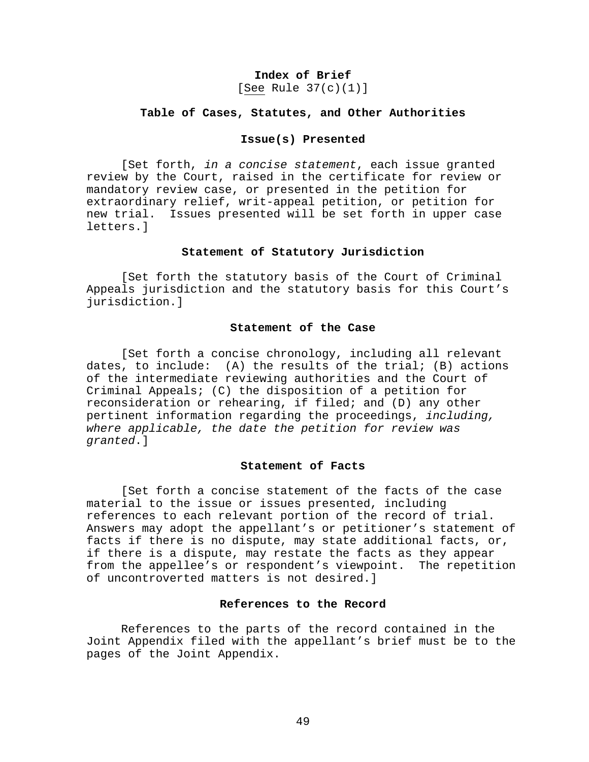**Index of Brief**
[<u>See</u> Rule 37(c)(1)]

**Table of Cases, Statutes, and Other Authorities**

**Issue(s) Presented**

[Set forth, *in a concise statement*, each issue granted review by the Court, raised in the certificate for review or mandatory review case, or presented in the petition for extraordinary relief, writ-appeal petition, or petition for new trial. Issues presented will be set forth in upper case letters.]

**Statement of Statutory Jurisdiction**

[Set forth the statutory basis of the Court of Criminal Appeals jurisdiction and the statutory basis for this Court's jurisdiction.]

**Statement of the Case**

[Set forth a concise chronology, including all relevant dates, to include: (A) the results of the trial; (B) actions of the intermediate reviewing authorities and the Court of Criminal Appeals; (C) the disposition of a petition for reconsideration or rehearing, if filed; and (D) any other pertinent information regarding the proceedings, *including, where applicable, the date the petition for review was granted*.]

**Statement of Facts**

[Set forth a concise statement of the facts of the case material to the issue or issues presented, including references to each relevant portion of the record of trial. Answers may adopt the appellant's or petitioner's statement of facts if there is no dispute, may state additional facts, or, if there is a dispute, may restate the facts as they appear from the appellee's or respondent's viewpoint. The repetition of uncontroverted matters is not desired.]

**References to the Record**

References to the parts of the record contained in the Joint Appendix filed with the appellant's brief must be to the pages of the Joint Appendix.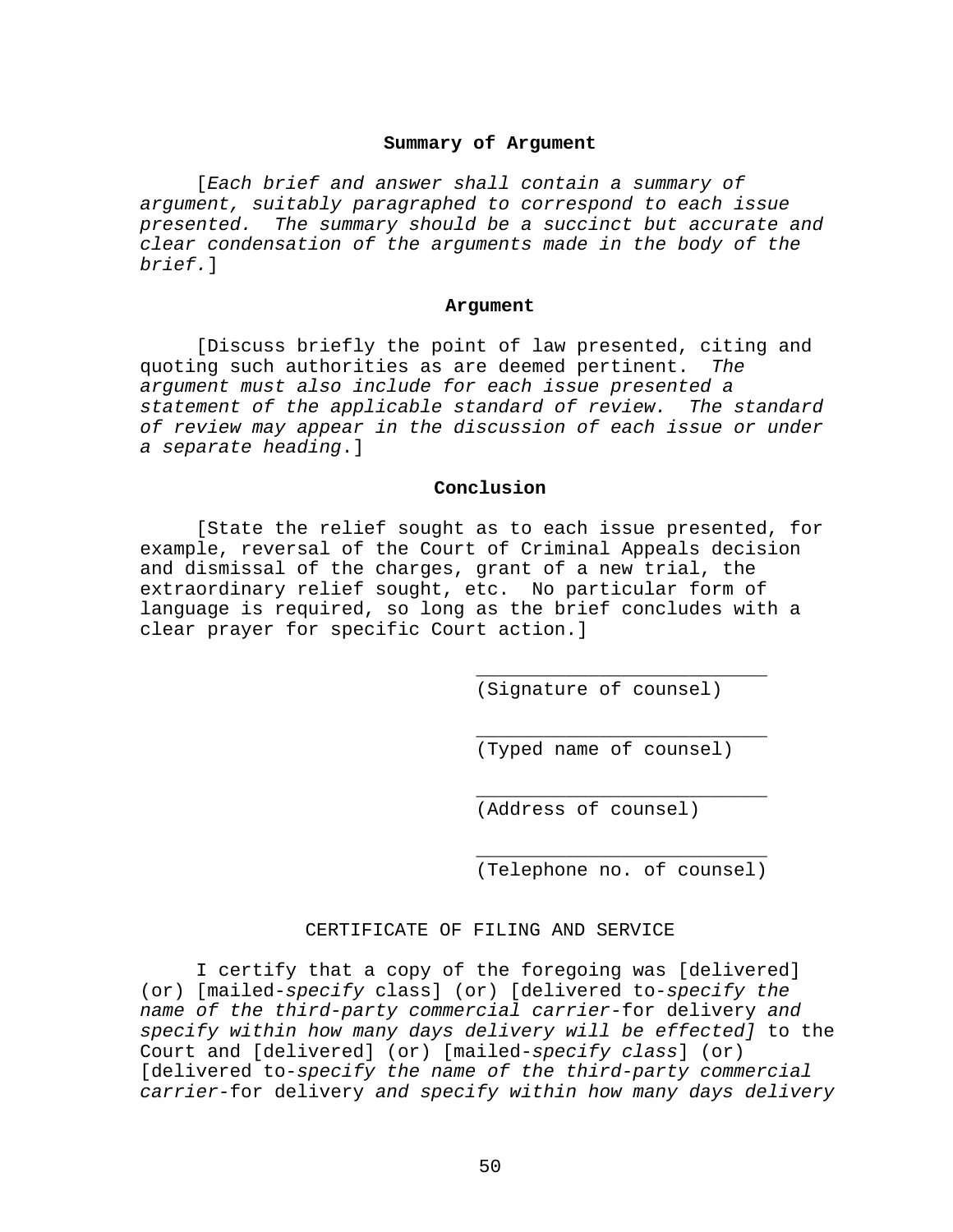## Summary of Argument

[*Each brief and answer shall contain a summary of argument, suitably paragraphed to correspond to each issue presented. The summary should be a succinct but accurate and clear condensation of the arguments made in the body of the brief.*]

## Argument

[Discuss briefly the point of law presented, citing and quoting such authorities as are deemed pertinent. *The argument must also include for each issue presented a statement of the applicable standard of review. The standard of review may appear in the discussion of each issue or under a separate heading*.]

## Conclusion

[State the relief sought as to each issue presented, for example, reversal of the Court of Criminal Appeals decision and dismissal of the charges, grant of a new trial, the extraordinary relief sought, etc. No particular form of language is required, so long as the brief concludes with a clear prayer for specific Court action.]

\_\_\_\_\_\_\_\_\_\_\_\_\_\_\_\_\_\_\_\_\_\_\_\_\_\_
(Signature of counsel)

\_\_\_\_\_\_\_\_\_\_\_\_\_\_\_\_\_\_\_\_\_\_\_\_\_\_
(Typed name of counsel)

\_\_\_\_\_\_\_\_\_\_\_\_\_\_\_\_\_\_\_\_\_\_\_\_\_\_
(Address of counsel)

\_\_\_\_\_\_\_\_\_\_\_\_\_\_\_\_\_\_\_\_\_\_\_\_\_\_
(Telephone no. of counsel)

CERTIFICATE OF FILING AND SERVICE

I certify that a copy of the foregoing was [delivered] (or) [mailed-*specify* class] (or) [delivered to-*specify the name of the third-party commercial carrier*-for delivery *and specify within how many days delivery will be effected]* to the Court and [delivered] (or) [mailed-*specify class*] (or) [delivered to-*specify the name of the third-party commercial carrier*-for delivery *and specify within how many days delivery*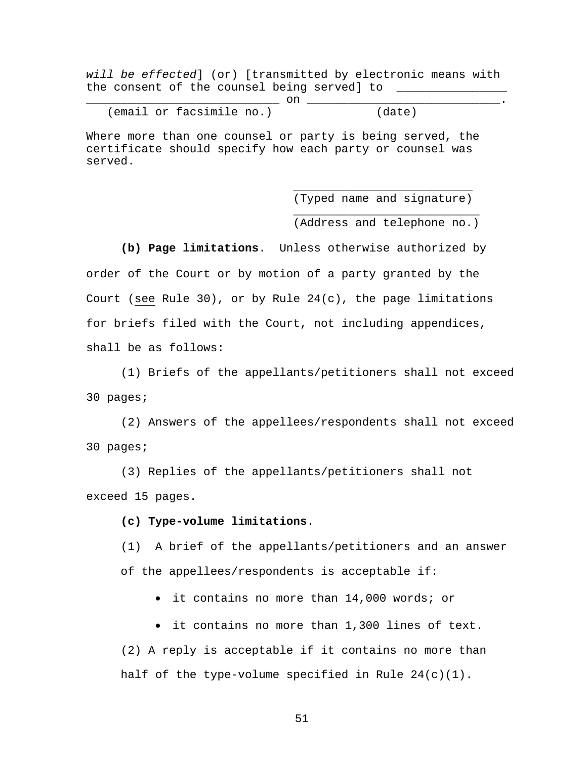*will be effected*] (or) [transmitted by electronic means with the consent of the counsel being served] to _______________ ___________________________ on ___________________________.
(email or facsimile no.)                (date)

Where more than one counsel or party is being served, the certificate should specify how each party or counsel was served.

_________________________
(Typed name and signature)
_________________________
(Address and telephone no.)

**(b) Page limitations**. Unless otherwise authorized by order of the Court or by motion of a party granted by the Court (see Rule 30), or by Rule 24(c), the page limitations for briefs filed with the Court, not including appendices, shall be as follows:

(1) Briefs of the appellants/petitioners shall not exceed 30 pages;

(2) Answers of the appellees/respondents shall not exceed 30 pages;

(3) Replies of the appellants/petitioners shall not exceed 15 pages.

**(c) Type-volume limitations**.

(1) A brief of the appellants/petitioners and an answer of the appellees/respondents is acceptable if:

- it contains no more than 14,000 words; or
- it contains no more than 1,300 lines of text.

(2) A reply is acceptable if it contains no more than half of the type-volume specified in Rule 24(c)(1).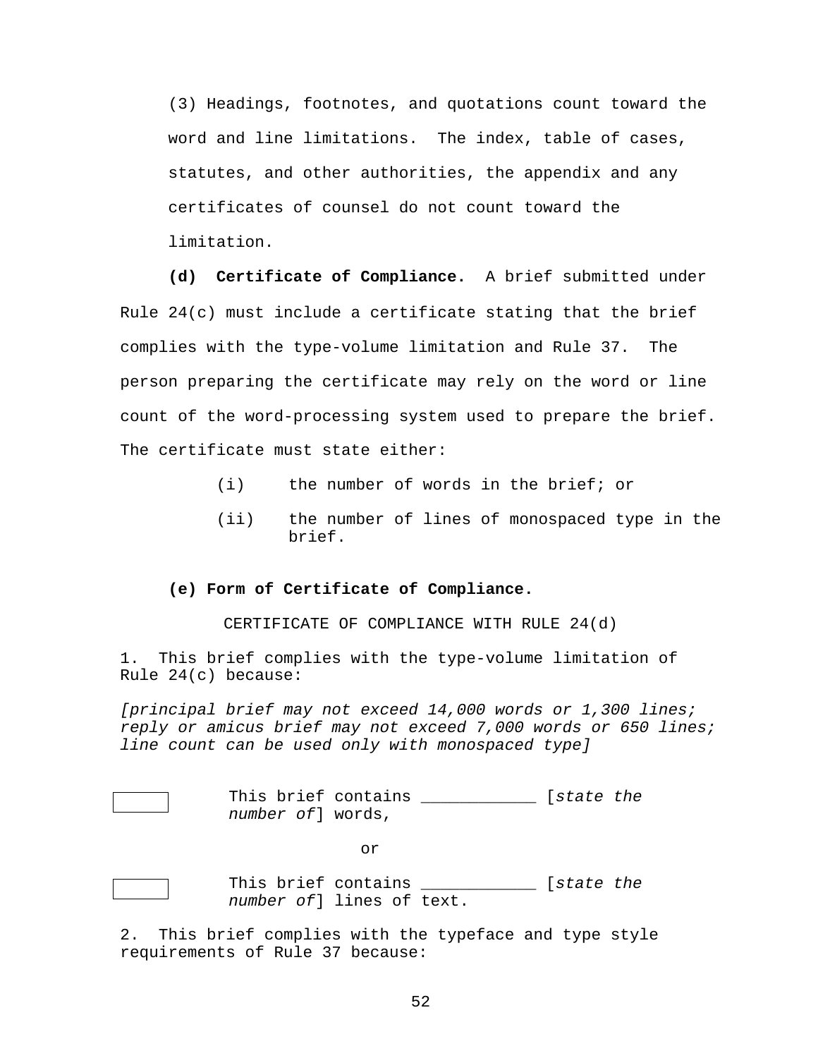(3) Headings, footnotes, and quotations count toward the word and line limitations. The index, table of cases, statutes, and other authorities, the appendix and any certificates of counsel do not count toward the limitation.

**(d) Certificate of Compliance.** A brief submitted under Rule 24(c) must include a certificate stating that the brief complies with the type-volume limitation and Rule 37. The person preparing the certificate may rely on the word or line count of the word-processing system used to prepare the brief. The certificate must state either:

(i) the number of words in the brief; or

(ii) the number of lines of monospaced type in the brief.

**(e) Form of Certificate of Compliance.**

CERTIFICATE OF COMPLIANCE WITH RULE 24(d)

1. This brief complies with the type-volume limitation of Rule 24(c) because:

*[principal brief may not exceed 14,000 words or 1,300 lines; reply or amicus brief may not exceed 7,000 words or 650 lines; line count can be used only with monospaced type]*

☐ This brief contains ___________ [*state the number of*] words,

or

☐ This brief contains ___________ [*state the number of*] lines of text.

2. This brief complies with the typeface and type style requirements of Rule 37 because: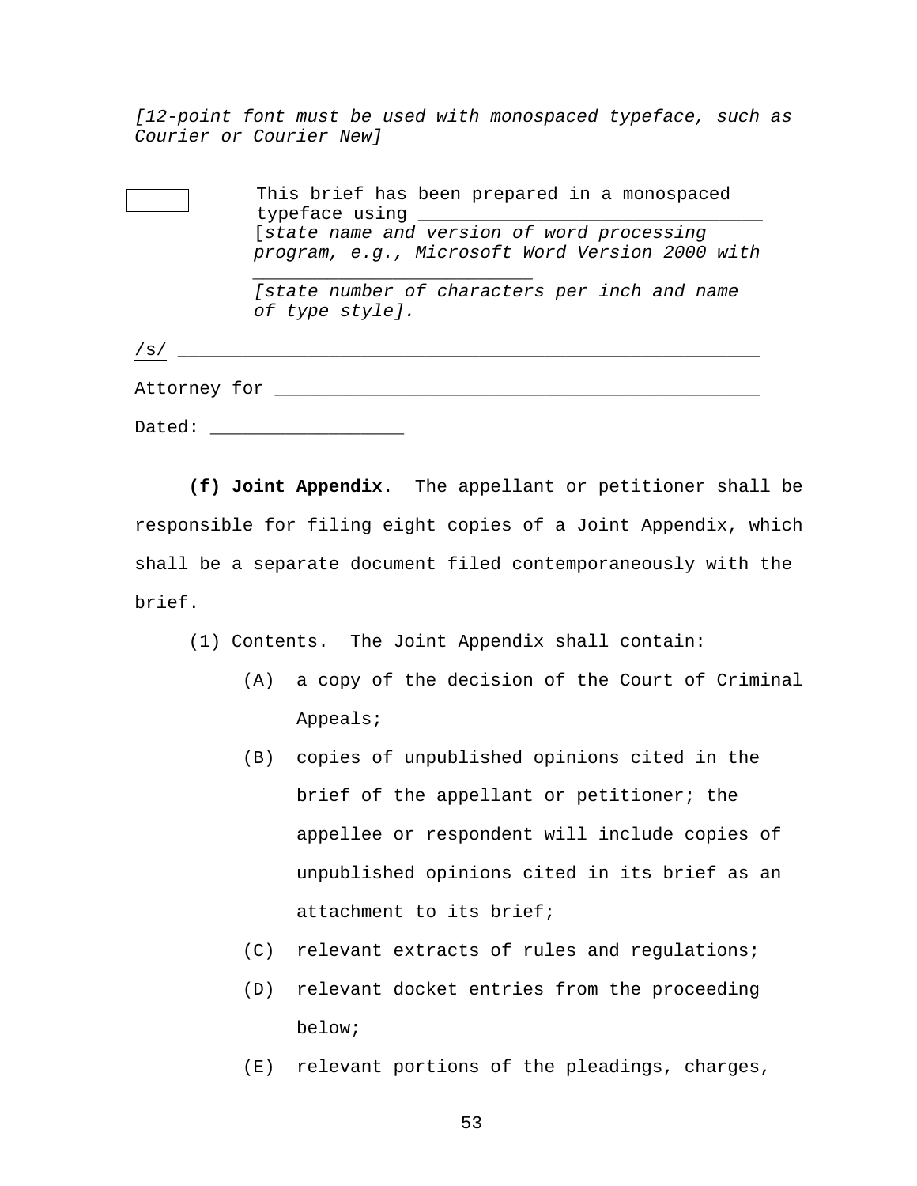*[12-point font must be used with monospaced typeface, such as Courier or Courier New]*

☐ This brief has been prepared in a monospaced typeface using ________________________________ [*state name and version of word processing program, e.g., Microsoft Word Version 2000 with* __________________________ *[state number of characters per inch and name of type style].*

/s/ _____________________________________________________

Attorney for _____________________________________________

Dated: __________________

**(f) Joint Appendix**. The appellant or petitioner shall be responsible for filing eight copies of a Joint Appendix, which shall be a separate document filed contemporaneously with the brief.

(1) Contents. The Joint Appendix shall contain:

(A) a copy of the decision of the Court of Criminal Appeals;

(B) copies of unpublished opinions cited in the brief of the appellant or petitioner; the appellee or respondent will include copies of unpublished opinions cited in its brief as an attachment to its brief;

(C) relevant extracts of rules and regulations;

(D) relevant docket entries from the proceeding below;

(E) relevant portions of the pleadings, charges,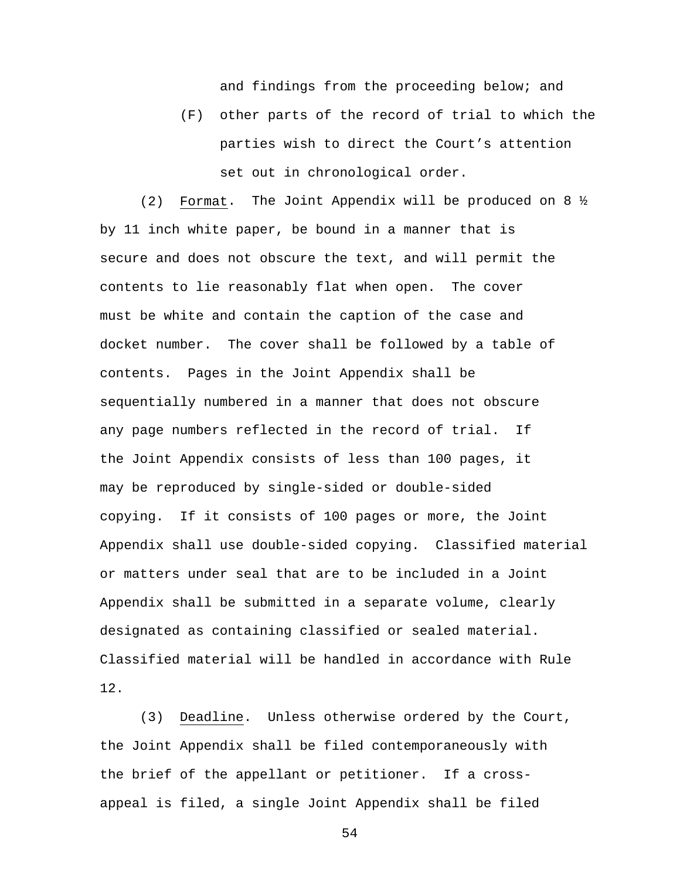and findings from the proceeding below; and

(F) other parts of the record of trial to which the parties wish to direct the Court's attention set out in chronological order.

(2) Format. The Joint Appendix will be produced on 8 ½ by 11 inch white paper, be bound in a manner that is secure and does not obscure the text, and will permit the contents to lie reasonably flat when open. The cover must be white and contain the caption of the case and docket number. The cover shall be followed by a table of contents. Pages in the Joint Appendix shall be sequentially numbered in a manner that does not obscure any page numbers reflected in the record of trial. If the Joint Appendix consists of less than 100 pages, it may be reproduced by single-sided or double-sided copying. If it consists of 100 pages or more, the Joint Appendix shall use double-sided copying. Classified material or matters under seal that are to be included in a Joint Appendix shall be submitted in a separate volume, clearly designated as containing classified or sealed material. Classified material will be handled in accordance with Rule 12.

(3) Deadline. Unless otherwise ordered by the Court, the Joint Appendix shall be filed contemporaneously with the brief of the appellant or petitioner. If a cross-appeal is filed, a single Joint Appendix shall be filed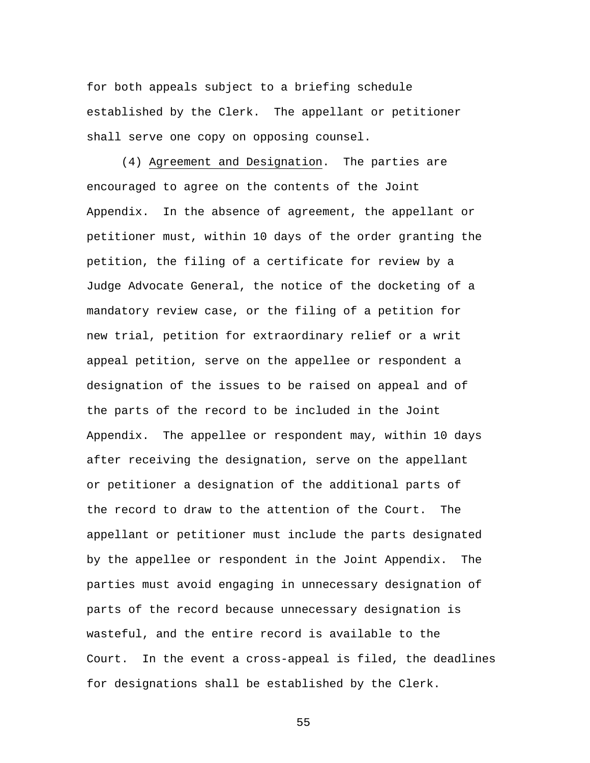for both appeals subject to a briefing schedule established by the Clerk. The appellant or petitioner shall serve one copy on opposing counsel.

(4) Agreement and Designation. The parties are encouraged to agree on the contents of the Joint Appendix. In the absence of agreement, the appellant or petitioner must, within 10 days of the order granting the petition, the filing of a certificate for review by a Judge Advocate General, the notice of the docketing of a mandatory review case, or the filing of a petition for new trial, petition for extraordinary relief or a writ appeal petition, serve on the appellee or respondent a designation of the issues to be raised on appeal and of the parts of the record to be included in the Joint Appendix. The appellee or respondent may, within 10 days after receiving the designation, serve on the appellant or petitioner a designation of the additional parts of the record to draw to the attention of the Court. The appellant or petitioner must include the parts designated by the appellee or respondent in the Joint Appendix. The parties must avoid engaging in unnecessary designation of parts of the record because unnecessary designation is wasteful, and the entire record is available to the Court. In the event a cross-appeal is filed, the deadlines for designations shall be established by the Clerk.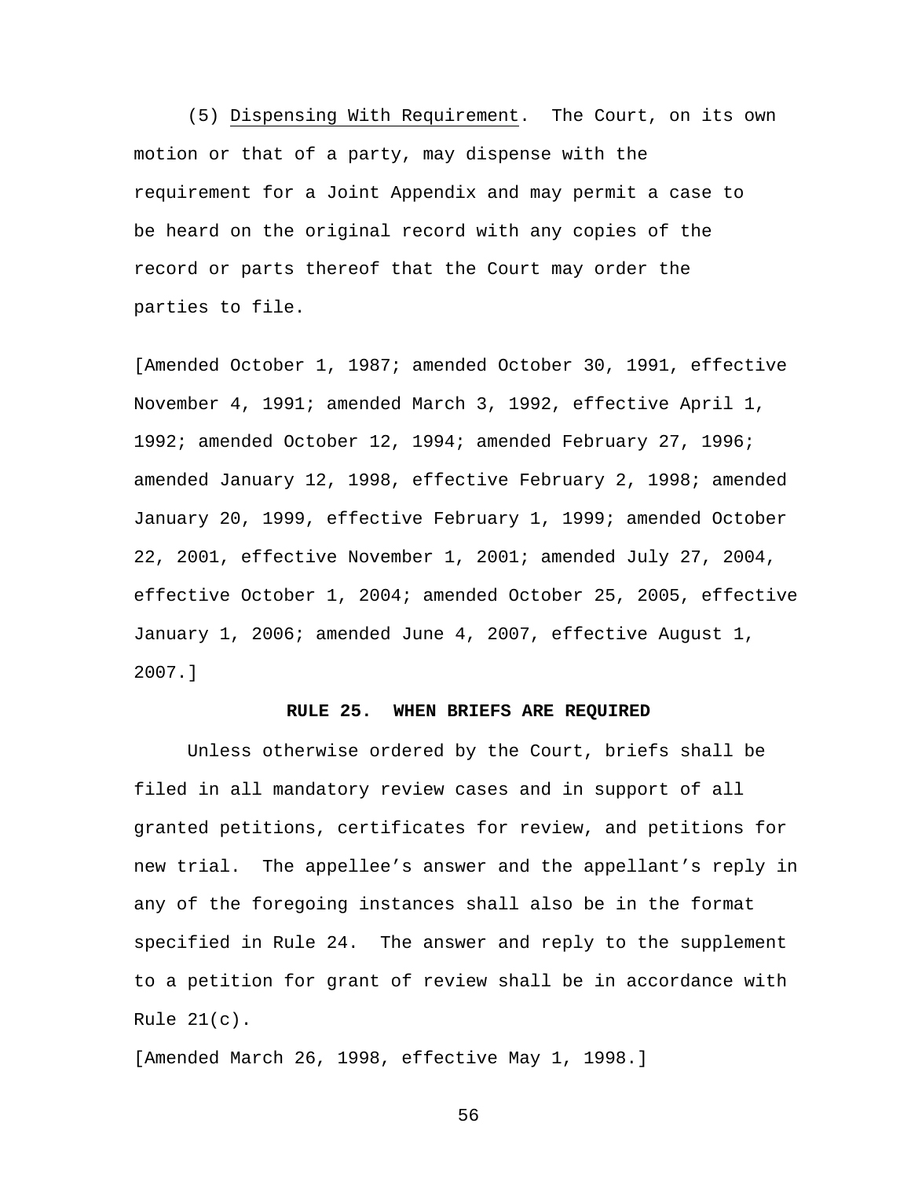(5) Dispensing With Requirement. The Court, on its own motion or that of a party, may dispense with the requirement for a Joint Appendix and may permit a case to be heard on the original record with any copies of the record or parts thereof that the Court may order the parties to file.

[Amended October 1, 1987; amended October 30, 1991, effective November 4, 1991; amended March 3, 1992, effective April 1, 1992; amended October 12, 1994; amended February 27, 1996; amended January 12, 1998, effective February 2, 1998; amended January 20, 1999, effective February 1, 1999; amended October 22, 2001, effective November 1, 2001; amended July 27, 2004, effective October 1, 2004; amended October 25, 2005, effective January 1, 2006; amended June 4, 2007, effective August 1, 2007.]

## RULE 25. WHEN BRIEFS ARE REQUIRED

Unless otherwise ordered by the Court, briefs shall be filed in all mandatory review cases and in support of all granted petitions, certificates for review, and petitions for new trial. The appellee's answer and the appellant's reply in any of the foregoing instances shall also be in the format specified in Rule 24. The answer and reply to the supplement to a petition for grant of review shall be in accordance with Rule 21(c).

[Amended March 26, 1998, effective May 1, 1998.]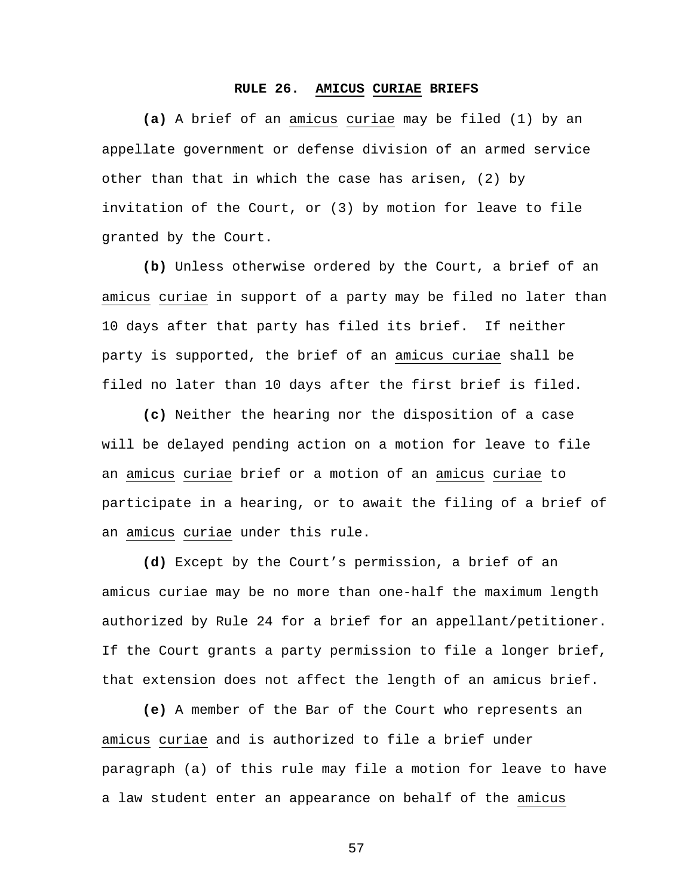# RULE 26. *AMICUS CURIAE* BRIEFS

**(a)** A brief of an *amicus curiae* may be filed (1) by an appellate government or defense division of an armed service other than that in which the case has arisen, (2) by invitation of the Court, or (3) by motion for leave to file granted by the Court.

**(b)** Unless otherwise ordered by the Court, a brief of an *amicus curiae* in support of a party may be filed no later than 10 days after that party has filed its brief. If neither party is supported, the brief of an *amicus curiae* shall be filed no later than 10 days after the first brief is filed.

**(c)** Neither the hearing nor the disposition of a case will be delayed pending action on a motion for leave to file an *amicus curiae* brief or a motion of an *amicus curiae* to participate in a hearing, or to await the filing of a brief of an *amicus curiae* under this rule.

**(d)** Except by the Court's permission, a brief of an amicus curiae may be no more than one-half the maximum length authorized by Rule 24 for a brief for an appellant/petitioner. If the Court grants a party permission to file a longer brief, that extension does not affect the length of an amicus brief.

**(e)** A member of the Bar of the Court who represents an *amicus curiae* and is authorized to file a brief under paragraph (a) of this rule may file a motion for leave to have a law student enter an appearance on behalf of the *amicus*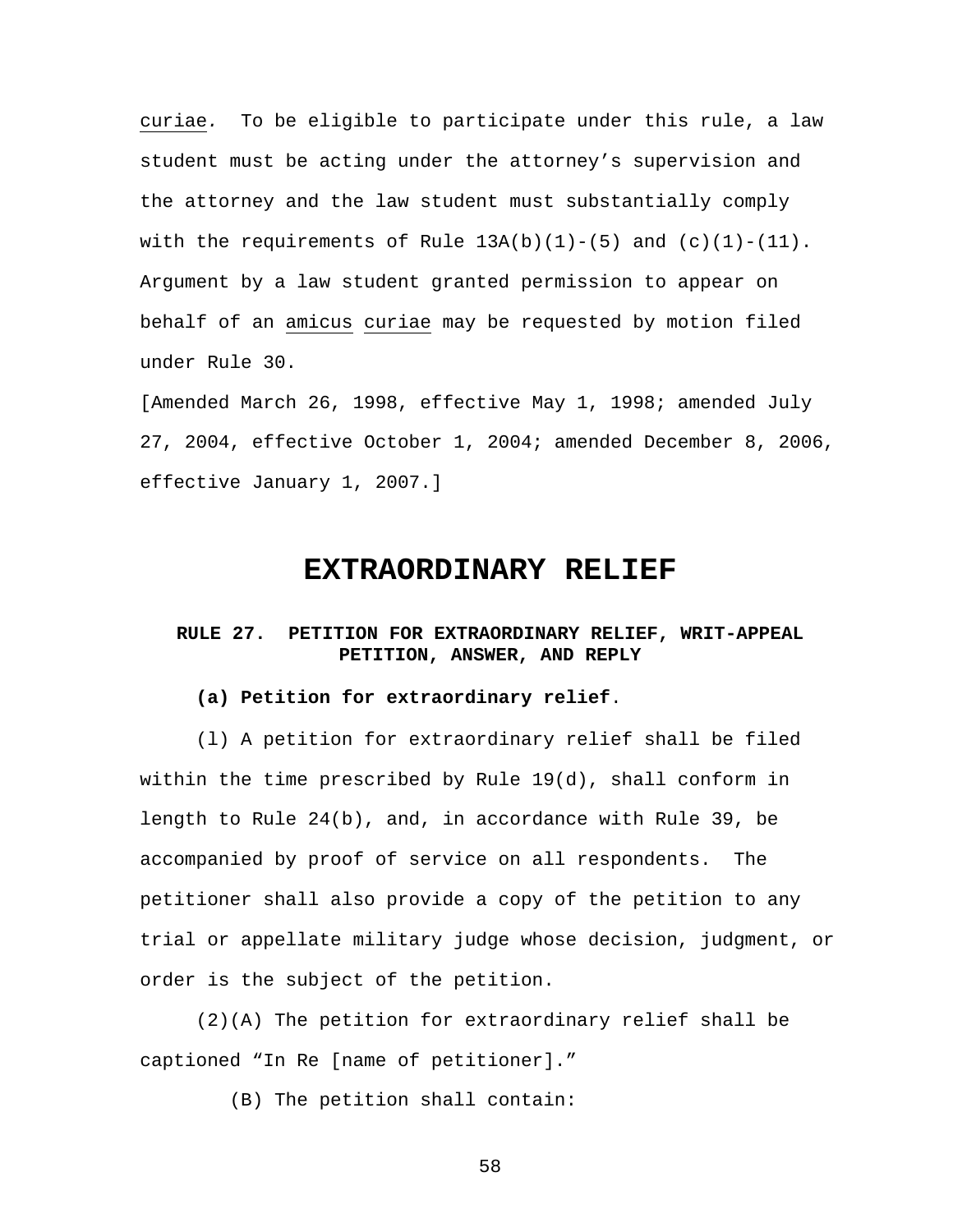curiae. To be eligible to participate under this rule, a law student must be acting under the attorney's supervision and the attorney and the law student must substantially comply with the requirements of Rule 13A(b)(1)-(5) and (c)(1)-(11). Argument by a law student granted permission to appear on behalf of an amicus curiae may be requested by motion filed under Rule 30.

[Amended March 26, 1998, effective May 1, 1998; amended July 27, 2004, effective October 1, 2004; amended December 8, 2006, effective January 1, 2007.]

# EXTRAORDINARY RELIEF

## RULE 27. PETITION FOR EXTRAORDINARY RELIEF, WRIT-APPEAL PETITION, ANSWER, AND REPLY

**(a) Petition for extraordinary relief**.

(l) A petition for extraordinary relief shall be filed within the time prescribed by Rule 19(d), shall conform in length to Rule 24(b), and, in accordance with Rule 39, be accompanied by proof of service on all respondents. The petitioner shall also provide a copy of the petition to any trial or appellate military judge whose decision, judgment, or order is the subject of the petition.

(2)(A) The petition for extraordinary relief shall be captioned "In Re [name of petitioner]."

(B) The petition shall contain: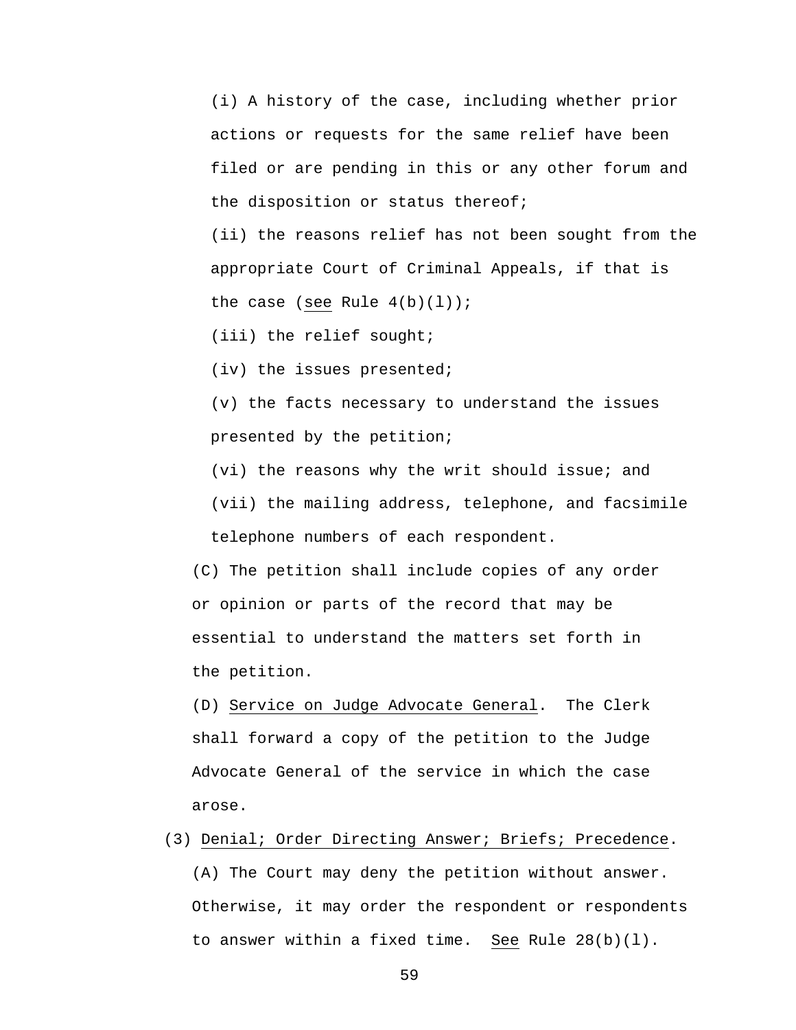(i) A history of the case, including whether prior actions or requests for the same relief have been filed or are pending in this or any other forum and the disposition or status thereof;

(ii) the reasons relief has not been sought from the appropriate Court of Criminal Appeals, if that is the case (see Rule 4(b)(l));

(iii) the relief sought;

(iv) the issues presented;

(v) the facts necessary to understand the issues presented by the petition;

(vi) the reasons why the writ should issue; and

(vii) the mailing address, telephone, and facsimile telephone numbers of each respondent.

(C) The petition shall include copies of any order or opinion or parts of the record that may be essential to understand the matters set forth in the petition.

(D) Service on Judge Advocate General. The Clerk shall forward a copy of the petition to the Judge Advocate General of the service in which the case arose.

(3) Denial; Order Directing Answer; Briefs; Precedence.

(A) The Court may deny the petition without answer. Otherwise, it may order the respondent or respondents to answer within a fixed time. See Rule 28(b)(l).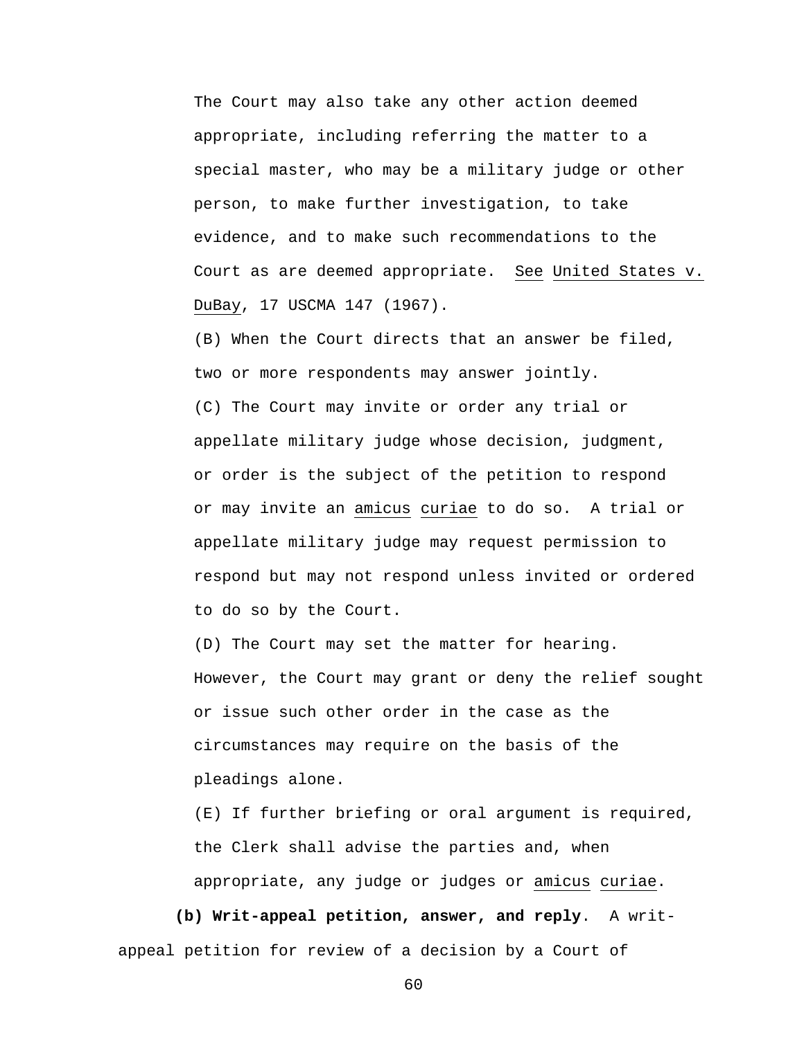The Court may also take any other action deemed appropriate, including referring the matter to a special master, who may be a military judge or other person, to make further investigation, to take evidence, and to make such recommendations to the Court as are deemed appropriate. See United States v. DuBay, 17 USCMA 147 (1967).

(B) When the Court directs that an answer be filed, two or more respondents may answer jointly.

(C) The Court may invite or order any trial or appellate military judge whose decision, judgment, or order is the subject of the petition to respond or may invite an *amicus curiae* to do so. A trial or appellate military judge may request permission to respond but may not respond unless invited or ordered to do so by the Court.

(D) The Court may set the matter for hearing. However, the Court may grant or deny the relief sought or issue such other order in the case as the circumstances may require on the basis of the pleadings alone.

(E) If further briefing or oral argument is required, the Clerk shall advise the parties and, when appropriate, any judge or judges or *amicus curiae*.

**(b) Writ-appeal petition, answer, and reply**. A writ-appeal petition for review of a decision by a Court of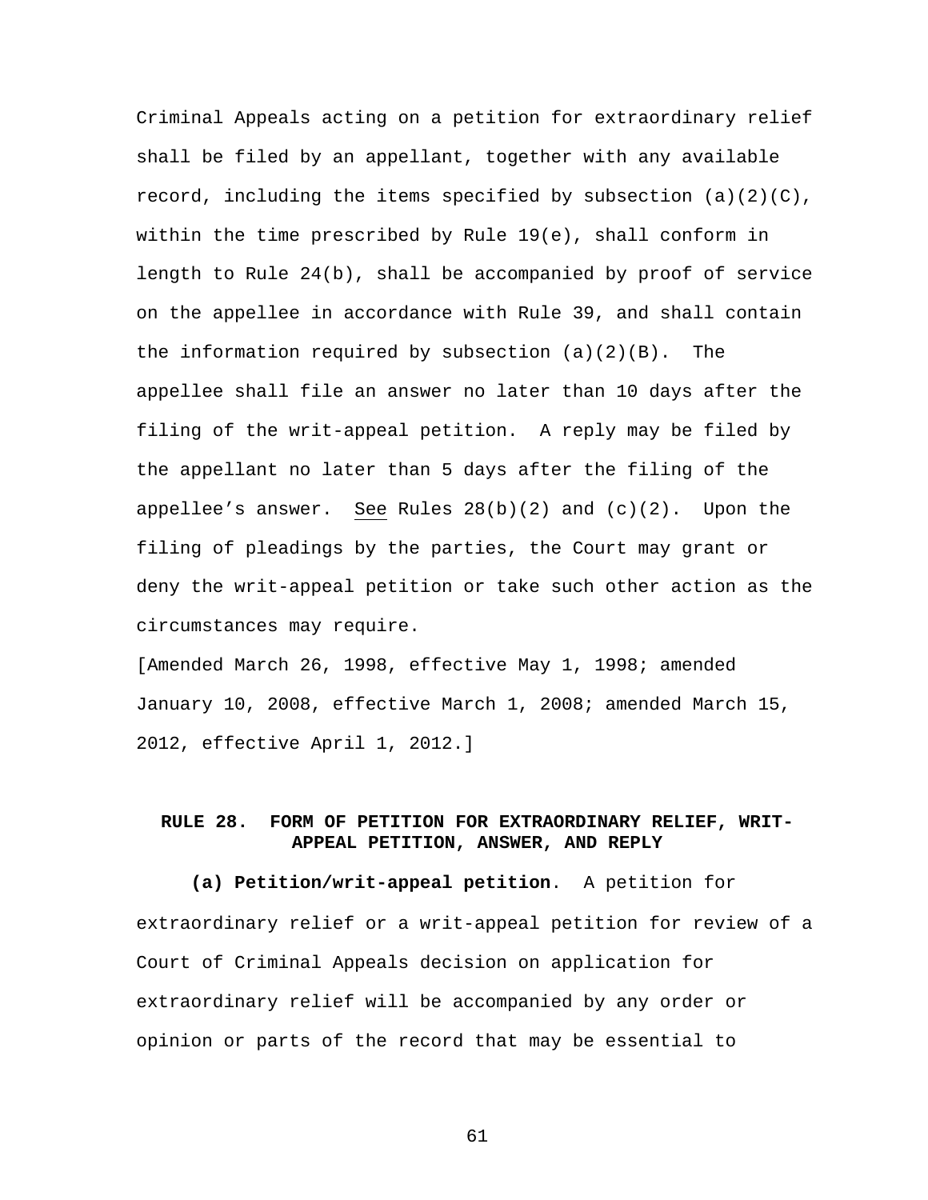Criminal Appeals acting on a petition for extraordinary relief shall be filed by an appellant, together with any available record, including the items specified by subsection (a)(2)(C), within the time prescribed by Rule 19(e), shall conform in length to Rule 24(b), shall be accompanied by proof of service on the appellee in accordance with Rule 39, and shall contain the information required by subsection (a)(2)(B). The appellee shall file an answer no later than 10 days after the filing of the writ-appeal petition. A reply may be filed by the appellant no later than 5 days after the filing of the appellee's answer. See Rules 28(b)(2) and (c)(2). Upon the filing of pleadings by the parties, the Court may grant or deny the writ-appeal petition or take such other action as the circumstances may require.

[Amended March 26, 1998, effective May 1, 1998; amended January 10, 2008, effective March 1, 2008; amended March 15, 2012, effective April 1, 2012.]

## RULE 28. FORM OF PETITION FOR EXTRAORDINARY RELIEF, WRIT-APPEAL PETITION, ANSWER, AND REPLY

**(a) Petition/writ-appeal petition**. A petition for extraordinary relief or a writ-appeal petition for review of a Court of Criminal Appeals decision on application for extraordinary relief will be accompanied by any order or opinion or parts of the record that may be essential to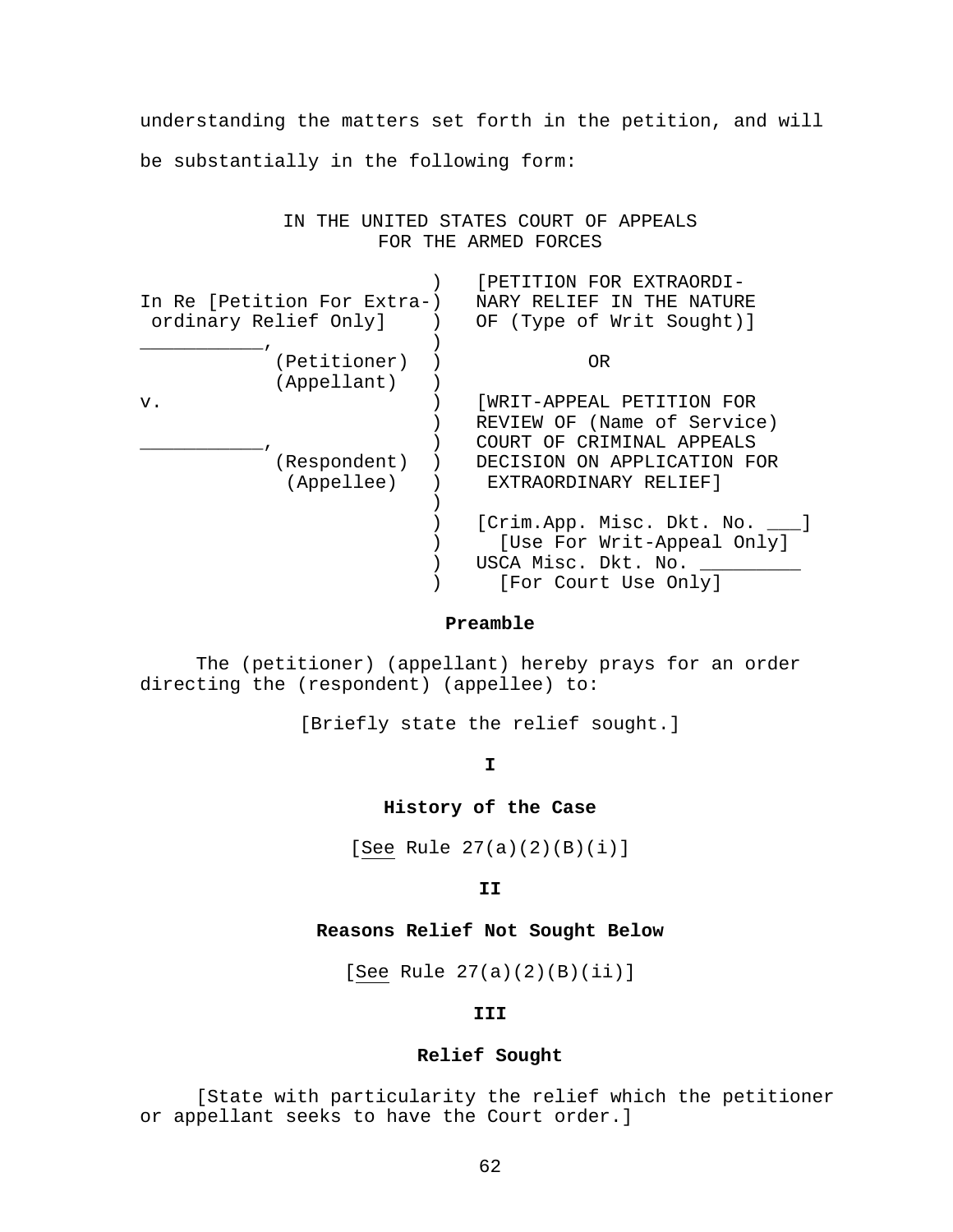understanding the matters set forth in the petition, and will be substantially in the following form:

IN THE UNITED STATES COURT OF APPEALS
FOR THE ARMED FORCES

```
                            )   [PETITION FOR EXTRAORDI-
In Re [Petition For Extra-)   NARY RELIEF IN THE NATURE
 ordinary Relief Only]    )   OF (Type of Writ Sought)]
___________,              )
          (Petitioner)    )            OR
          (Appellant)     )
v.                        )   [WRIT-APPEAL PETITION FOR
                          )   REVIEW OF (Name of Service)
___________,              )   COURT OF CRIMINAL APPEALS
          (Respondent)    )   DECISION ON APPLICATION FOR
           (Appellee)     )    EXTRAORDINARY RELIEF]
                          )
                          )   [Crim.App. Misc. Dkt. No. ___]
                          )     [Use For Writ-Appeal Only]
                          )   USCA Misc. Dkt. No. _________
                          )     [For Court Use Only]
```

**Preamble**

The (petitioner) (appellant) hereby prays for an order directing the (respondent) (appellee) to:

[Briefly state the relief sought.]

**I**

**History of the Case**

[See Rule 27(a)(2)(B)(i)]

**II**

**Reasons Relief Not Sought Below**

[See Rule 27(a)(2)(B)(ii)]

**III**

**Relief Sought**

[State with particularity the relief which the petitioner or appellant seeks to have the Court order.]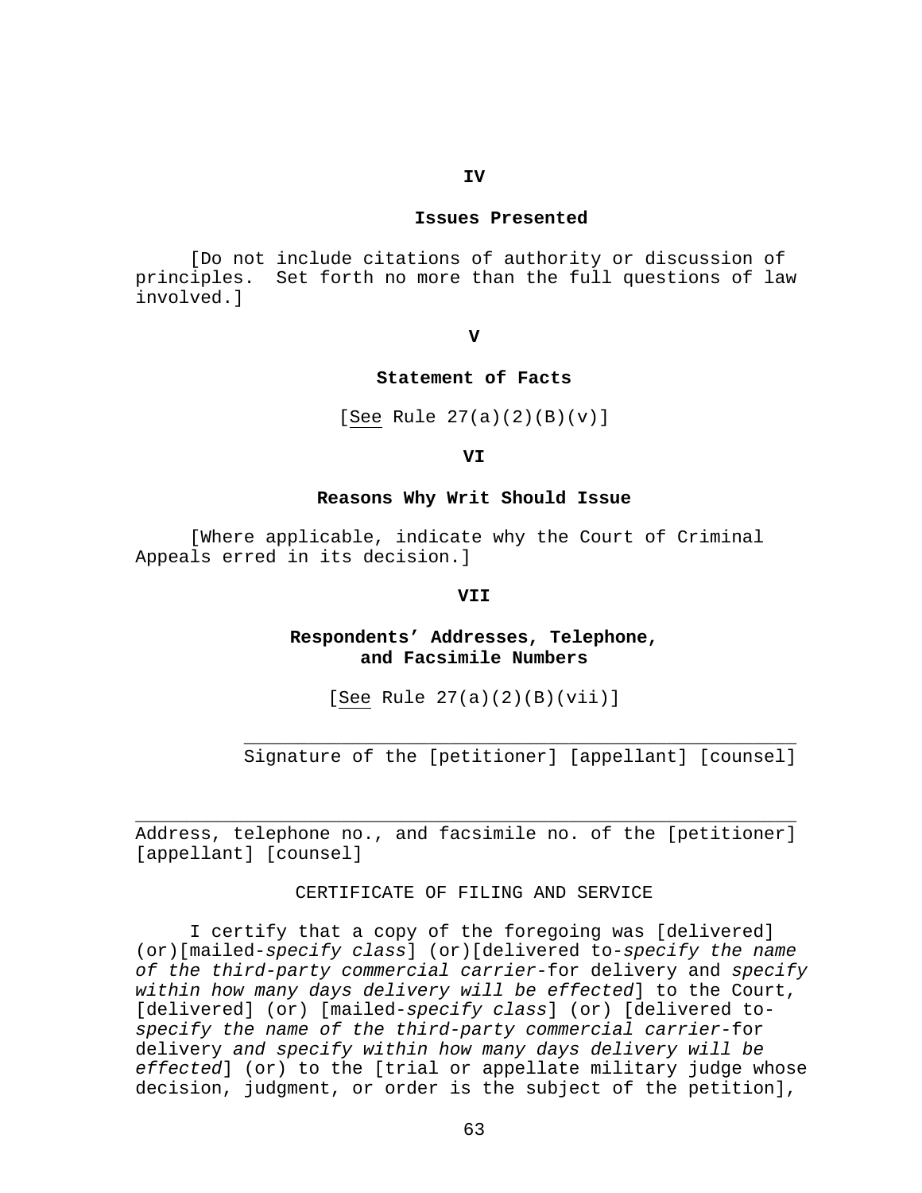**IV**

**Issues Presented**

[Do not include citations of authority or discussion of principles. Set forth no more than the full questions of law involved.]

**V**

**Statement of Facts**

[See Rule 27(a)(2)(B)(v)]

**VI**

**Reasons Why Writ Should Issue**

[Where applicable, indicate why the Court of Criminal Appeals erred in its decision.]

**VII**

**Respondents' Addresses, Telephone, and Facsimile Numbers**

[See Rule 27(a)(2)(B)(vii)]

\_\_\_\_\_\_\_\_\_\_\_\_\_\_\_\_\_\_\_\_\_\_\_\_\_\_\_\_\_\_\_\_\_\_\_\_\_\_\_\_\_\_\_\_\_\_\_\_\_\_
Signature of the [petitioner] [appellant] [counsel]

\_\_\_\_\_\_\_\_\_\_\_\_\_\_\_\_\_\_\_\_\_\_\_\_\_\_\_\_\_\_\_\_\_\_\_\_\_\_\_\_\_\_\_\_\_\_\_\_\_\_\_\_\_\_\_\_\_\_\_\_
Address, telephone no., and facsimile no. of the [petitioner] [appellant] [counsel]

CERTIFICATE OF FILING AND SERVICE

I certify that a copy of the foregoing was [delivered] (or)[mailed-*specify class*] (or)[delivered to-*specify the name of the third-party commercial carrier*-for delivery and *specify within how many days delivery will be effected*] to the Court, [delivered] (or) [mailed-*specify class*] (or) [delivered to-*specify the name of the third-party commercial carrier*-for delivery *and specify within how many days delivery will be effected*] (or) to the [trial or appellate military judge whose decision, judgment, or order is the subject of the petition],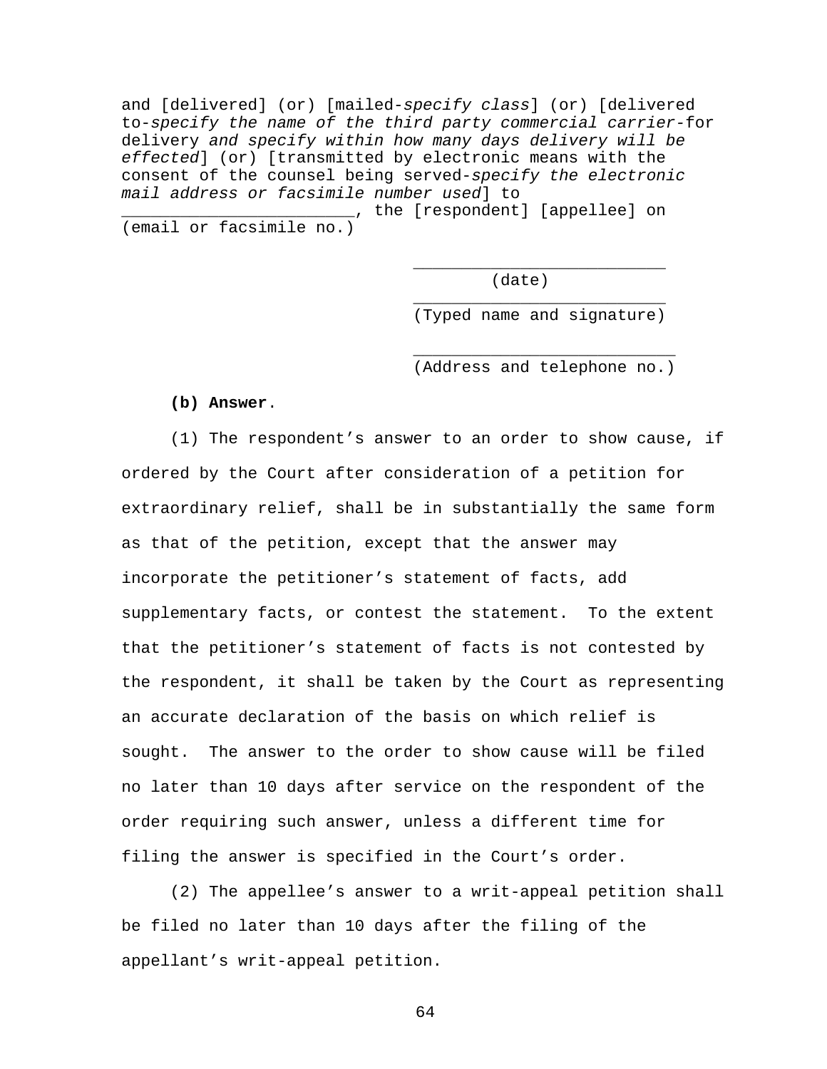and [delivered] (or) [mailed-*specify class*] (or) [delivered to-*specify the name of the third party commercial carrier*-for delivery *and specify within how many days delivery will be effected*] (or) [transmitted by electronic means with the consent of the counsel being served-*specify the electronic mail address or facsimile number used*] to _______________________, the [respondent] [appellee] on
(email or facsimile no.)

_________________________
(date)

_________________________
(Typed name and signature)

_________________________
(Address and telephone no.)

**(b) Answer**.

(1) The respondent's answer to an order to show cause, if ordered by the Court after consideration of a petition for extraordinary relief, shall be in substantially the same form as that of the petition, except that the answer may incorporate the petitioner's statement of facts, add supplementary facts, or contest the statement. To the extent that the petitioner's statement of facts is not contested by the respondent, it shall be taken by the Court as representing an accurate declaration of the basis on which relief is sought. The answer to the order to show cause will be filed no later than 10 days after service on the respondent of the order requiring such answer, unless a different time for filing the answer is specified in the Court's order.

(2) The appellee's answer to a writ-appeal petition shall be filed no later than 10 days after the filing of the appellant's writ-appeal petition.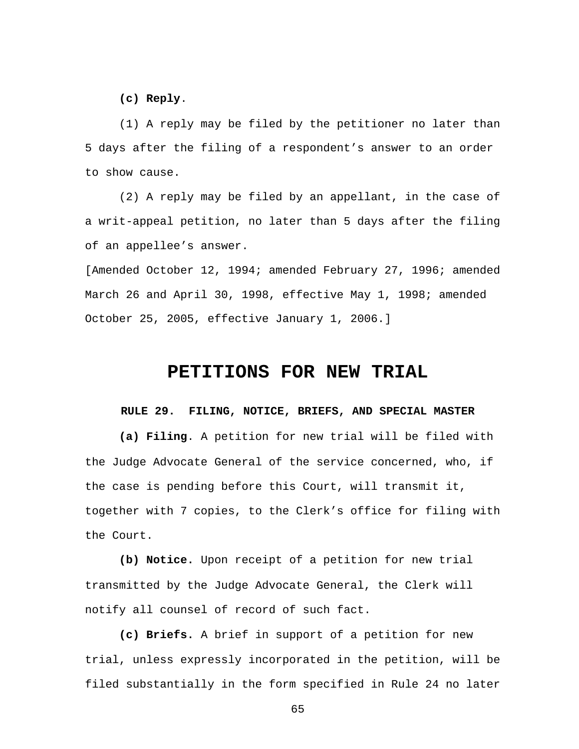**(c) Reply**.

(1) A reply may be filed by the petitioner no later than 5 days after the filing of a respondent's answer to an order to show cause.

(2) A reply may be filed by an appellant, in the case of a writ-appeal petition, no later than 5 days after the filing of an appellee's answer.

[Amended October 12, 1994; amended February 27, 1996; amended March 26 and April 30, 1998, effective May 1, 1998; amended October 25, 2005, effective January 1, 2006.]

# PETITIONS FOR NEW TRIAL

### RULE 29. FILING, NOTICE, BRIEFS, AND SPECIAL MASTER

**(a) Filing**. A petition for new trial will be filed with the Judge Advocate General of the service concerned, who, if the case is pending before this Court, will transmit it, together with 7 copies, to the Clerk's office for filing with the Court.

**(b) Notice.** Upon receipt of a petition for new trial transmitted by the Judge Advocate General, the Clerk will notify all counsel of record of such fact.

**(c) Briefs.** A brief in support of a petition for new trial, unless expressly incorporated in the petition, will be filed substantially in the form specified in Rule 24 no later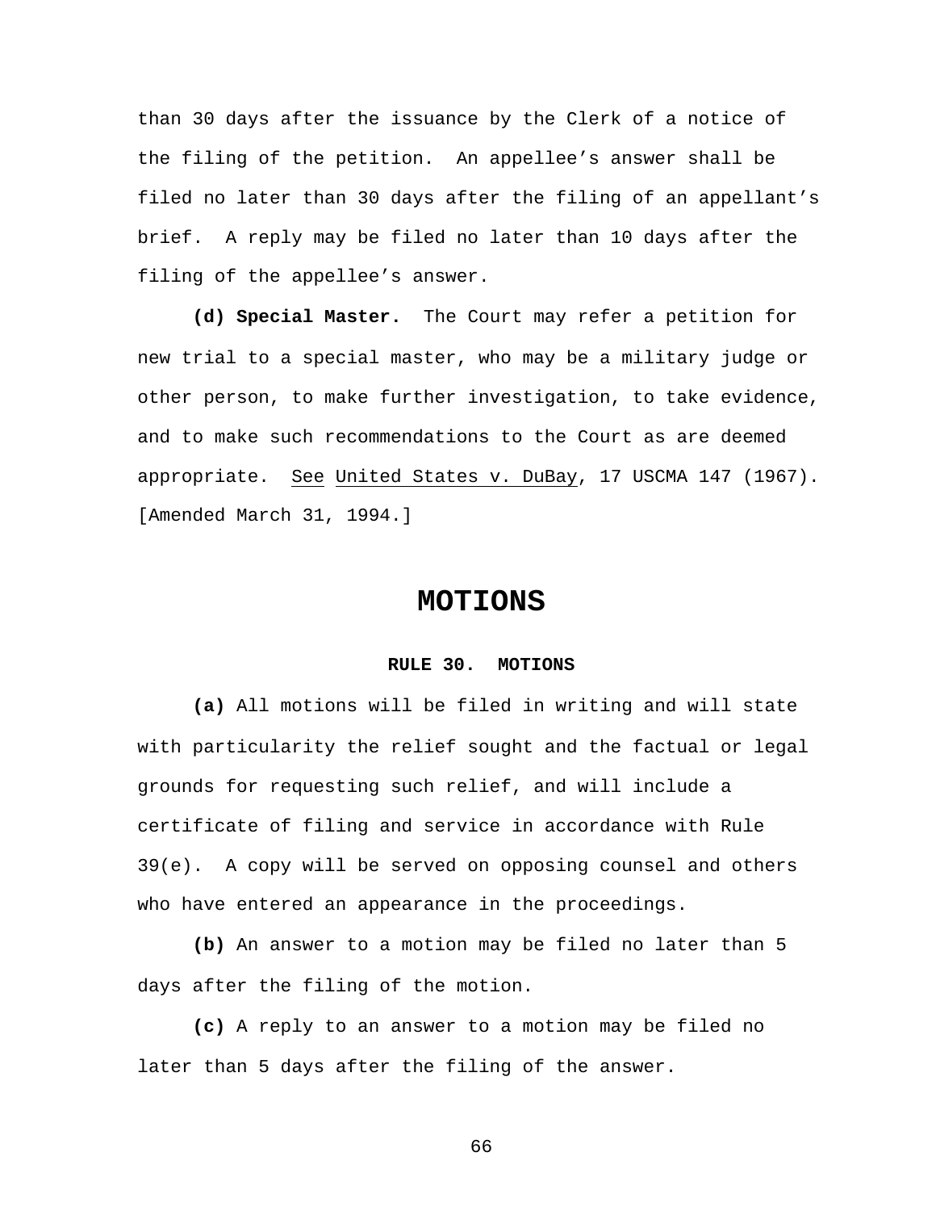than 30 days after the issuance by the Clerk of a notice of the filing of the petition. An appellee's answer shall be filed no later than 30 days after the filing of an appellant's brief. A reply may be filed no later than 10 days after the filing of the appellee's answer.

**(d) Special Master.** The Court may refer a petition for new trial to a special master, who may be a military judge or other person, to make further investigation, to take evidence, and to make such recommendations to the Court as are deemed appropriate. See United States v. DuBay, 17 USCMA 147 (1967). [Amended March 31, 1994.]

# MOTIONS

### RULE 30. MOTIONS

**(a)** All motions will be filed in writing and will state with particularity the relief sought and the factual or legal grounds for requesting such relief, and will include a certificate of filing and service in accordance with Rule 39(e). A copy will be served on opposing counsel and others who have entered an appearance in the proceedings.

**(b)** An answer to a motion may be filed no later than 5 days after the filing of the motion.

**(c)** A reply to an answer to a motion may be filed no later than 5 days after the filing of the answer.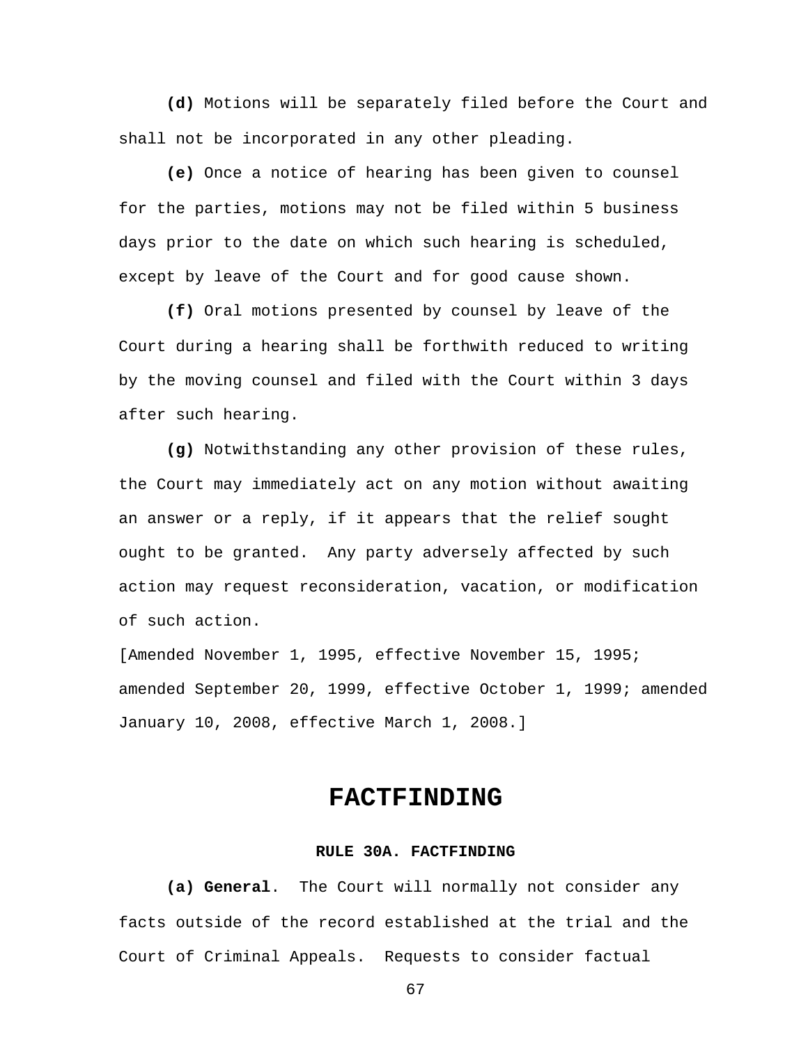**(d)** Motions will be separately filed before the Court and shall not be incorporated in any other pleading.

**(e)** Once a notice of hearing has been given to counsel for the parties, motions may not be filed within 5 business days prior to the date on which such hearing is scheduled, except by leave of the Court and for good cause shown.

**(f)** Oral motions presented by counsel by leave of the Court during a hearing shall be forthwith reduced to writing by the moving counsel and filed with the Court within 3 days after such hearing.

**(g)** Notwithstanding any other provision of these rules, the Court may immediately act on any motion without awaiting an answer or a reply, if it appears that the relief sought ought to be granted. Any party adversely affected by such action may request reconsideration, vacation, or modification of such action.

[Amended November 1, 1995, effective November 15, 1995; amended September 20, 1999, effective October 1, 1999; amended January 10, 2008, effective March 1, 2008.]

# FACTFINDING

### RULE 30A. FACTFINDING

**(a) General**. The Court will normally not consider any facts outside of the record established at the trial and the Court of Criminal Appeals. Requests to consider factual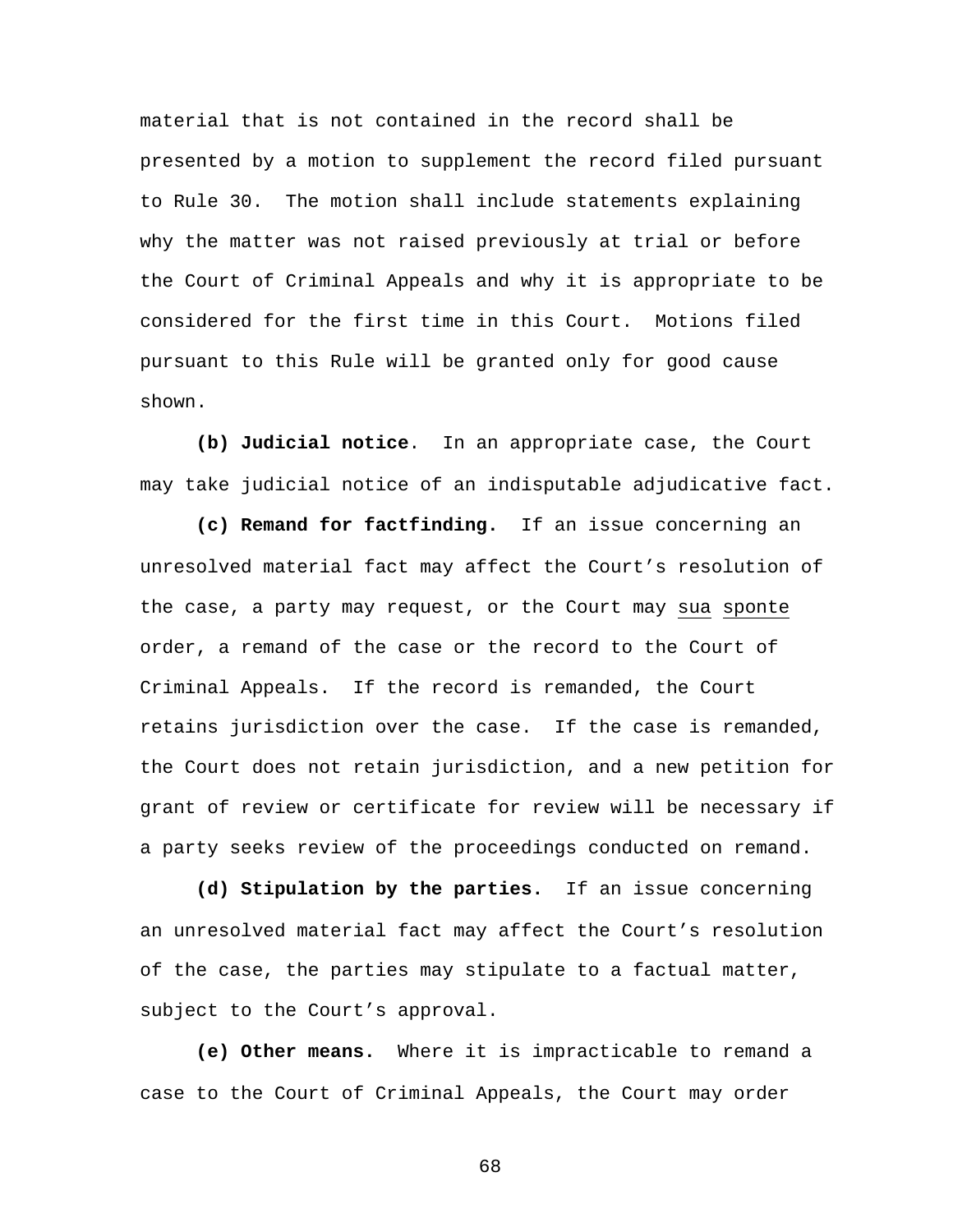material that is not contained in the record shall be presented by a motion to supplement the record filed pursuant to Rule 30. The motion shall include statements explaining why the matter was not raised previously at trial or before the Court of Criminal Appeals and why it is appropriate to be considered for the first time in this Court. Motions filed pursuant to this Rule will be granted only for good cause shown.

**(b) Judicial notice**. In an appropriate case, the Court may take judicial notice of an indisputable adjudicative fact.

**(c) Remand for factfinding.** If an issue concerning an unresolved material fact may affect the Court's resolution of the case, a party may request, or the Court may sua sponte order, a remand of the case or the record to the Court of Criminal Appeals. If the record is remanded, the Court retains jurisdiction over the case. If the case is remanded, the Court does not retain jurisdiction, and a new petition for grant of review or certificate for review will be necessary if a party seeks review of the proceedings conducted on remand.

**(d) Stipulation by the parties.** If an issue concerning an unresolved material fact may affect the Court's resolution of the case, the parties may stipulate to a factual matter, subject to the Court's approval.

**(e) Other means.** Where it is impracticable to remand a case to the Court of Criminal Appeals, the Court may order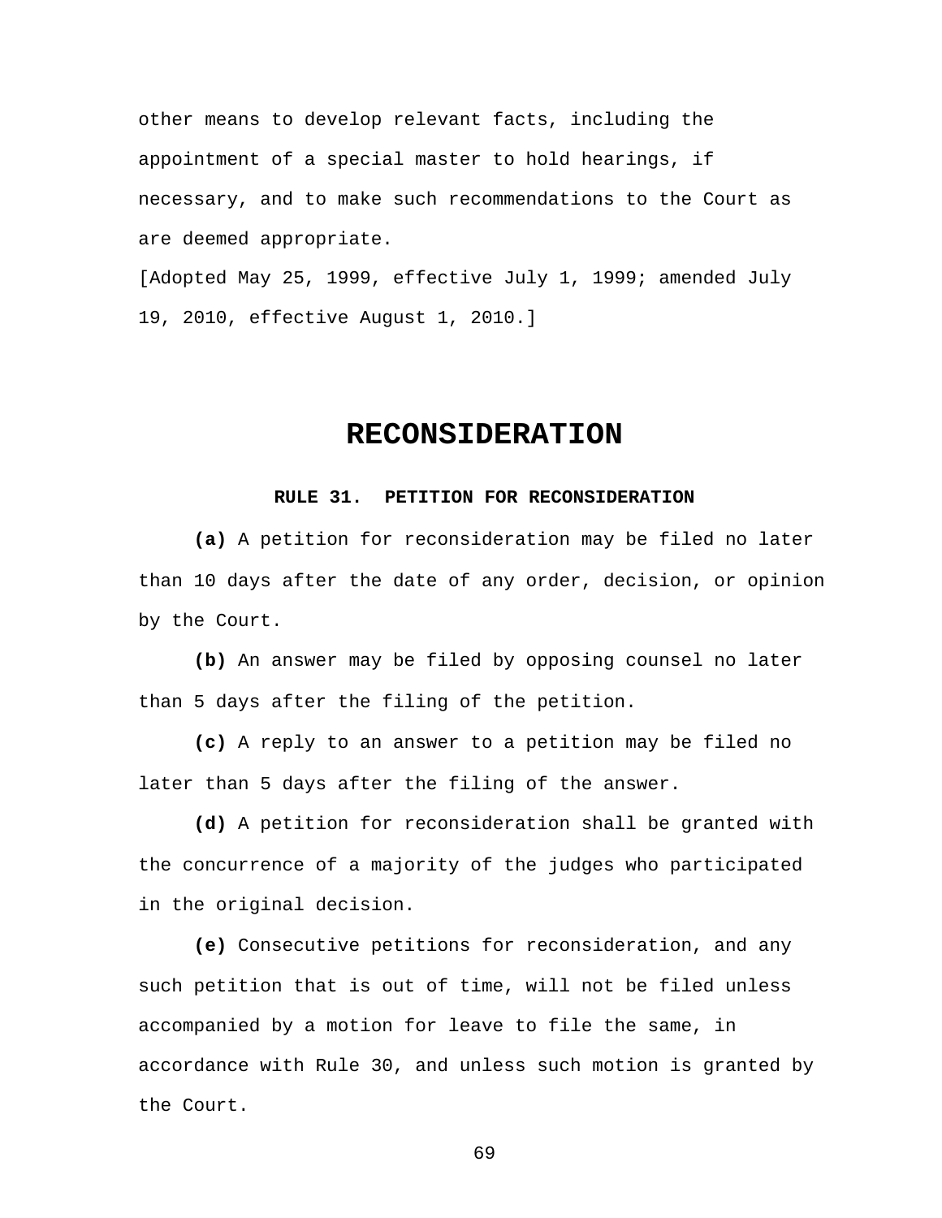other means to develop relevant facts, including the appointment of a special master to hold hearings, if necessary, and to make such recommendations to the Court as are deemed appropriate.

[Adopted May 25, 1999, effective July 1, 1999; amended July 19, 2010, effective August 1, 2010.]

# RECONSIDERATION

### RULE 31. PETITION FOR RECONSIDERATION

**(a)** A petition for reconsideration may be filed no later than 10 days after the date of any order, decision, or opinion by the Court.

**(b)** An answer may be filed by opposing counsel no later than 5 days after the filing of the petition.

**(c)** A reply to an answer to a petition may be filed no later than 5 days after the filing of the answer.

**(d)** A petition for reconsideration shall be granted with the concurrence of a majority of the judges who participated in the original decision.

**(e)** Consecutive petitions for reconsideration, and any such petition that is out of time, will not be filed unless accompanied by a motion for leave to file the same, in accordance with Rule 30, and unless such motion is granted by the Court.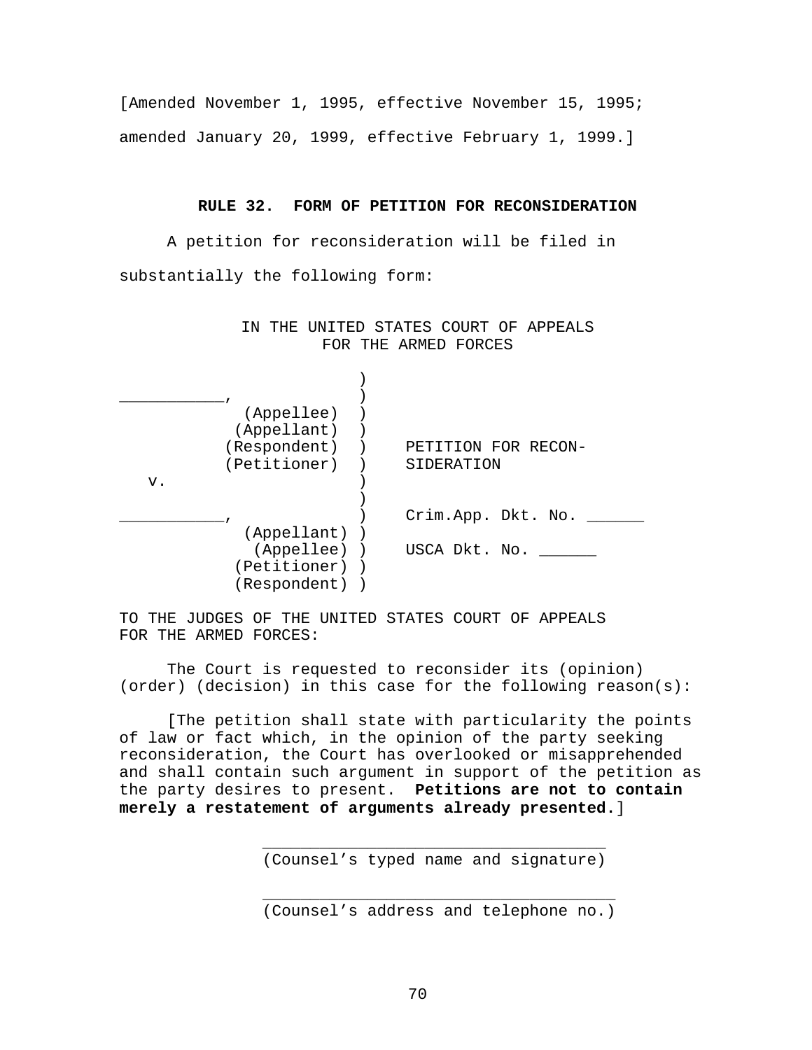[Amended November 1, 1995, effective November 15, 1995; amended January 20, 1999, effective February 1, 1999.]

## RULE 32. FORM OF PETITION FOR RECONSIDERATION

A petition for reconsideration will be filed in substantially the following form:

IN THE UNITED STATES COURT OF APPEALS
FOR THE ARMED FORCES

```
                          )
___________,              )
          (Appellee)      )
         (Appellant)      )
        (Respondent)      )    PETITION FOR RECON-
        (Petitioner)      )    SIDERATION
   v.                     )
                          )
___________,              )    Crim.App. Dkt. No. ______
          (Appellant)     )
           (Appellee)     )    USCA Dkt. No. ______
         (Petitioner)     )
         (Respondent)     )
```

TO THE JUDGES OF THE UNITED STATES COURT OF APPEALS FOR THE ARMED FORCES:

The Court is requested to reconsider its (opinion) (order) (decision) in this case for the following reason(s):

[The petition shall state with particularity the points of law or fact which, in the opinion of the party seeking reconsideration, the Court has overlooked or misapprehended and shall contain such argument in support of the petition as the party desires to present. **Petitions are not to contain merely a restatement of arguments already presented.**]

\_\_\_\_\_\_\_\_\_\_\_\_\_\_\_\_\_\_\_\_\_\_\_\_\_\_\_\_\_\_\_\_\_\_\_
(Counsel’s typed name and signature)

\_\_\_\_\_\_\_\_\_\_\_\_\_\_\_\_\_\_\_\_\_\_\_\_\_\_\_\_\_\_\_\_\_\_\_
(Counsel’s address and telephone no.)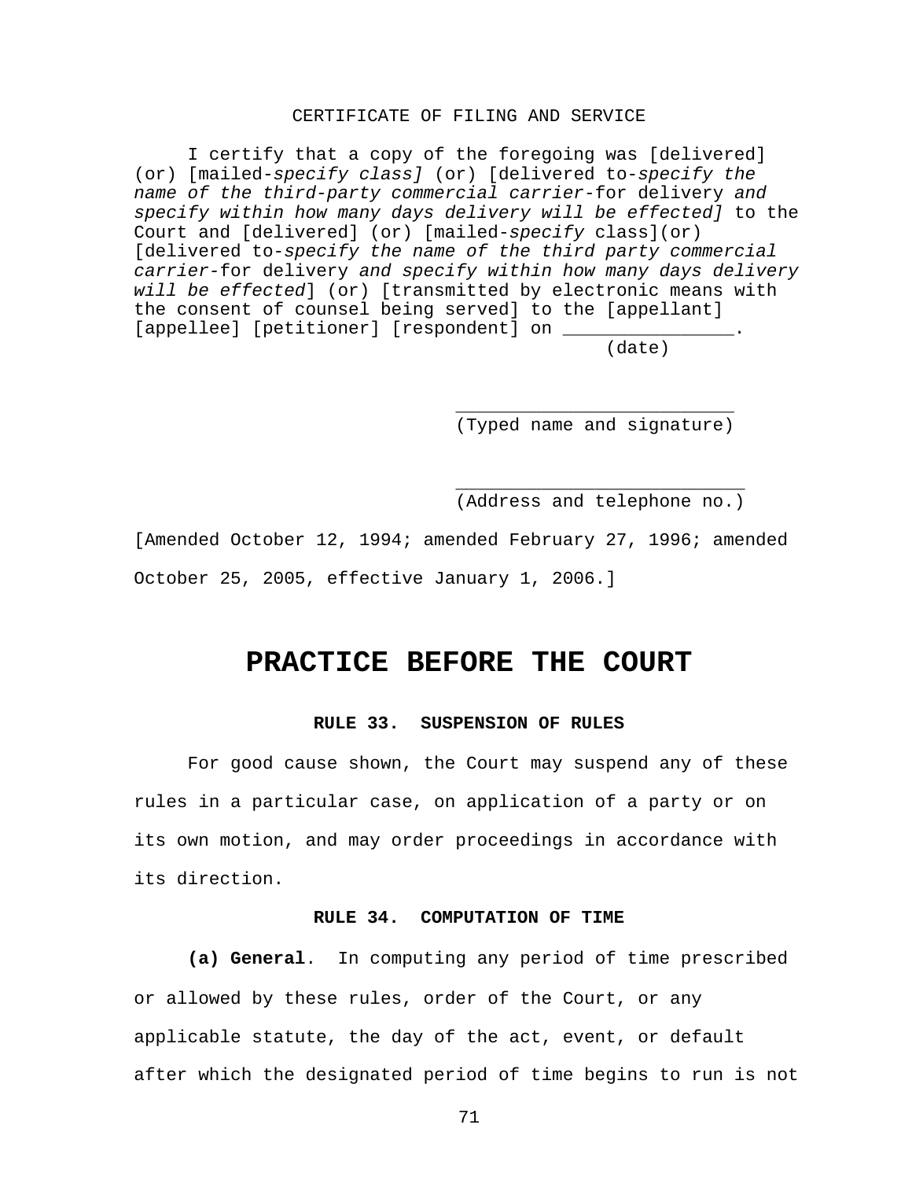CERTIFICATE OF FILING AND SERVICE

I certify that a copy of the foregoing was [delivered] (or) [mailed-*specify class]* (or) [delivered to-*specify the name of the third-party commercial carrier*-for delivery *and specify within how many days delivery will be effected]* to the Court and [delivered] (or) [mailed-*specify* class](or) [delivered to-*specify the name of the third party commercial carrier*-for delivery *and specify within how many days delivery will be effected*] (or) [transmitted by electronic means with the consent of counsel being served] to the [appellant] [appellee] [petitioner] [respondent] on ________________.
(date)

__________________________
(Typed name and signature)

___________________________
(Address and telephone no.)

[Amended October 12, 1994; amended February 27, 1996; amended October 25, 2005, effective January 1, 2006.]

# PRACTICE BEFORE THE COURT

### RULE 33. SUSPENSION OF RULES

For good cause shown, the Court may suspend any of these rules in a particular case, on application of a party or on its own motion, and may order proceedings in accordance with its direction.

### RULE 34. COMPUTATION OF TIME

**(a) General**. In computing any period of time prescribed or allowed by these rules, order of the Court, or any applicable statute, the day of the act, event, or default after which the designated period of time begins to run is not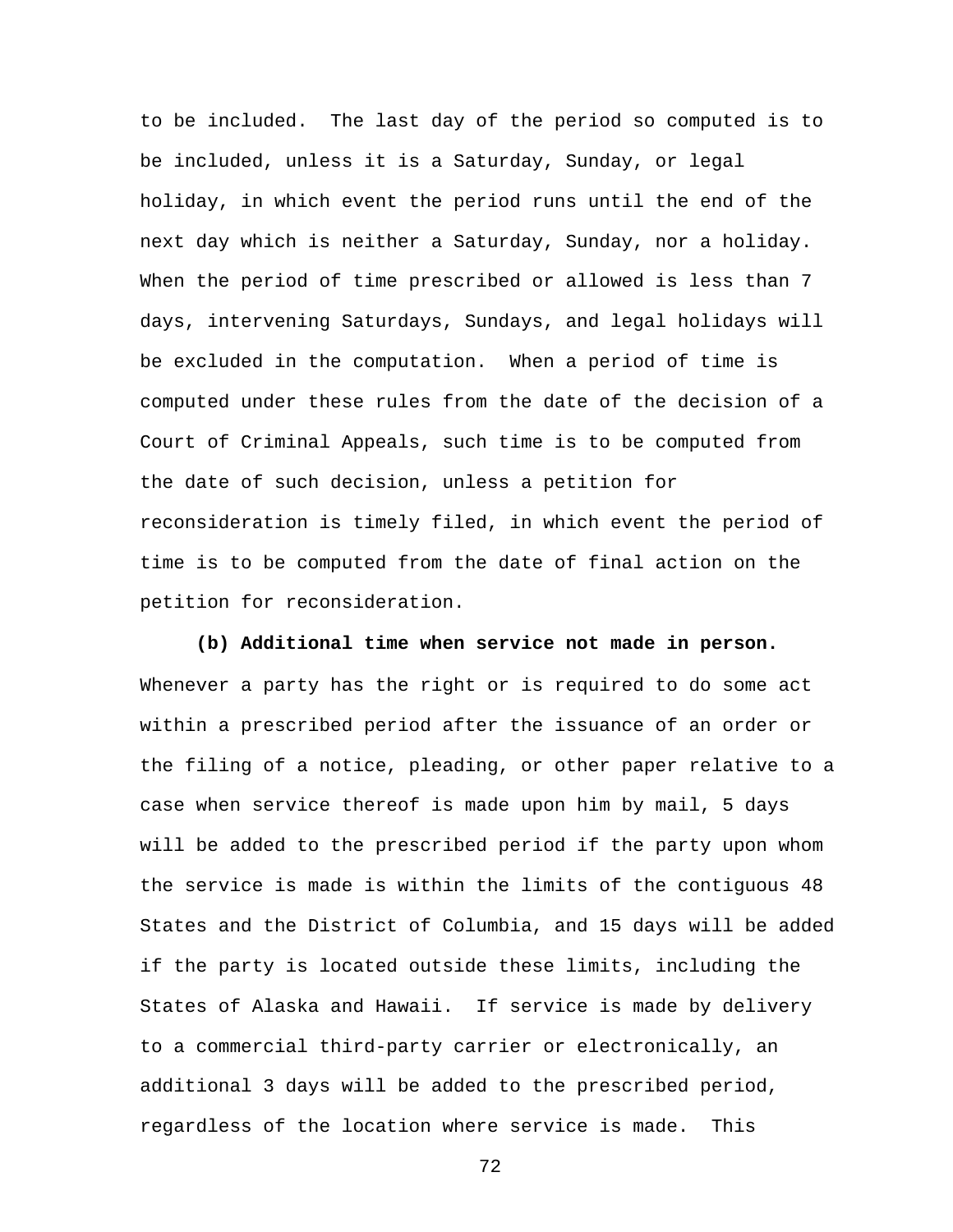to be included. The last day of the period so computed is to be included, unless it is a Saturday, Sunday, or legal holiday, in which event the period runs until the end of the next day which is neither a Saturday, Sunday, nor a holiday. When the period of time prescribed or allowed is less than 7 days, intervening Saturdays, Sundays, and legal holidays will be excluded in the computation. When a period of time is computed under these rules from the date of the decision of a Court of Criminal Appeals, such time is to be computed from the date of such decision, unless a petition for reconsideration is timely filed, in which event the period of time is to be computed from the date of final action on the petition for reconsideration.

**(b) Additional time when service not made in person.** Whenever a party has the right or is required to do some act within a prescribed period after the issuance of an order or the filing of a notice, pleading, or other paper relative to a case when service thereof is made upon him by mail, 5 days will be added to the prescribed period if the party upon whom the service is made is within the limits of the contiguous 48 States and the District of Columbia, and 15 days will be added if the party is located outside these limits, including the States of Alaska and Hawaii. If service is made by delivery to a commercial third-party carrier or electronically, an additional 3 days will be added to the prescribed period, regardless of the location where service is made. This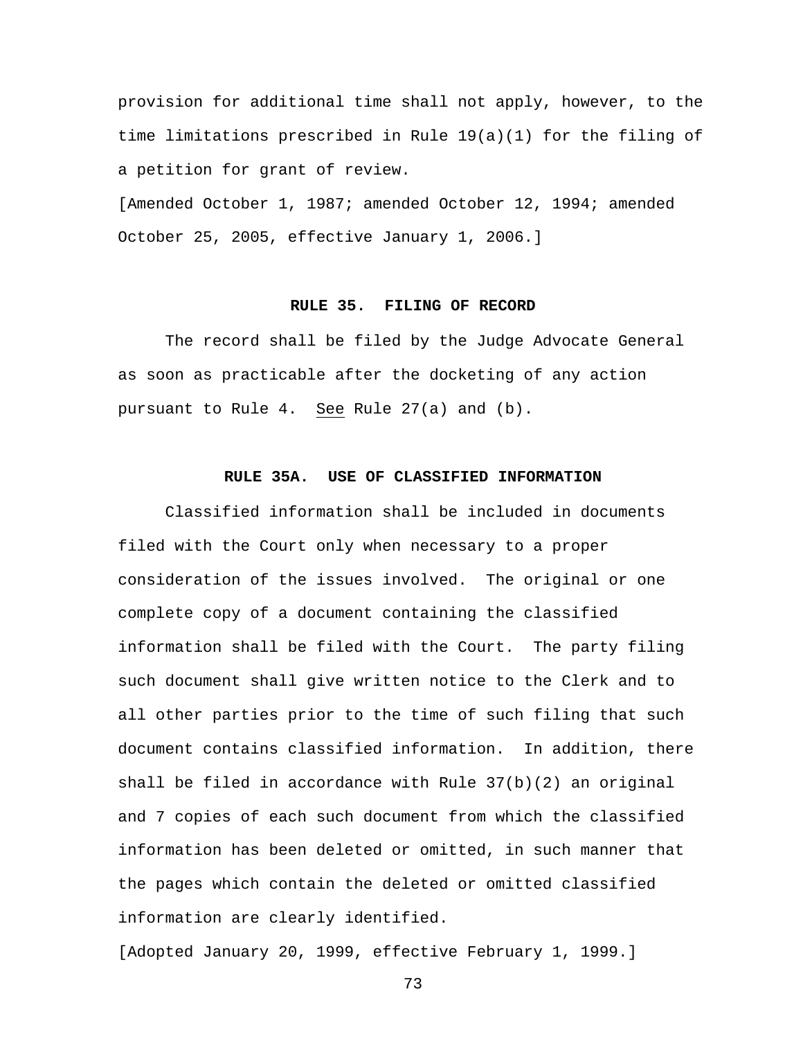provision for additional time shall not apply, however, to the time limitations prescribed in Rule 19(a)(1) for the filing of a petition for grant of review.

[Amended October 1, 1987; amended October 12, 1994; amended October 25, 2005, effective January 1, 2006.]

## RULE 35. FILING OF RECORD

The record shall be filed by the Judge Advocate General as soon as practicable after the docketing of any action pursuant to Rule 4. See Rule 27(a) and (b).

## RULE 35A. USE OF CLASSIFIED INFORMATION

Classified information shall be included in documents filed with the Court only when necessary to a proper consideration of the issues involved. The original or one complete copy of a document containing the classified information shall be filed with the Court. The party filing such document shall give written notice to the Clerk and to all other parties prior to the time of such filing that such document contains classified information. In addition, there shall be filed in accordance with Rule 37(b)(2) an original and 7 copies of each such document from which the classified information has been deleted or omitted, in such manner that the pages which contain the deleted or omitted classified information are clearly identified.

[Adopted January 20, 1999, effective February 1, 1999.]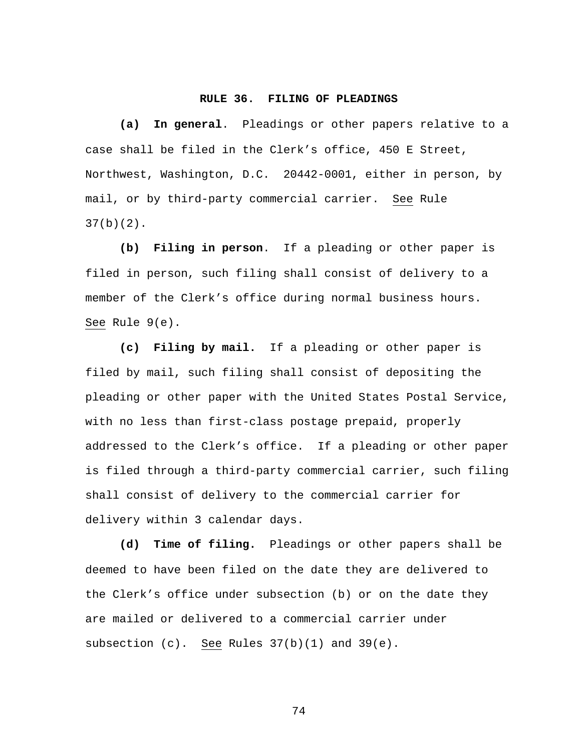# RULE 36. FILING OF PLEADINGS

**(a) In general**. Pleadings or other papers relative to a case shall be filed in the Clerk's office, 450 E Street, Northwest, Washington, D.C. 20442-0001, either in person, by mail, or by third-party commercial carrier. See Rule 37(b)(2).

**(b) Filing in person**. If a pleading or other paper is filed in person, such filing shall consist of delivery to a member of the Clerk's office during normal business hours. See Rule 9(e).

**(c) Filing by mail.** If a pleading or other paper is filed by mail, such filing shall consist of depositing the pleading or other paper with the United States Postal Service, with no less than first-class postage prepaid, properly addressed to the Clerk's office. If a pleading or other paper is filed through a third-party commercial carrier, such filing shall consist of delivery to the commercial carrier for delivery within 3 calendar days.

**(d) Time of filing.** Pleadings or other papers shall be deemed to have been filed on the date they are delivered to the Clerk's office under subsection (b) or on the date they are mailed or delivered to a commercial carrier under subsection (c). See Rules 37(b)(1) and 39(e).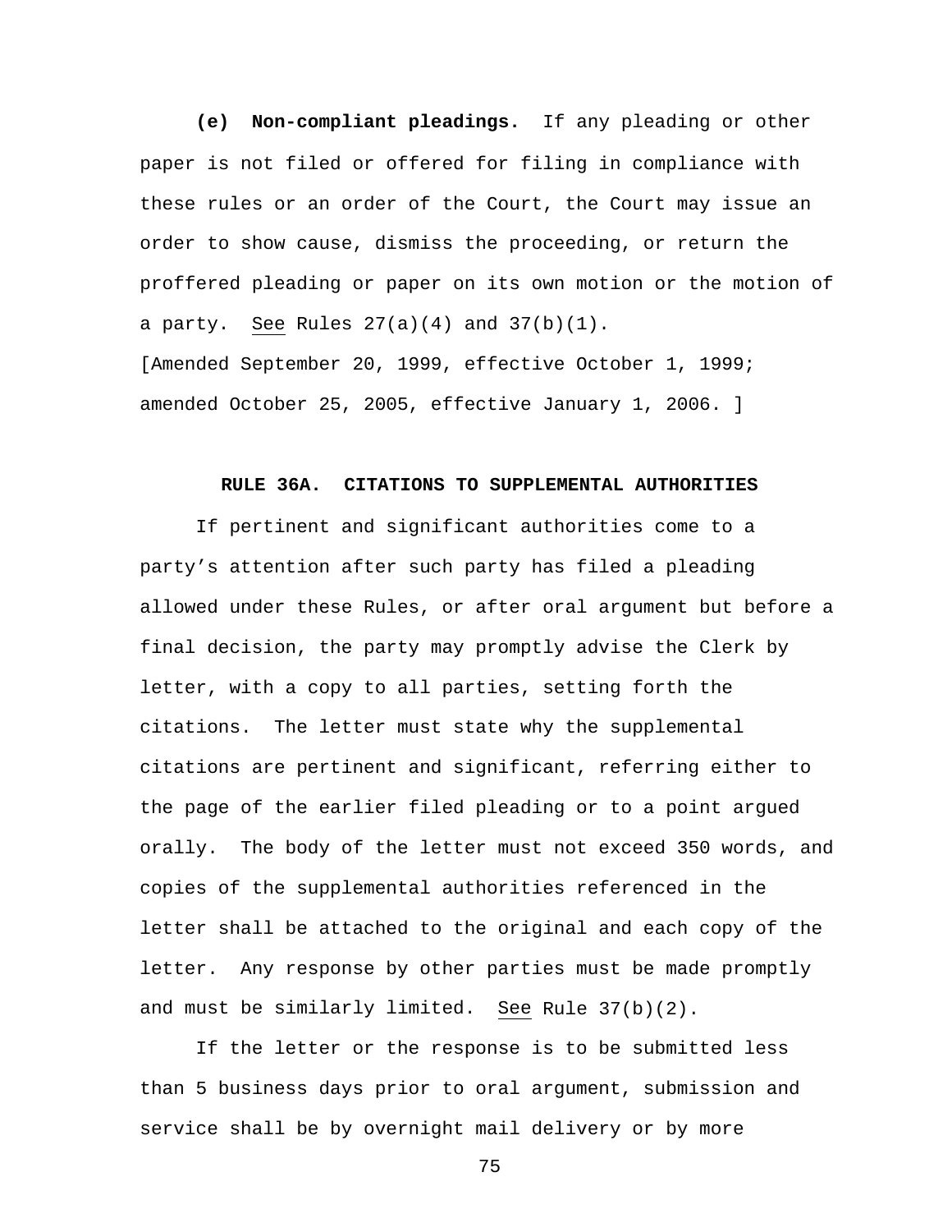**(e) Non-compliant pleadings.** If any pleading or other paper is not filed or offered for filing in compliance with these rules or an order of the Court, the Court may issue an order to show cause, dismiss the proceeding, or return the proffered pleading or paper on its own motion or the motion of a party. See Rules 27(a)(4) and 37(b)(1).

[Amended September 20, 1999, effective October 1, 1999; amended October 25, 2005, effective January 1, 2006. ]

## RULE 36A. CITATIONS TO SUPPLEMENTAL AUTHORITIES

If pertinent and significant authorities come to a party's attention after such party has filed a pleading allowed under these Rules, or after oral argument but before a final decision, the party may promptly advise the Clerk by letter, with a copy to all parties, setting forth the citations. The letter must state why the supplemental citations are pertinent and significant, referring either to the page of the earlier filed pleading or to a point argued orally. The body of the letter must not exceed 350 words, and copies of the supplemental authorities referenced in the letter shall be attached to the original and each copy of the letter. Any response by other parties must be made promptly and must be similarly limited. See Rule 37(b)(2).

If the letter or the response is to be submitted less than 5 business days prior to oral argument, submission and service shall be by overnight mail delivery or by more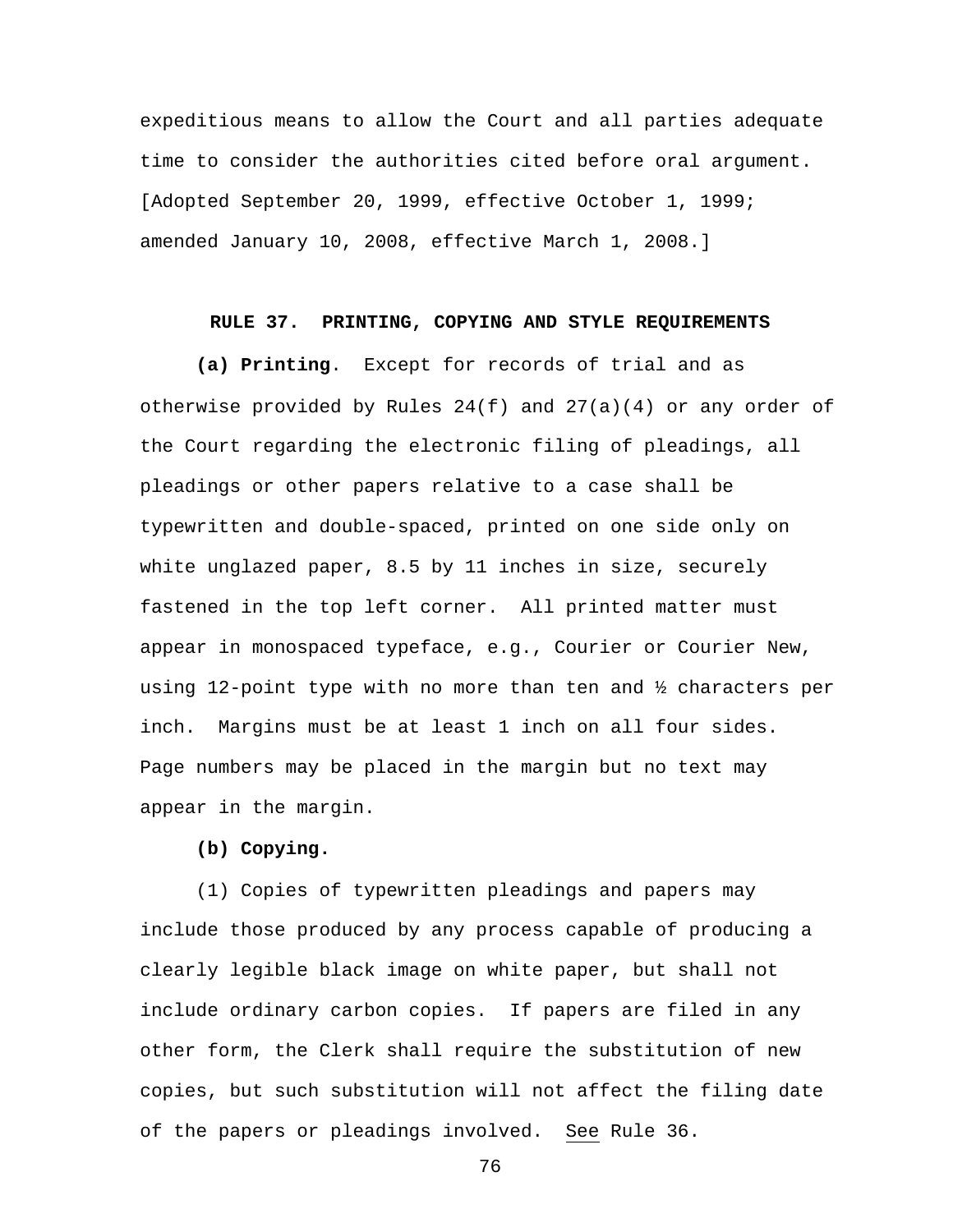expeditious means to allow the Court and all parties adequate time to consider the authorities cited before oral argument. [Adopted September 20, 1999, effective October 1, 1999; amended January 10, 2008, effective March 1, 2008.]

## RULE 37. PRINTING, COPYING AND STYLE REQUIREMENTS

**(a) Printing**. Except for records of trial and as otherwise provided by Rules 24(f) and 27(a)(4) or any order of the Court regarding the electronic filing of pleadings, all pleadings or other papers relative to a case shall be typewritten and double-spaced, printed on one side only on white unglazed paper, 8.5 by 11 inches in size, securely fastened in the top left corner. All printed matter must appear in monospaced typeface, e.g., Courier or Courier New, using 12-point type with no more than ten and ½ characters per inch. Margins must be at least 1 inch on all four sides. Page numbers may be placed in the margin but no text may appear in the margin.

**(b) Copying.**

(1) Copies of typewritten pleadings and papers may include those produced by any process capable of producing a clearly legible black image on white paper, but shall not include ordinary carbon copies. If papers are filed in any other form, the Clerk shall require the substitution of new copies, but such substitution will not affect the filing date of the papers or pleadings involved. See Rule 36.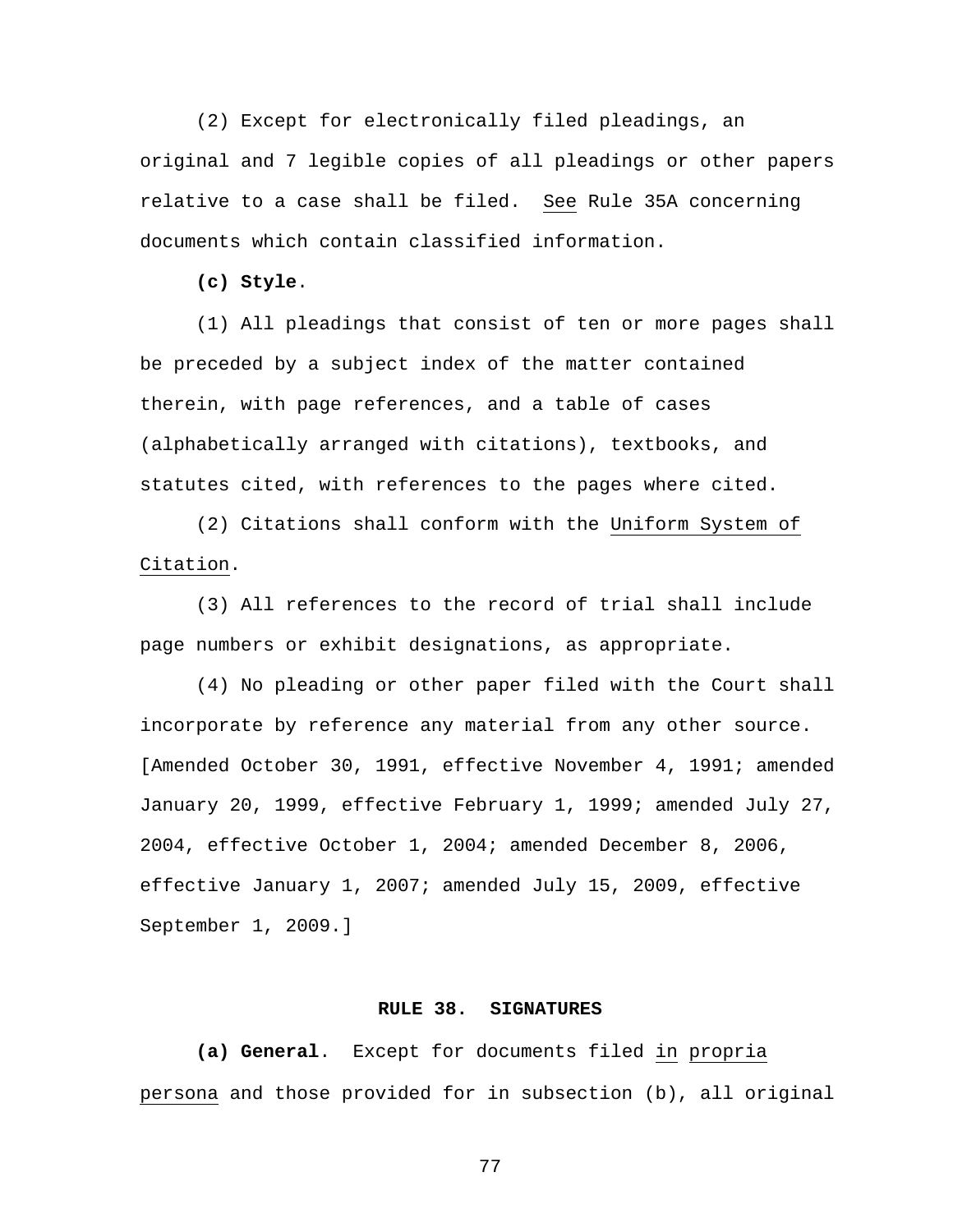(2) Except for electronically filed pleadings, an original and 7 legible copies of all pleadings or other papers relative to a case shall be filed. See Rule 35A concerning documents which contain classified information.

**(c) Style**.

(1) All pleadings that consist of ten or more pages shall be preceded by a subject index of the matter contained therein, with page references, and a table of cases (alphabetically arranged with citations), textbooks, and statutes cited, with references to the pages where cited.

(2) Citations shall conform with the Uniform System of Citation.

(3) All references to the record of trial shall include page numbers or exhibit designations, as appropriate.

(4) No pleading or other paper filed with the Court shall incorporate by reference any material from any other source.

[Amended October 30, 1991, effective November 4, 1991; amended January 20, 1999, effective February 1, 1999; amended July 27, 2004, effective October 1, 2004; amended December 8, 2006, effective January 1, 2007; amended July 15, 2009, effective September 1, 2009.]

## RULE 38. SIGNATURES

**(a) General**. Except for documents filed in propria persona and those provided for in subsection (b), all original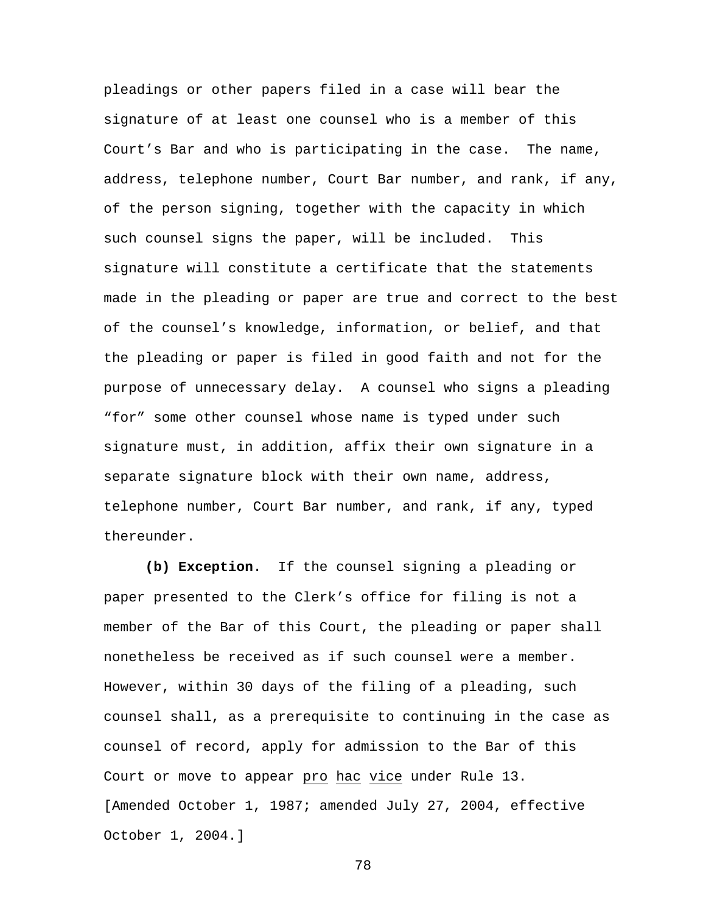pleadings or other papers filed in a case will bear the signature of at least one counsel who is a member of this Court's Bar and who is participating in the case. The name, address, telephone number, Court Bar number, and rank, if any, of the person signing, together with the capacity in which such counsel signs the paper, will be included. This signature will constitute a certificate that the statements made in the pleading or paper are true and correct to the best of the counsel's knowledge, information, or belief, and that the pleading or paper is filed in good faith and not for the purpose of unnecessary delay. A counsel who signs a pleading "for" some other counsel whose name is typed under such signature must, in addition, affix their own signature in a separate signature block with their own name, address, telephone number, Court Bar number, and rank, if any, typed thereunder.

**(b) Exception**. If the counsel signing a pleading or paper presented to the Clerk's office for filing is not a member of the Bar of this Court, the pleading or paper shall nonetheless be received as if such counsel were a member. However, within 30 days of the filing of a pleading, such counsel shall, as a prerequisite to continuing in the case as counsel of record, apply for admission to the Bar of this Court or move to appear pro hac vice under Rule 13.
[Amended October 1, 1987; amended July 27, 2004, effective October 1, 2004.]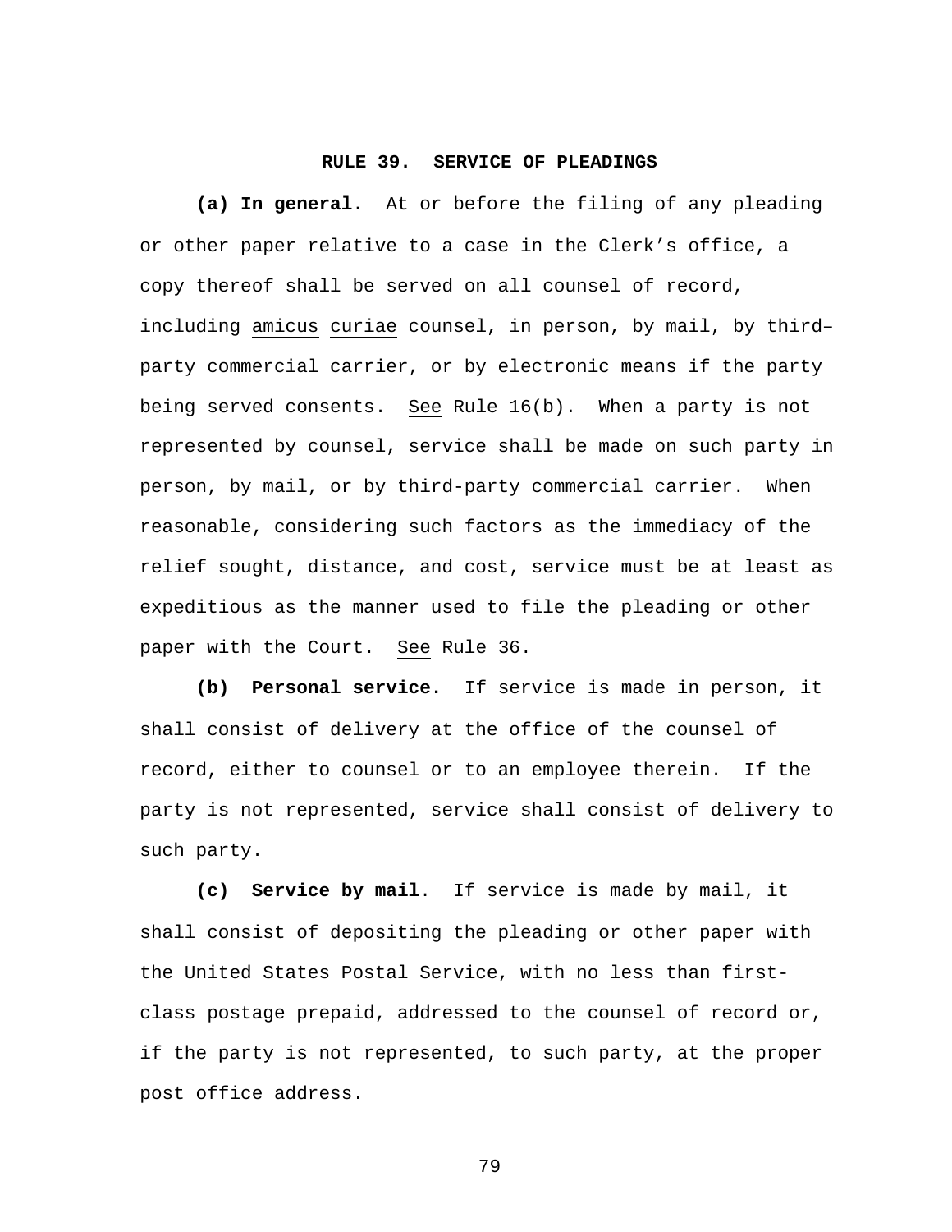## RULE 39. SERVICE OF PLEADINGS

**(a) In general.** At or before the filing of any pleading or other paper relative to a case in the Clerk's office, a copy thereof shall be served on all counsel of record, including _amicus curiae_ counsel, in person, by mail, by third–party commercial carrier, or by electronic means if the party being served consents. _See_ Rule 16(b). When a party is not represented by counsel, service shall be made on such party in person, by mail, or by third-party commercial carrier. When reasonable, considering such factors as the immediacy of the relief sought, distance, and cost, service must be at least as expeditious as the manner used to file the pleading or other paper with the Court. _See_ Rule 36.

**(b) Personal service.** If service is made in person, it shall consist of delivery at the office of the counsel of record, either to counsel or to an employee therein. If the party is not represented, service shall consist of delivery to such party.

**(c) Service by mail**. If service is made by mail, it shall consist of depositing the pleading or other paper with the United States Postal Service, with no less than first-class postage prepaid, addressed to the counsel of record or, if the party is not represented, to such party, at the proper post office address.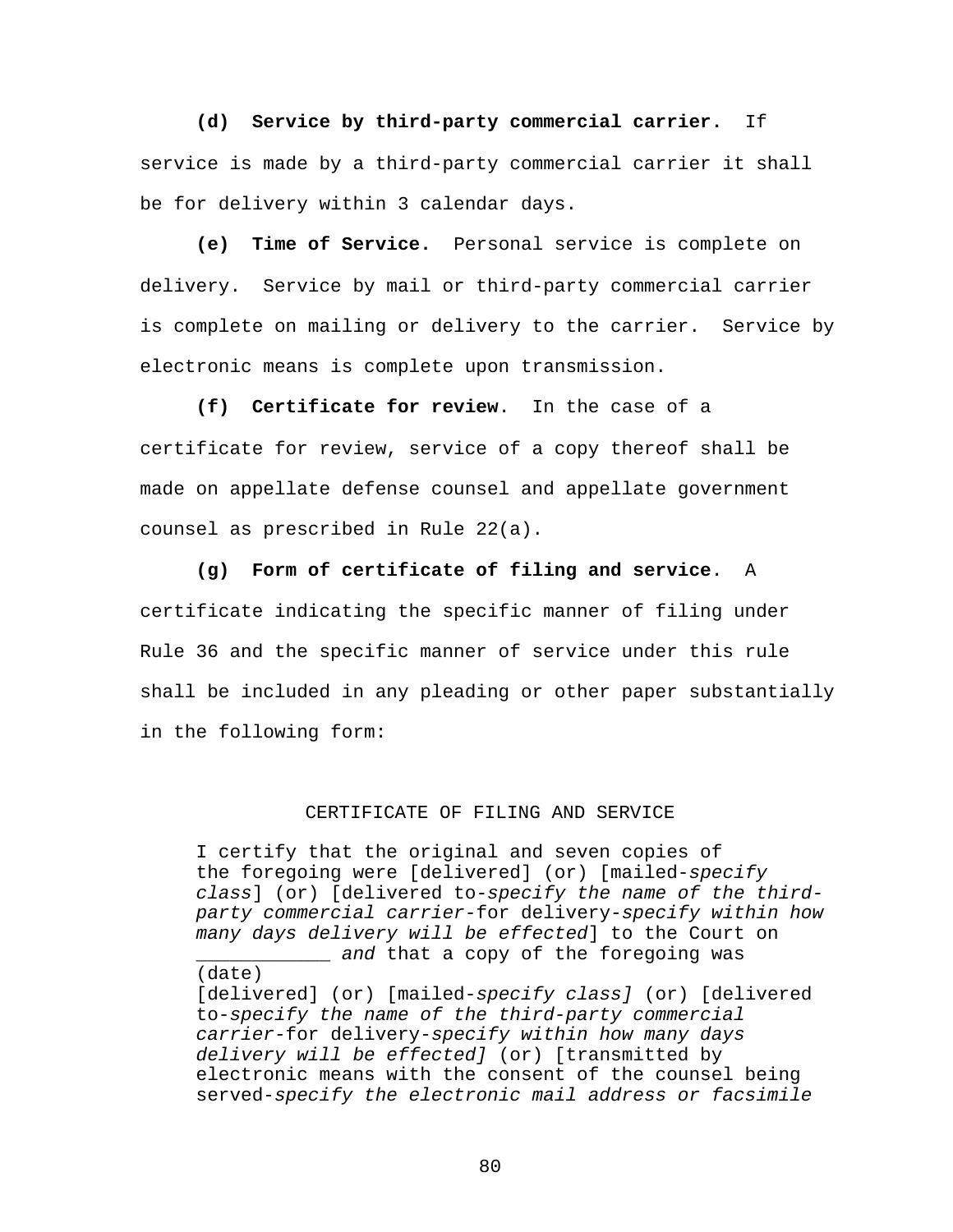**(d) Service by third-party commercial carrier.** If service is made by a third-party commercial carrier it shall be for delivery within 3 calendar days.

**(e) Time of Service.** Personal service is complete on delivery. Service by mail or third-party commercial carrier is complete on mailing or delivery to the carrier. Service by electronic means is complete upon transmission.

**(f) Certificate for review**. In the case of a certificate for review, service of a copy thereof shall be made on appellate defense counsel and appellate government counsel as prescribed in Rule 22(a).

**(g) Form of certificate of filing and service**. A certificate indicating the specific manner of filing under Rule 36 and the specific manner of service under this rule shall be included in any pleading or other paper substantially in the following form:

CERTIFICATE OF FILING AND SERVICE

I certify that the original and seven copies of the foregoing were [delivered] (or) [mailed-*specify class*] (or) [delivered to-*specify the name of the third-party commercial carrier*-for delivery-*specify within how many days delivery will be effected*] to the Court on ____________ (date) *and* that a copy of the foregoing was [delivered] (or) [mailed-*specify class]* (or) [delivered to-*specify the name of the third-party commercial carrier*-for delivery-*specify within how many days delivery will be effected]* (or) [transmitted by electronic means with the consent of the counsel being served-*specify the electronic mail address or facsimile*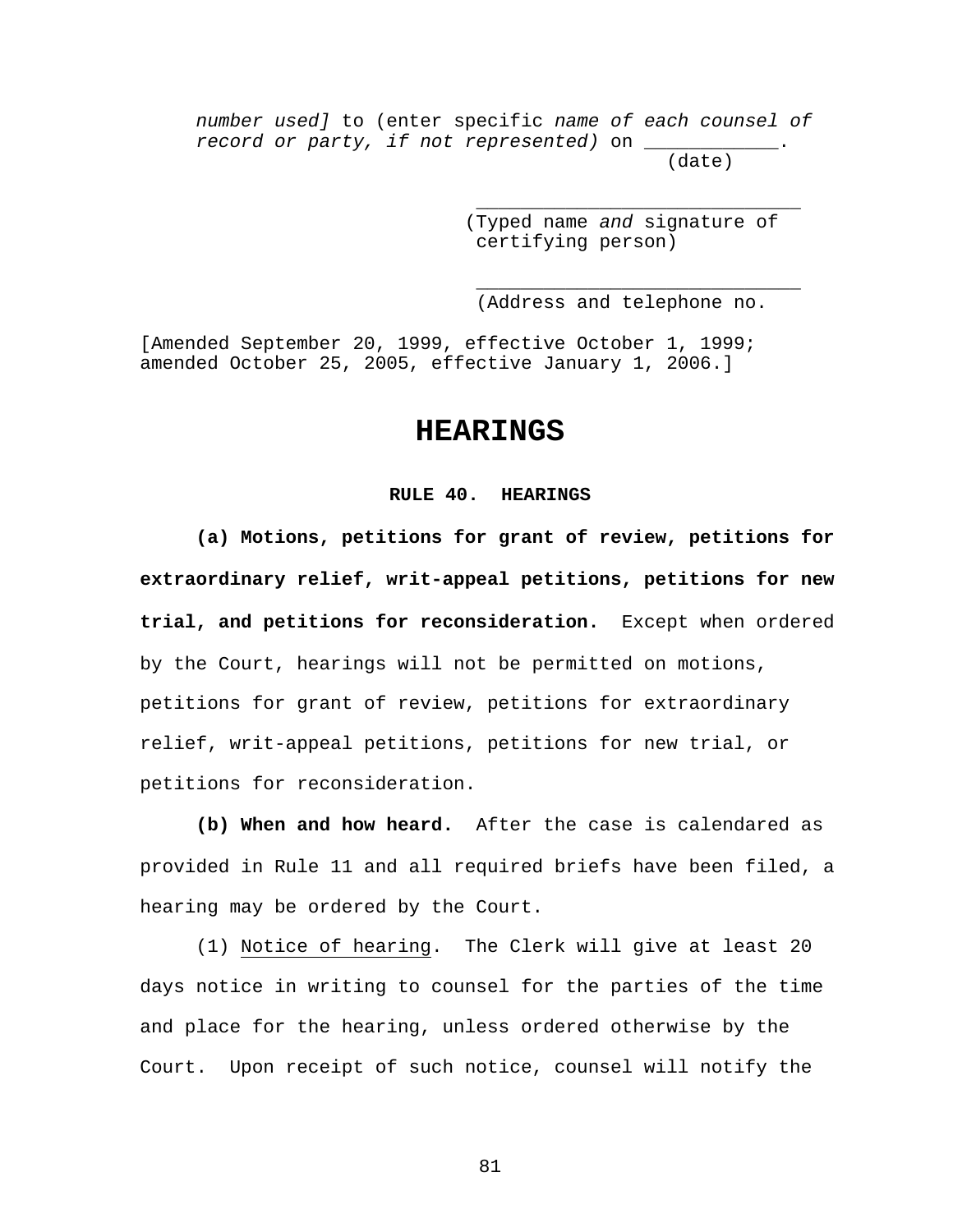*number used]* to (enter specific *name of each counsel of record or party, if not represented)* on ___________.
(date)

_____________________________
(Typed name *and* signature of certifying person)

_____________________________
(Address and telephone no.

[Amended September 20, 1999, effective October 1, 1999; amended October 25, 2005, effective January 1, 2006.]

# HEARINGS

## RULE 40. HEARINGS

**(a) Motions, petitions for grant of review, petitions for extraordinary relief, writ-appeal petitions, petitions for new trial, and petitions for reconsideration.** Except when ordered by the Court, hearings will not be permitted on motions, petitions for grant of review, petitions for extraordinary relief, writ-appeal petitions, petitions for new trial, or petitions for reconsideration.

**(b) When and how heard.** After the case is calendared as provided in Rule 11 and all required briefs have been filed, a hearing may be ordered by the Court.

(1) Notice of hearing. The Clerk will give at least 20 days notice in writing to counsel for the parties of the time and place for the hearing, unless ordered otherwise by the Court. Upon receipt of such notice, counsel will notify the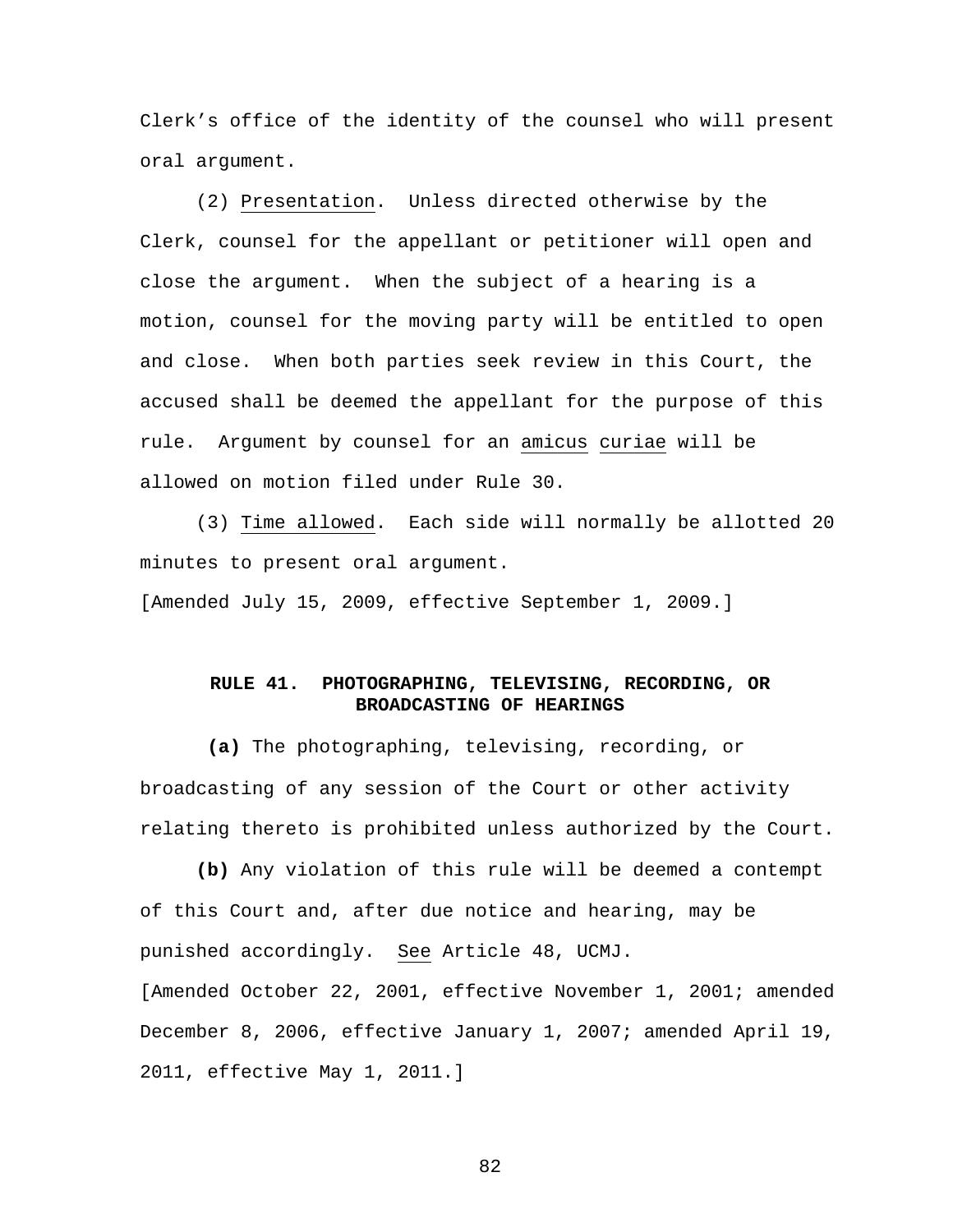Clerk's office of the identity of the counsel who will present oral argument.

(2) Presentation. Unless directed otherwise by the Clerk, counsel for the appellant or petitioner will open and close the argument. When the subject of a hearing is a motion, counsel for the moving party will be entitled to open and close. When both parties seek review in this Court, the accused shall be deemed the appellant for the purpose of this rule. Argument by counsel for an *amicus curiae* will be allowed on motion filed under Rule 30.

(3) Time allowed. Each side will normally be allotted 20 minutes to present oral argument.

[Amended July 15, 2009, effective September 1, 2009.]

## RULE 41. PHOTOGRAPHING, TELEVISING, RECORDING, OR BROADCASTING OF HEARINGS

**(a)** The photographing, televising, recording, or broadcasting of any session of the Court or other activity relating thereto is prohibited unless authorized by the Court.

**(b)** Any violation of this rule will be deemed a contempt of this Court and, after due notice and hearing, may be punished accordingly. *See* Article 48, UCMJ.

[Amended October 22, 2001, effective November 1, 2001; amended December 8, 2006, effective January 1, 2007; amended April 19, 2011, effective May 1, 2011.]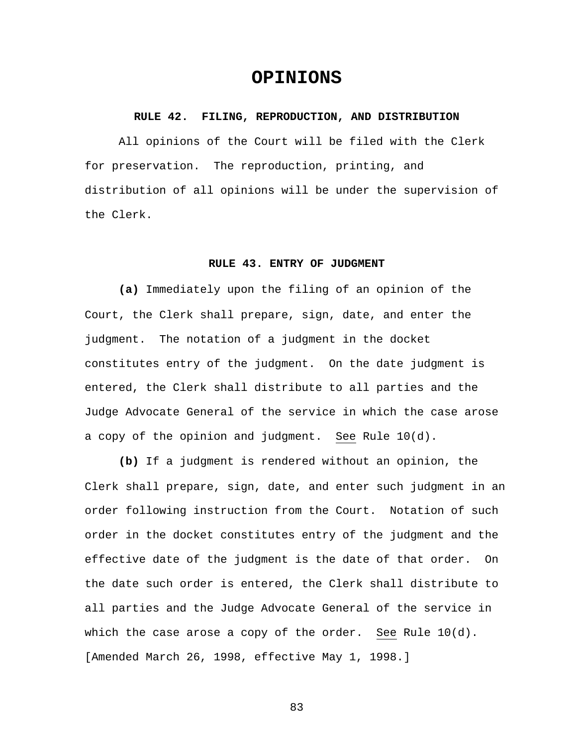# OPINIONS

### RULE 42. FILING, REPRODUCTION, AND DISTRIBUTION

All opinions of the Court will be filed with the Clerk for preservation. The reproduction, printing, and distribution of all opinions will be under the supervision of the Clerk.

### RULE 43. ENTRY OF JUDGMENT

**(a)** Immediately upon the filing of an opinion of the Court, the Clerk shall prepare, sign, date, and enter the judgment. The notation of a judgment in the docket constitutes entry of the judgment. On the date judgment is entered, the Clerk shall distribute to all parties and the Judge Advocate General of the service in which the case arose a copy of the opinion and judgment. See Rule 10(d).

**(b)** If a judgment is rendered without an opinion, the Clerk shall prepare, sign, date, and enter such judgment in an order following instruction from the Court. Notation of such order in the docket constitutes entry of the judgment and the effective date of the judgment is the date of that order. On the date such order is entered, the Clerk shall distribute to all parties and the Judge Advocate General of the service in which the case arose a copy of the order. See Rule 10(d). [Amended March 26, 1998, effective May 1, 1998.]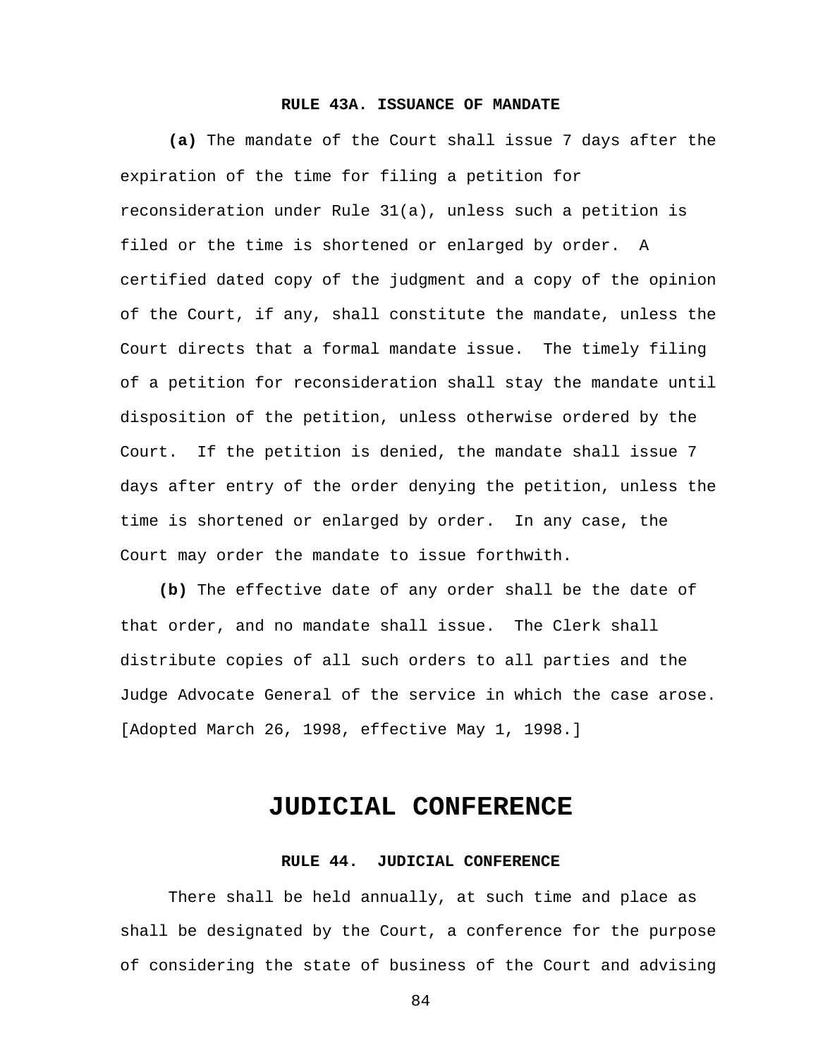### RULE 43A. ISSUANCE OF MANDATE

**(a)** The mandate of the Court shall issue 7 days after the expiration of the time for filing a petition for reconsideration under Rule 31(a), unless such a petition is filed or the time is shortened or enlarged by order. A certified dated copy of the judgment and a copy of the opinion of the Court, if any, shall constitute the mandate, unless the Court directs that a formal mandate issue. The timely filing of a petition for reconsideration shall stay the mandate until disposition of the petition, unless otherwise ordered by the Court. If the petition is denied, the mandate shall issue 7 days after entry of the order denying the petition, unless the time is shortened or enlarged by order. In any case, the Court may order the mandate to issue forthwith.

**(b)** The effective date of any order shall be the date of that order, and no mandate shall issue. The Clerk shall distribute copies of all such orders to all parties and the Judge Advocate General of the service in which the case arose. [Adopted March 26, 1998, effective May 1, 1998.]

# JUDICIAL CONFERENCE

### RULE 44. JUDICIAL CONFERENCE

There shall be held annually, at such time and place as shall be designated by the Court, a conference for the purpose of considering the state of business of the Court and advising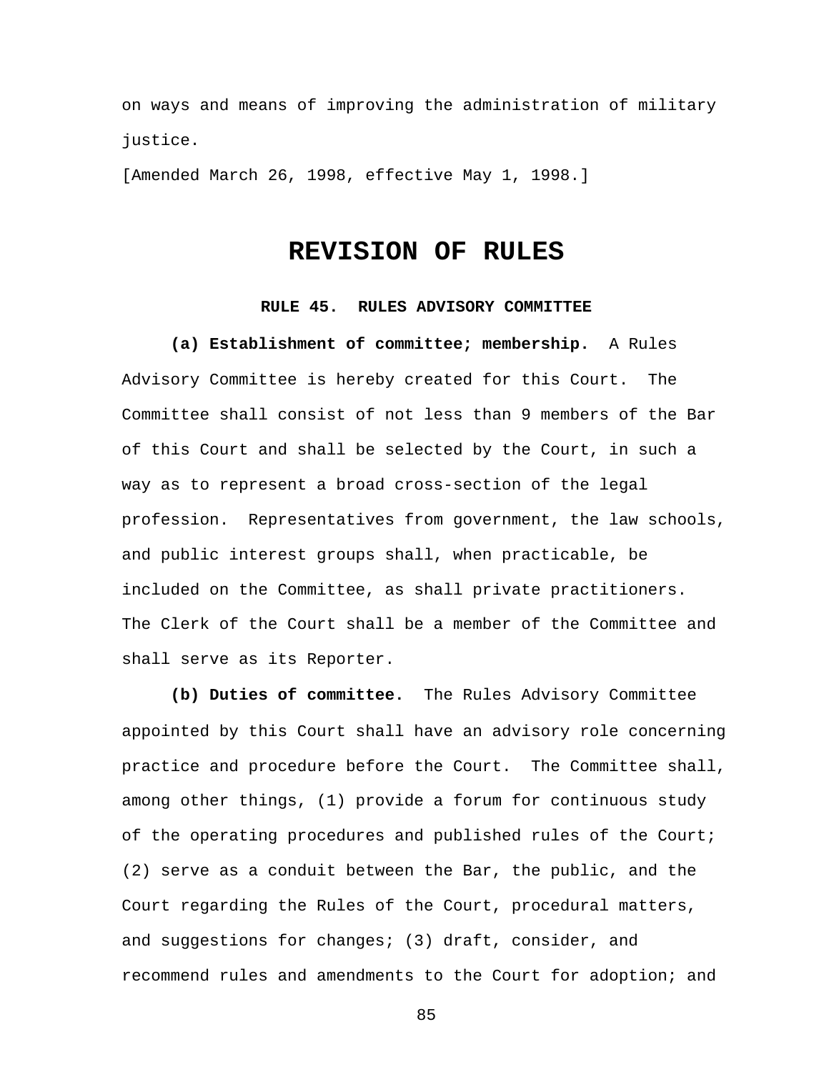on ways and means of improving the administration of military justice.

[Amended March 26, 1998, effective May 1, 1998.]

# REVISION OF RULES

### RULE 45. RULES ADVISORY COMMITTEE

**(a) Establishment of committee; membership.** A Rules Advisory Committee is hereby created for this Court. The Committee shall consist of not less than 9 members of the Bar of this Court and shall be selected by the Court, in such a way as to represent a broad cross-section of the legal profession. Representatives from government, the law schools, and public interest groups shall, when practicable, be included on the Committee, as shall private practitioners. The Clerk of the Court shall be a member of the Committee and shall serve as its Reporter.

**(b) Duties of committee.** The Rules Advisory Committee appointed by this Court shall have an advisory role concerning practice and procedure before the Court. The Committee shall, among other things, (1) provide a forum for continuous study of the operating procedures and published rules of the Court; (2) serve as a conduit between the Bar, the public, and the Court regarding the Rules of the Court, procedural matters, and suggestions for changes; (3) draft, consider, and recommend rules and amendments to the Court for adoption; and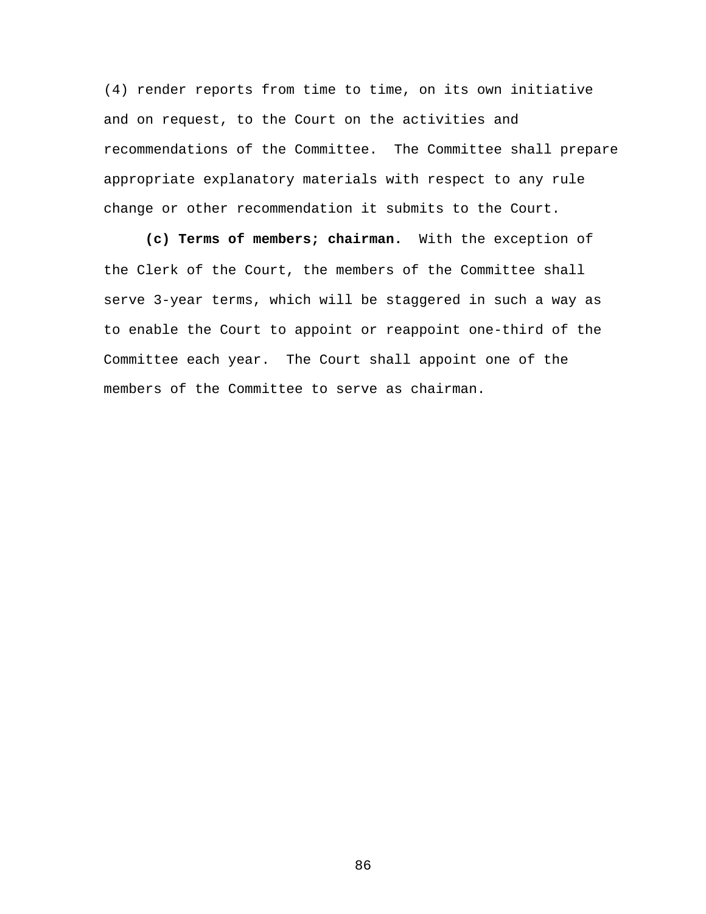(4) render reports from time to time, on its own initiative and on request, to the Court on the activities and recommendations of the Committee. The Committee shall prepare appropriate explanatory materials with respect to any rule change or other recommendation it submits to the Court.

**(c) Terms of members; chairman.** With the exception of the Clerk of the Court, the members of the Committee shall serve 3-year terms, which will be staggered in such a way as to enable the Court to appoint or reappoint one-third of the Committee each year. The Court shall appoint one of the members of the Committee to serve as chairman.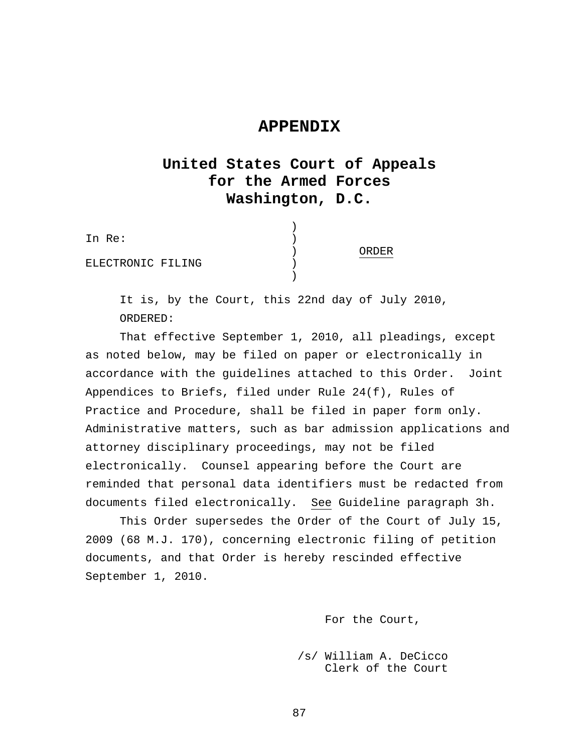# APPENDIX

## United States Court of Appeals for the Armed Forces Washington, D.C.

In Re:

ELECTRONIC FILING

ORDER

It is, by the Court, this 22nd day of July 2010,

ORDERED:

That effective September 1, 2010, all pleadings, except as noted below, may be filed on paper or electronically in accordance with the guidelines attached to this Order. Joint Appendices to Briefs, filed under Rule 24(f), Rules of Practice and Procedure, shall be filed in paper form only. Administrative matters, such as bar admission applications and attorney disciplinary proceedings, may not be filed electronically. Counsel appearing before the Court are reminded that personal data identifiers must be redacted from documents filed electronically. See Guideline paragraph 3h.

This Order supersedes the Order of the Court of July 15, 2009 (68 M.J. 170), concerning electronic filing of petition documents, and that Order is hereby rescinded effective September 1, 2010.

For the Court,

/s/ William A. DeCicco
Clerk of the Court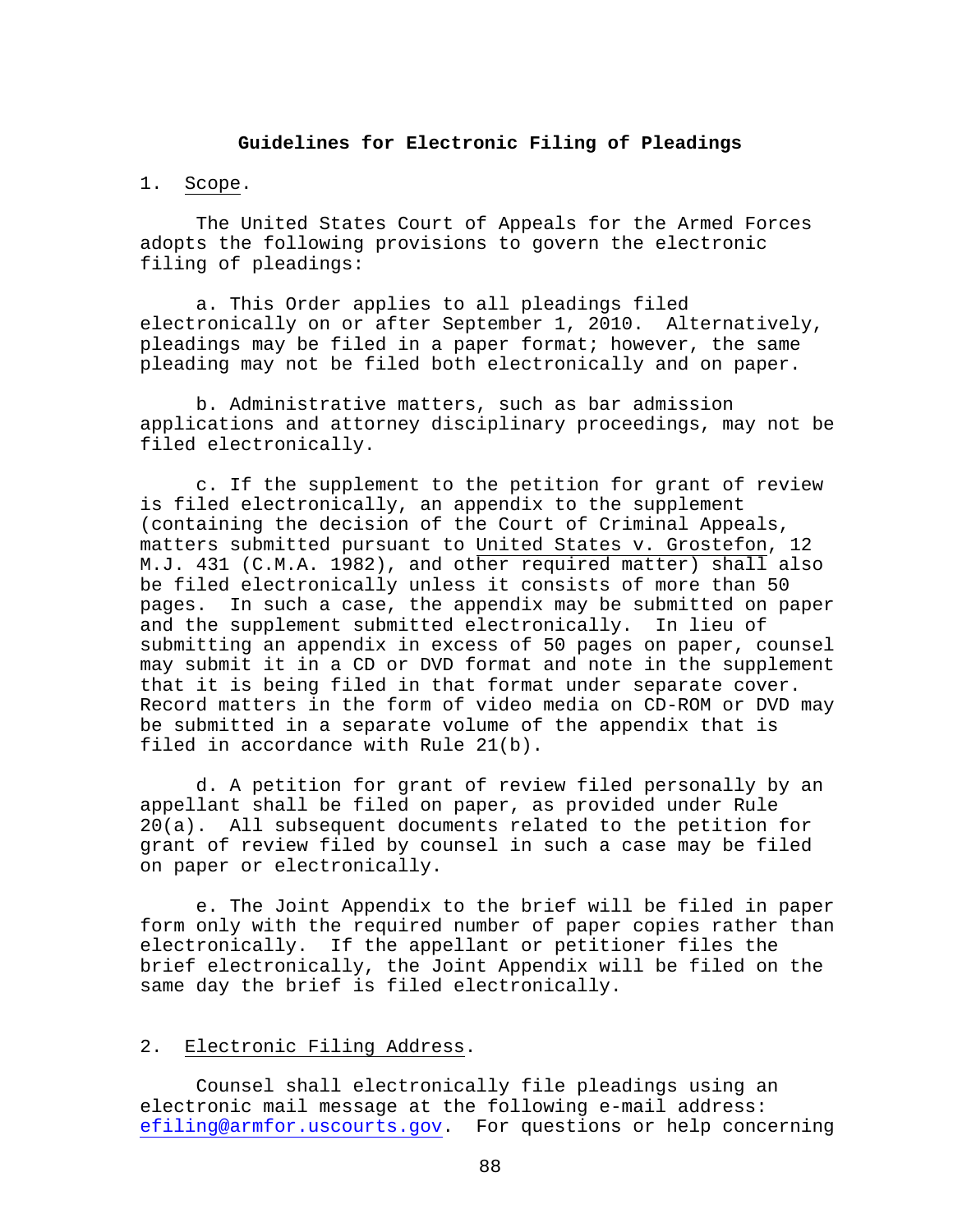## Guidelines for Electronic Filing of Pleadings

1. Scope.

The United States Court of Appeals for the Armed Forces adopts the following provisions to govern the electronic filing of pleadings:

a. This Order applies to all pleadings filed electronically on or after September 1, 2010. Alternatively, pleadings may be filed in a paper format; however, the same pleading may not be filed both electronically and on paper.

b. Administrative matters, such as bar admission applications and attorney disciplinary proceedings, may not be filed electronically.

c. If the supplement to the petition for grant of review is filed electronically, an appendix to the supplement (containing the decision of the Court of Criminal Appeals, matters submitted pursuant to United States v. Grostefon, 12 M.J. 431 (C.M.A. 1982), and other required matter) shall also be filed electronically unless it consists of more than 50 pages. In such a case, the appendix may be submitted on paper and the supplement submitted electronically. In lieu of submitting an appendix in excess of 50 pages on paper, counsel may submit it in a CD or DVD format and note in the supplement that it is being filed in that format under separate cover. Record matters in the form of video media on CD-ROM or DVD may be submitted in a separate volume of the appendix that is filed in accordance with Rule 21(b).

d. A petition for grant of review filed personally by an appellant shall be filed on paper, as provided under Rule 20(a). All subsequent documents related to the petition for grant of review filed by counsel in such a case may be filed on paper or electronically.

e. The Joint Appendix to the brief will be filed in paper form only with the required number of paper copies rather than electronically. If the appellant or petitioner files the brief electronically, the Joint Appendix will be filed on the same day the brief is filed electronically.

2. Electronic Filing Address.

Counsel shall electronically file pleadings using an electronic mail message at the following e-mail address: efiling@armfor.uscourts.gov. For questions or help concerning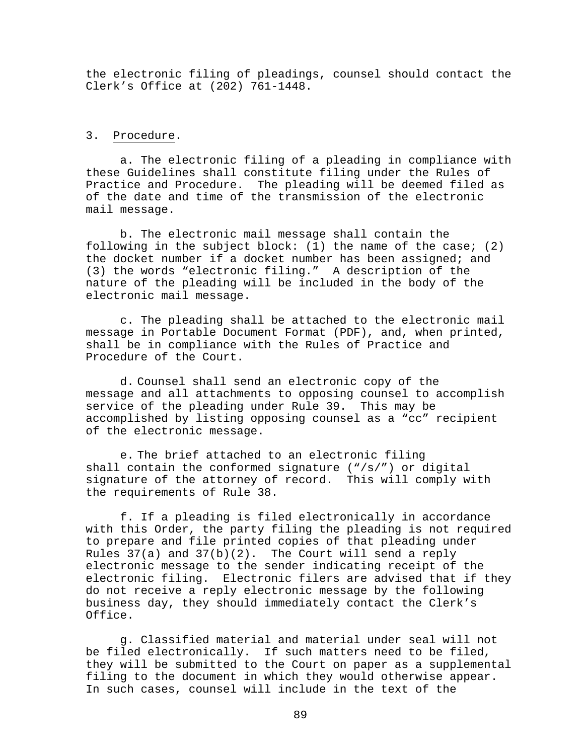the electronic filing of pleadings, counsel should contact the Clerk's Office at (202) 761-1448.

3. Procedure.

a. The electronic filing of a pleading in compliance with these Guidelines shall constitute filing under the Rules of Practice and Procedure. The pleading will be deemed filed as of the date and time of the transmission of the electronic mail message.

b. The electronic mail message shall contain the following in the subject block: (1) the name of the case; (2) the docket number if a docket number has been assigned; and (3) the words "electronic filing." A description of the nature of the pleading will be included in the body of the electronic mail message.

c. The pleading shall be attached to the electronic mail message in Portable Document Format (PDF), and, when printed, shall be in compliance with the Rules of Practice and Procedure of the Court.

d. Counsel shall send an electronic copy of the message and all attachments to opposing counsel to accomplish service of the pleading under Rule 39. This may be accomplished by listing opposing counsel as a "cc" recipient of the electronic message.

e. The brief attached to an electronic filing shall contain the conformed signature ("/s/") or digital signature of the attorney of record. This will comply with the requirements of Rule 38.

f. If a pleading is filed electronically in accordance with this Order, the party filing the pleading is not required to prepare and file printed copies of that pleading under Rules 37(a) and 37(b)(2). The Court will send a reply electronic message to the sender indicating receipt of the electronic filing. Electronic filers are advised that if they do not receive a reply electronic message by the following business day, they should immediately contact the Clerk's Office.

g. Classified material and material under seal will not be filed electronically. If such matters need to be filed, they will be submitted to the Court on paper as a supplemental filing to the document in which they would otherwise appear. In such cases, counsel will include in the text of the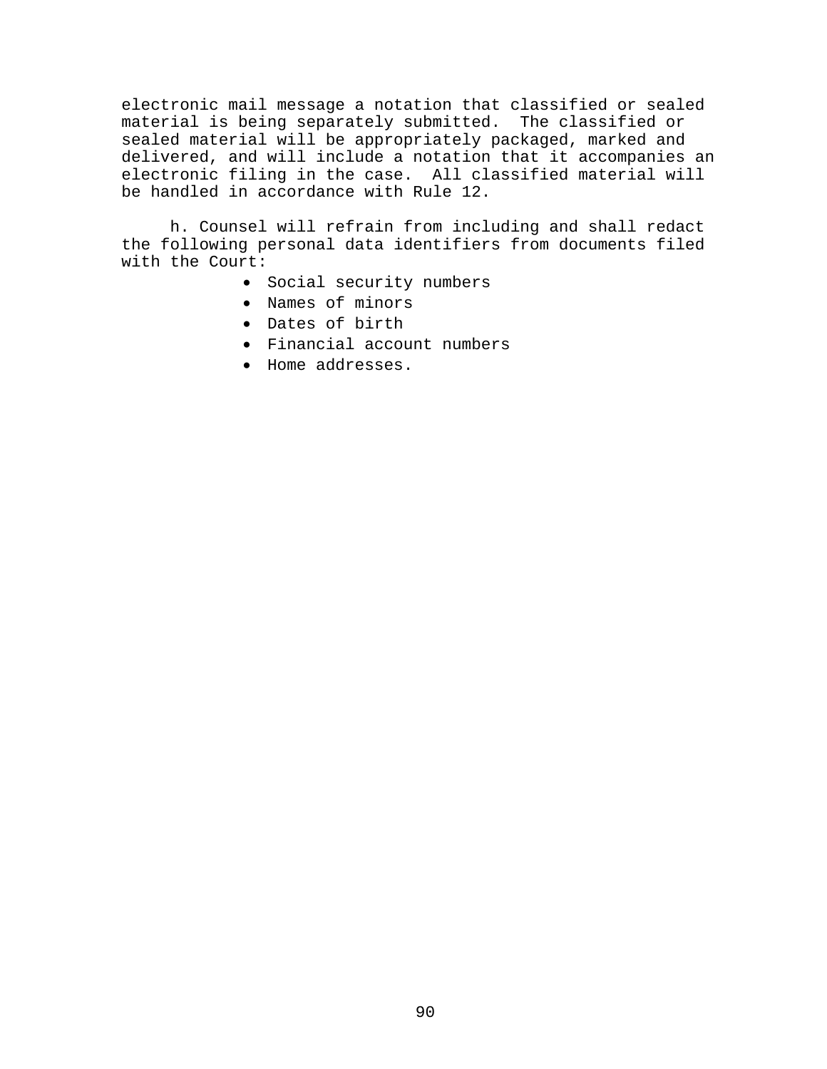electronic mail message a notation that classified or sealed material is being separately submitted. The classified or sealed material will be appropriately packaged, marked and delivered, and will include a notation that it accompanies an electronic filing in the case. All classified material will be handled in accordance with Rule 12.

h. Counsel will refrain from including and shall redact the following personal data identifiers from documents filed with the Court:

- Social security numbers
- Names of minors
- Dates of birth
- Financial account numbers
- Home addresses.